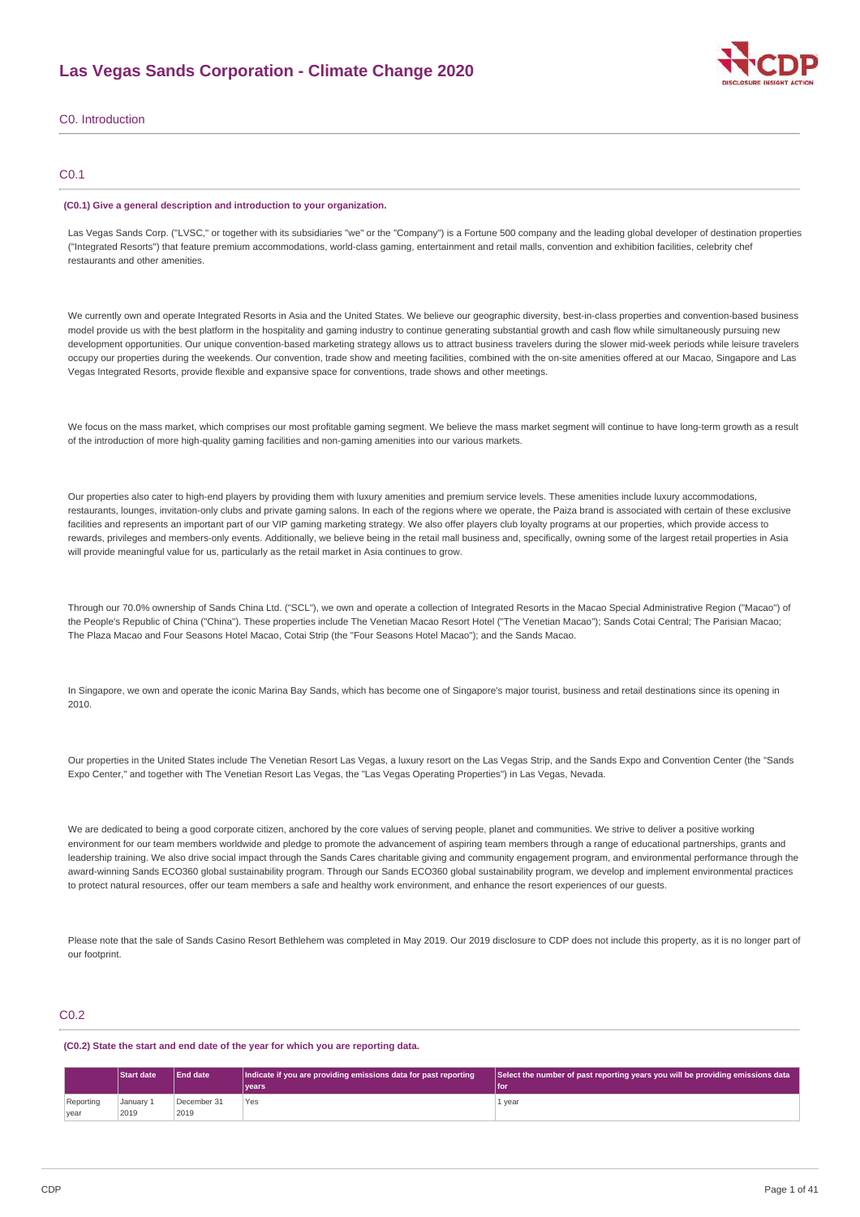# Las Vegas Sands Corporation - Climate Change 2020

## C0. Introduction

### C0.1

**(C0.1) Give a general description and introduction to your organization.**

Las Vegas Sands Corp. ("LVSC," or together with its subsidiaries "we" or the "Company") is a Fortune 500 company and the leading global developer of destination properties ("Integrated Resorts") that feature premium accommodations, world-class gaming, entertainment and retail malls, convention and exhibition facilities, celebrity chef restaurants and other amenities.

We currently own and operate Integrated Resorts in Asia and the United States. We believe our geographic diversity, best-in-class properties and convention-based business model provide us with the best platform in the hospitality and gaming industry to continue generating substantial growth and cash flow while simultaneously pursuing new development opportunities. Our unique convention-based marketing strategy allows us to attract business travelers during the slower mid-week periods while leisure travelers occupy our properties during the weekends. Our convention, trade show and meeting facilities, combined with the on-site amenities offered at our Macao, Singapore and Las Vegas Integrated Resorts, provide flexible and expansive space for conventions, trade shows and other meetings.

We focus on the mass market, which comprises our most profitable gaming segment. We believe the mass market segment will continue to have long-term growth as a result of the introduction of more high-quality gaming facilities and non-gaming amenities into our various markets.

Our properties also cater to high-end players by providing them with luxury amenities and premium service levels. These amenities include luxury accommodations, restaurants, lounges, invitation-only clubs and private gaming salons. In each of the regions where we operate, the Paiza brand is associated with certain of these exclusive facilities and represents an important part of our VIP gaming marketing strategy. We also offer players club loyalty programs at our properties, which provide access to rewards, privileges and members-only events. Additionally, we believe being in the retail mall business and, specifically, owning some of the largest retail properties in Asia will provide meaningful value for us, particularly as the retail market in Asia continues to grow.

Through our 70.0% ownership of Sands China Ltd. ("SCL"), we own and operate a collection of Integrated Resorts in the Macao Special Administrative Region ("Macao") of the People's Republic of China ("China"). These properties include The Venetian Macao Resort Hotel ("The Venetian Macao"); Sands Cotai Central; The Parisian Macao; The Plaza Macao and Four Seasons Hotel Macao, Cotai Strip (the "Four Seasons Hotel Macao"); and the Sands Macao.

In Singapore, we own and operate the iconic Marina Bay Sands, which has become one of Singapore's major tourist, business and retail destinations since its opening in 2010.

Our properties in the United States include The Venetian Resort Las Vegas, a luxury resort on the Las Vegas Strip, and the Sands Expo and Convention Center (the "Sands Expo Center," and together with The Venetian Resort Las Vegas, the "Las Vegas Operating Properties") in Las Vegas, Nevada.

We are dedicated to being a good corporate citizen, anchored by the core values of serving people, planet and communities. We strive to deliver a positive working environment for our team members worldwide and pledge to promote the advancement of aspiring team members through a range of educational partnerships, grants and leadership training. We also drive social impact through the Sands Cares charitable giving and community engagement program, and environmental performance through the award-winning Sands ECO360 global sustainability program. Through our Sands ECO360 global sustainability program, we develop and implement environmental practices to protect natural resources, offer our team members a safe and healthy work environment, and enhance the resort experiences of our guests.

Please note that the sale of Sands Casino Resort Bethlehem was completed in May 2019. Our 2019 disclosure to CDP does not include this property, as it is no longer part of our footprint.

### C0.2

**(C0.2) State the start and end date of the year for which you are reporting data.**

| | Start date | End date | Indicate if you are providing emissions data for past reporting years | Select the number of past reporting years you will be providing emissions data for |
|---|---|---|---|---|
| Reporting year | January 1 2019 | December 31 2019 | Yes | 1 year |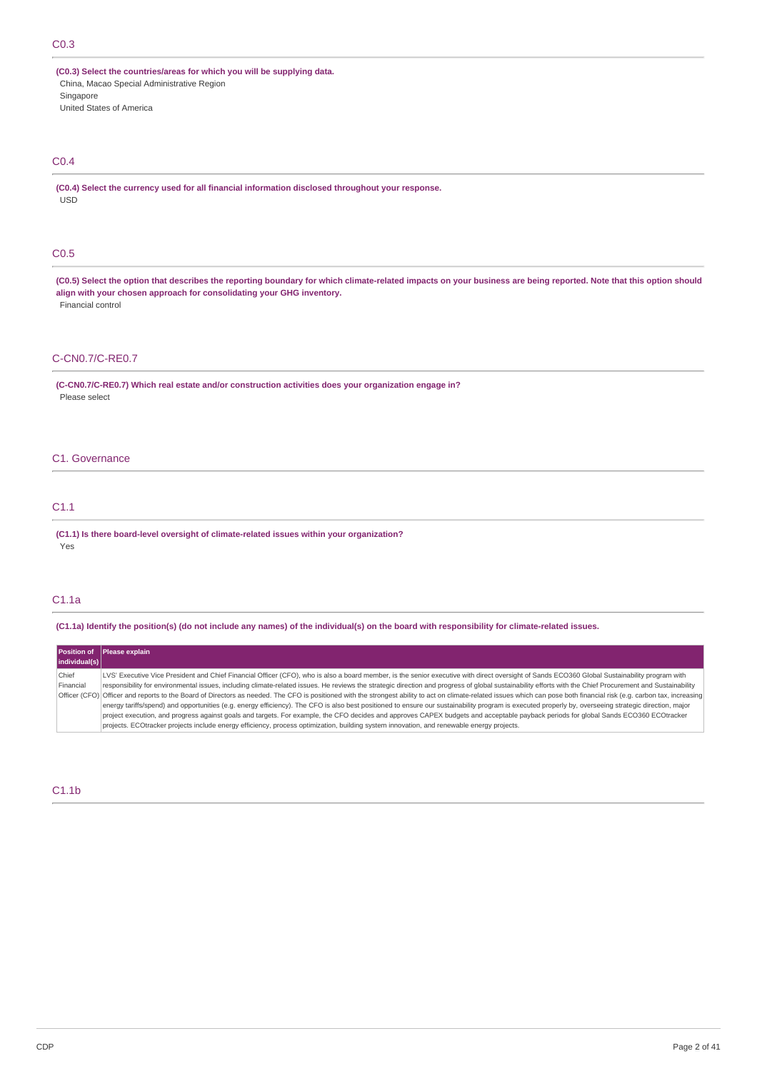## C0.3

**(C0.3) Select the countries/areas for which you will be supplying data.**

China, Macao Special Administrative Region
Singapore
United States of America

## C0.4

**(C0.4) Select the currency used for all financial information disclosed throughout your response.**

USD

## C0.5

**(C0.5) Select the option that describes the reporting boundary for which climate-related impacts on your business are being reported. Note that this option should align with your chosen approach for consolidating your GHG inventory.**

Financial control

## C-CN0.7/C-RE0.7

**(C-CN0.7/C-RE0.7) Which real estate and/or construction activities does your organization engage in?**

Please select

# C1. Governance

## C1.1

**(C1.1) Is there board-level oversight of climate-related issues within your organization?**

Yes

## C1.1a

**(C1.1a) Identify the position(s) (do not include any names) of the individual(s) on the board with responsibility for climate-related issues.**

| Position of individual(s) | Please explain |
| --- | --- |
| Chief Financial Officer (CFO) | LVS' Executive Vice President and Chief Financial Officer (CFO), who is also a board member, is the senior executive with direct oversight of Sands ECO360 Global Sustainability program with responsibility for environmental issues, including climate-related issues. He reviews the strategic direction and progress of global sustainability efforts with the Chief Procurement and Sustainability Officer and reports to the Board of Directors as needed. The CFO is positioned with the strongest ability to act on climate-related issues which can pose both financial risk (e.g. carbon tax, increasing energy tariffs/spend) and opportunities (e.g. energy efficiency). The CFO is also best positioned to ensure our sustainability program is executed properly by, overseeing strategic direction, major project execution, and progress against goals and targets. For example, the CFO decides and approves CAPEX budgets and acceptable payback periods for global Sands ECO360 ECOtracker projects. ECOtracker projects include energy efficiency, process optimization, building system innovation, and renewable energy projects. |

## C1.1b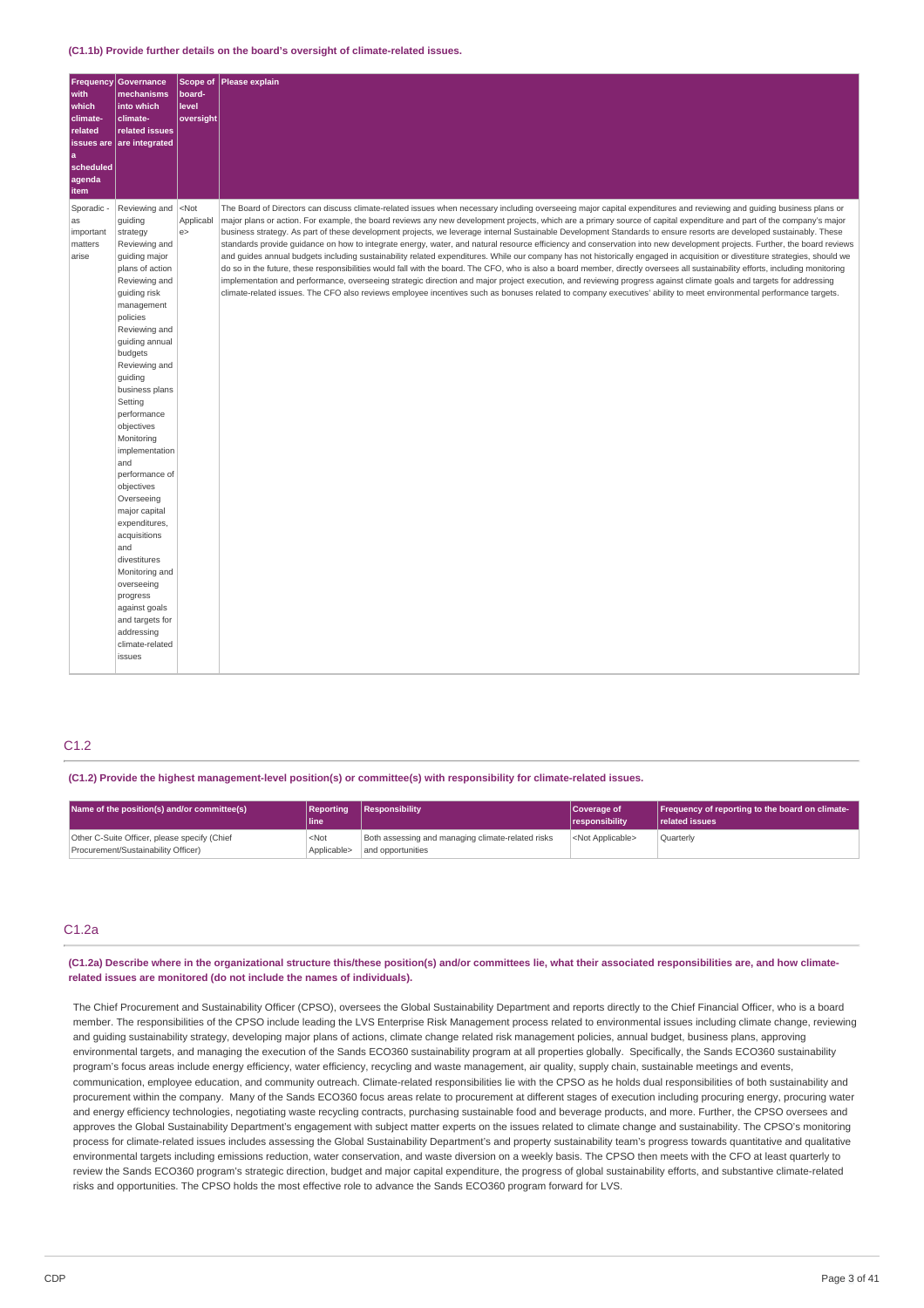**(C1.1b) Provide further details on the board's oversight of climate-related issues.**

| Frequency with which climate-related issues are a scheduled agenda item | Governance mechanisms into which climate-related issues are integrated | Scope of board-level oversight | Please explain |
|---|---|---|---|
| Sporadic - as important matters arise | Reviewing and guiding strategy<br>Reviewing and guiding major plans of action<br>Reviewing and guiding risk management policies<br>Reviewing and guiding annual budgets<br>Reviewing and guiding business plans<br>Setting performance objectives<br>Monitoring implementation and performance of objectives<br>Overseeing major capital expenditures, acquisitions and divestitures<br>Monitoring and overseeing progress against goals and targets for addressing climate-related issues | <Not Applicable> | The Board of Directors can discuss climate-related issues when necessary including overseeing major capital expenditures and reviewing and guiding business plans or major plans or action. For example, the board reviews any new development projects, which are a primary source of capital expenditure and part of the company's major business strategy. As part of these development projects, we leverage internal Sustainable Development Standards to ensure resorts are developed sustainably. These standards provide guidance on how to integrate energy, water, and natural resource efficiency and conservation into new development projects. Further, the board reviews and guides annual budgets including sustainability related expenditures. While our company has not historically engaged in acquisition or divestiture strategies, should we do so in the future, these responsibilities would fall with the board. The CFO, who is also a board member, directly oversees all sustainability efforts, including monitoring implementation and performance, overseeing strategic direction and major project execution, and reviewing progress against climate goals and targets for addressing climate-related issues. The CFO also reviews employee incentives such as bonuses related to company executives' ability to meet environmental performance targets. |

## C1.2

**(C1.2) Provide the highest management-level position(s) or committee(s) with responsibility for climate-related issues.**

| Name of the position(s) and/or committee(s) | Reporting line | Responsibility | Coverage of responsibility | Frequency of reporting to the board on climate-related issues |
|---|---|---|---|---|
| Other C-Suite Officer, please specify (Chief Procurement/Sustainability Officer) | <Not Applicable> | Both assessing and managing climate-related risks and opportunities | <Not Applicable> | Quarterly |

## C1.2a

**(C1.2a) Describe where in the organizational structure this/these position(s) and/or committees lie, what their associated responsibilities are, and how climate-related issues are monitored (do not include the names of individuals).**

The Chief Procurement and Sustainability Officer (CPSO), oversees the Global Sustainability Department and reports directly to the Chief Financial Officer, who is a board member. The responsibilities of the CPSO include leading the LVS Enterprise Risk Management process related to environmental issues including climate change, reviewing and guiding sustainability strategy, developing major plans of actions, climate change related risk management policies, annual budget, business plans, approving environmental targets, and managing the execution of the Sands ECO360 sustainability program at all properties globally. Specifically, the Sands ECO360 sustainability program's focus areas include energy efficiency, water efficiency, recycling and waste management, air quality, supply chain, sustainable meetings and events, communication, employee education, and community outreach. Climate-related responsibilities lie with the CPSO as he holds dual responsibilities of both sustainability and procurement within the company. Many of the Sands ECO360 focus areas relate to procurement at different stages of execution including procuring energy, procuring water and energy efficiency technologies, negotiating waste recycling contracts, purchasing sustainable food and beverage products, and more. Further, the CPSO oversees and approves the Global Sustainability Department's engagement with subject matter experts on the issues related to climate change and sustainability. The CPSO's monitoring process for climate-related issues includes assessing the Global Sustainability Department's and property sustainability team's progress towards quantitative and qualitative environmental targets including emissions reduction, water conservation, and waste diversion on a weekly basis. The CPSO then meets with the CFO at least quarterly to review the Sands ECO360 program's strategic direction, budget and major capital expenditure, the progress of global sustainability efforts, and substantive climate-related risks and opportunities. The CPSO holds the most effective role to advance the Sands ECO360 program forward for LVS.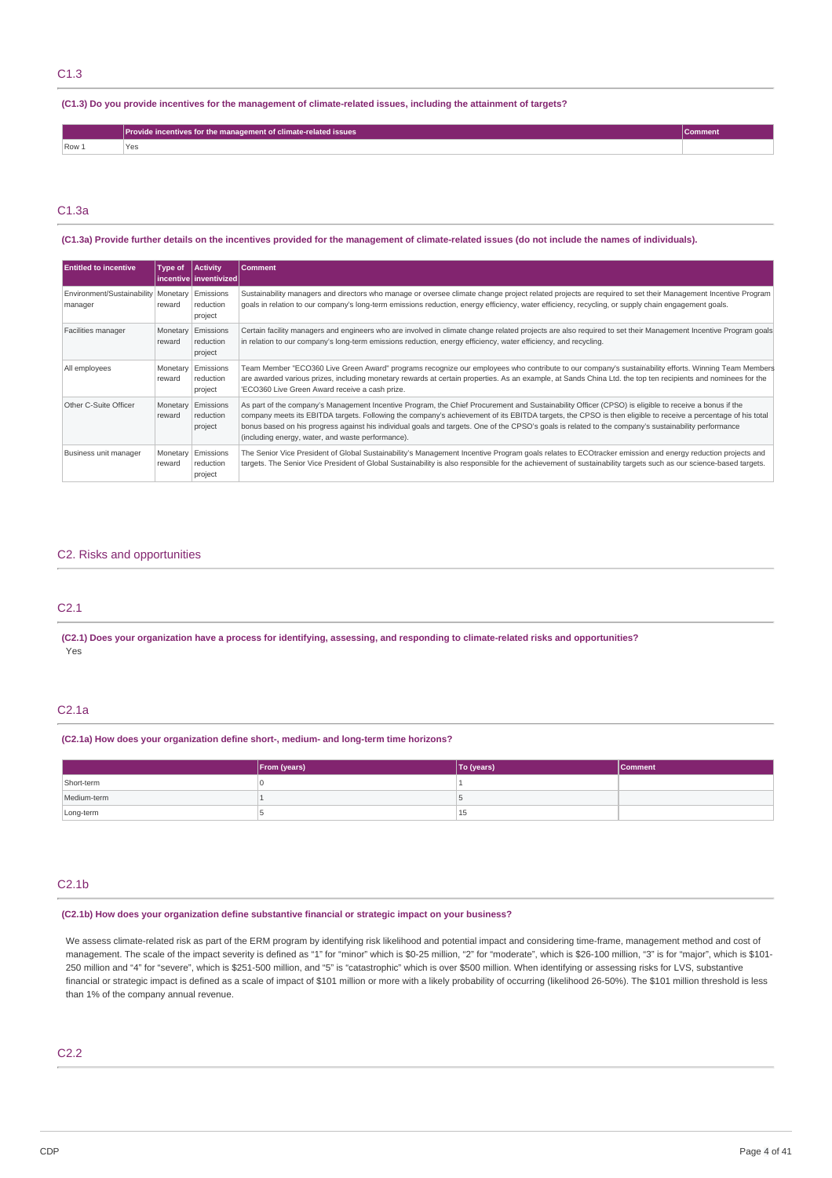## C1.3

**(C1.3) Do you provide incentives for the management of climate-related issues, including the attainment of targets?**

| | Provide incentives for the management of climate-related issues | Comment |
|---|---|---|
| Row 1 | Yes | |

## C1.3a

**(C1.3a) Provide further details on the incentives provided for the management of climate-related issues (do not include the names of individuals).**

| Entitled to incentive | Type of incentive | Activity inventivized | Comment |
|---|---|---|---|
| Environment/Sustainability manager | Monetary reward | Emissions reduction project | Sustainability managers and directors who manage or oversee climate change project related projects are required to set their Management Incentive Program goals in relation to our company's long-term emissions reduction, energy efficiency, water efficiency, recycling, or supply chain engagement goals. |
| Facilities manager | Monetary reward | Emissions reduction project | Certain facility managers and engineers who are involved in climate change related projects are also required to set their Management Incentive Program goals in relation to our company's long-term emissions reduction, energy efficiency, water efficiency, and recycling. |
| All employees | Monetary reward | Emissions reduction project | Team Member "ECO360 Live Green Award" programs recognize our employees who contribute to our company's sustainability efforts. Winning Team Members are awarded various prizes, including monetary rewards at certain properties. As an example, at Sands China Ltd. the top ten recipients and nominees for the 'ECO360 Live Green Award receive a cash prize. |
| Other C-Suite Officer | Monetary reward | Emissions reduction project | As part of the company's Management Incentive Program, the Chief Procurement and Sustainability Officer (CPSO) is eligible to receive a bonus if the company meets its EBITDA targets. Following the company's achievement of its EBITDA targets, the CPSO is then eligible to receive a percentage of his total bonus based on his progress against his individual goals and targets. One of the CPSO's goals is related to the company's sustainability performance (including energy, water, and waste performance). |
| Business unit manager | Monetary reward | Emissions reduction project | The Senior Vice President of Global Sustainability's Management Incentive Program goals relates to ECOtracker emission and energy reduction projects and targets. The Senior Vice President of Global Sustainability is also responsible for the achievement of sustainability targets such as our science-based targets. |

# C2. Risks and opportunities

## C2.1

**(C2.1) Does your organization have a process for identifying, assessing, and responding to climate-related risks and opportunities?**

Yes

## C2.1a

**(C2.1a) How does your organization define short-, medium- and long-term time horizons?**

| | From (years) | To (years) | Comment |
|---|---|---|---|
| Short-term | 0 | 1 | |
| Medium-term | 1 | 5 | |
| Long-term | 5 | 15 | |

## C2.1b

**(C2.1b) How does your organization define substantive financial or strategic impact on your business?**

We assess climate-related risk as part of the ERM program by identifying risk likelihood and potential impact and considering time-frame, management method and cost of management. The scale of the impact severity is defined as "1" for "minor" which is $0-25 million, "2" for "moderate", which is $26-100 million, "3" is for "major", which is $101-250 million and "4" for "severe", which is $251-500 million, and "5" is "catastrophic" which is over $500 million. When identifying or assessing risks for LVS, substantive financial or strategic impact is defined as a scale of impact of $101 million or more with a likely probability of occurring (likelihood 26-50%). The $101 million threshold is less than 1% of the company annual revenue.

## C2.2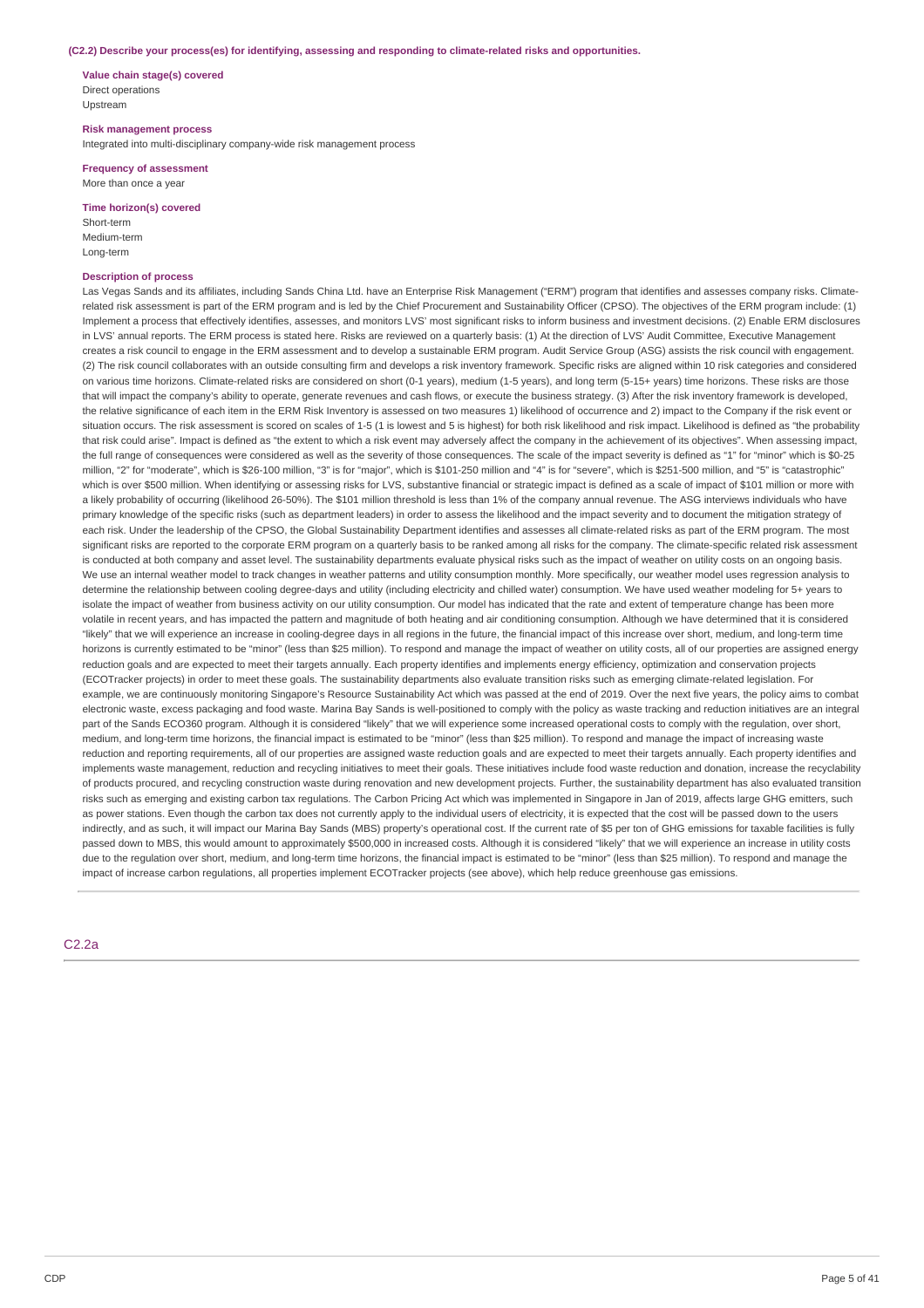**(C2.2) Describe your process(es) for identifying, assessing and responding to climate-related risks and opportunities.**

**Value chain stage(s) covered**

Direct operations

Upstream

**Risk management process**

Integrated into multi-disciplinary company-wide risk management process

**Frequency of assessment**

More than once a year

**Time horizon(s) covered**

Short-term

Medium-term

Long-term

**Description of process**

Las Vegas Sands and its affiliates, including Sands China Ltd. have an Enterprise Risk Management ("ERM") program that identifies and assesses company risks. Climate-related risk assessment is part of the ERM program and is led by the Chief Procurement and Sustainability Officer (CPSO). The objectives of the ERM program include: (1) Implement a process that effectively identifies, assesses, and monitors LVS' most significant risks to inform business and investment decisions. (2) Enable ERM disclosures in LVS' annual reports. The ERM process is stated here. Risks are reviewed on a quarterly basis: (1) At the direction of LVS' Audit Committee, Executive Management creates a risk council to engage in the ERM assessment and to develop a sustainable ERM program. Audit Service Group (ASG) assists the risk council with engagement. (2) The risk council collaborates with an outside consulting firm and develops a risk inventory framework. Specific risks are aligned within 10 risk categories and considered on various time horizons. Climate-related risks are considered on short (0-1 years), medium (1-5 years), and long term (5-15+ years) time horizons. These risks are those that will impact the company's ability to operate, generate revenues and cash flows, or execute the business strategy. (3) After the risk inventory framework is developed, the relative significance of each item in the ERM Risk Inventory is assessed on two measures 1) likelihood of occurrence and 2) impact to the Company if the risk event or situation occurs. The risk assessment is scored on scales of 1-5 (1 is lowest and 5 is highest) for both risk likelihood and risk impact. Likelihood is defined as "the probability that risk could arise". Impact is defined as "the extent to which a risk event may adversely affect the company in the achievement of its objectives". When assessing impact, the full range of consequences were considered as well as the severity of those consequences. The scale of the impact severity is defined as "1" for "minor" which is $0-25 million, "2" for "moderate", which is $26-100 million, "3" is for "major", which is $101-250 million and "4" is for "severe", which is $251-500 million, and "5" is "catastrophic" which is over $500 million. When identifying or assessing risks for LVS, substantive financial or strategic impact is defined as a scale of impact of $101 million or more with a likely probability of occurring (likelihood 26-50%). The $101 million threshold is less than 1% of the company annual revenue. The ASG interviews individuals who have primary knowledge of the specific risks (such as department leaders) in order to assess the likelihood and the impact severity and to document the mitigation strategy of each risk. Under the leadership of the CPSO, the Global Sustainability Department identifies and assesses all climate-related risks as part of the ERM program. The most significant risks are reported to the corporate ERM program on a quarterly basis to be ranked among all risks for the company. The climate-specific related risk assessment is conducted at both company and asset level. The sustainability departments evaluate physical risks such as the impact of weather on utility costs on an ongoing basis. We use an internal weather model to track changes in weather patterns and utility consumption monthly. More specifically, our weather model uses regression analysis to determine the relationship between cooling degree-days and utility (including electricity and chilled water) consumption. We have used weather modeling for 5+ years to isolate the impact of weather from business activity on our utility consumption. Our model has indicated that the rate and extent of temperature change has been more volatile in recent years, and has impacted the pattern and magnitude of both heating and air conditioning consumption. Although we have determined that it is considered "likely" that we will experience an increase in cooling-degree days in all regions in the future, the financial impact of this increase over short, medium, and long-term time horizons is currently estimated to be "minor" (less than $25 million). To respond and manage the impact of weather on utility costs, all of our properties are assigned energy reduction goals and are expected to meet their targets annually. Each property identifies and implements energy efficiency, optimization and conservation projects (ECOTracker projects) in order to meet these goals. The sustainability departments also evaluate transition risks such as emerging climate-related legislation. For example, we are continuously monitoring Singapore's Resource Sustainability Act which was passed at the end of 2019. Over the next five years, the policy aims to combat electronic waste, excess packaging and food waste. Marina Bay Sands is well-positioned to comply with the policy as waste tracking and reduction initiatives are an integral part of the Sands ECO360 program. Although it is considered "likely" that we will experience some increased operational costs to comply with the regulation, over short, medium, and long-term time horizons, the financial impact is estimated to be "minor" (less than $25 million). To respond and manage the impact of increasing waste reduction and reporting requirements, all of our properties are assigned waste reduction goals and are expected to meet their targets annually. Each property identifies and implements waste management, reduction and recycling initiatives to meet their goals. These initiatives include food waste reduction and donation, increase the recyclability of products procured, and recycling construction waste during renovation and new development projects. Further, the sustainability department has also evaluated transition risks such as emerging and existing carbon tax regulations. The Carbon Pricing Act which was implemented in Singapore in Jan of 2019, affects large GHG emitters, such as power stations. Even though the carbon tax does not currently apply to the individual users of electricity, it is expected that the cost will be passed down to the users indirectly, and as such, it will impact our Marina Bay Sands (MBS) property's operational cost. If the current rate of $5 per ton of GHG emissions for taxable facilities is fully passed down to MBS, this would amount to approximately $500,000 in increased costs. Although it is considered "likely" that we will experience an increase in utility costs due to the regulation over short, medium, and long-term time horizons, the financial impact is estimated to be "minor" (less than $25 million). To respond and manage the impact of increase carbon regulations, all properties implement ECOTracker projects (see above), which help reduce greenhouse gas emissions.

## C2.2a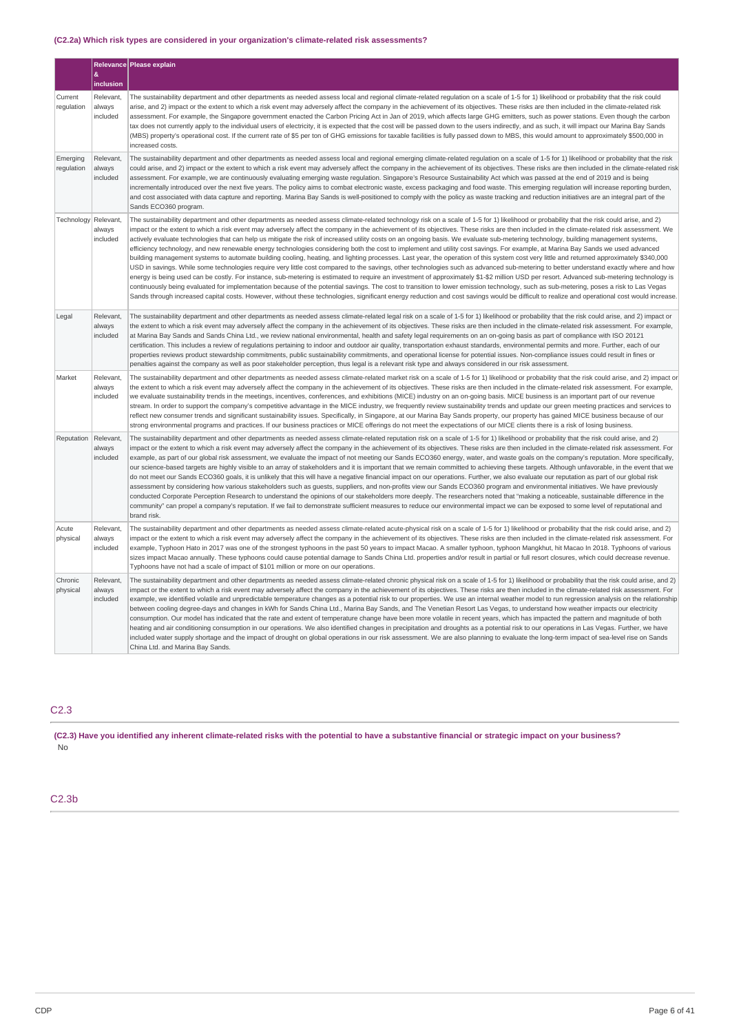### (C2.2a) Which risk types are considered in your organization's climate-related risk assessments?

| | Relevance & inclusion | Please explain |
|---|---|---|
| Current regulation | Relevant, always included | The sustainability department and other departments as needed assess local and regional climate-related regulation on a scale of 1-5 for 1) likelihood or probability that the risk could arise, and 2) impact or the extent to which a risk event may adversely affect the company in the achievement of its objectives. These risks are then included in the climate-related risk assessment. For example, the Singapore government enacted the Carbon Pricing Act in Jan of 2019, which affects large GHG emitters, such as power stations. Even though the carbon tax does not currently apply to the individual users of electricity, it is expected that the cost will be passed down to the users indirectly, and as such, it will impact our Marina Bay Sands (MBS) property's operational cost. If the current rate of $5 per ton of GHG emissions for taxable facilities is fully passed down to MBS, this would amount to approximately $500,000 in increased costs. |
| Emerging regulation | Relevant, always included | The sustainability department and other departments as needed assess local and regional emerging climate-related regulation on a scale of 1-5 for 1) likelihood or probability that the risk could arise, and 2) impact or the extent to which a risk event may adversely affect the company in the achievement of its objectives. These risks are then included in the climate-related risk assessment. For example, we are continuously evaluating emerging waste regulation. Singapore's Resource Sustainability Act which was passed at the end of 2019 and is being incrementally introduced over the next five years. The policy aims to combat electronic waste, excess packaging and food waste. This emerging regulation will increase reporting burden, and cost associated with data capture and reporting. Marina Bay Sands is well-positioned to comply with the policy as waste tracking and reduction initiatives are an integral part of the Sands ECO360 program. |
| Technology | Relevant, always included | The sustainability department and other departments as needed assess climate-related technology risk on a scale of 1-5 for 1) likelihood or probability that the risk could arise, and 2) impact or the extent to which a risk event may adversely affect the company in the achievement of its objectives. These risks are then included in the climate-related risk assessment. We actively evaluate technologies that can help us mitigate the risk of increased utility costs on an ongoing basis. We evaluate sub-metering technology, building management systems, efficiency technology, and new renewable energy technologies considering both the cost to implement and utility cost savings. For example, at Marina Bay Sands we used advanced building management systems to automate building cooling, heating, and lighting processes. Last year, the operation of this system cost very little and returned approximately $340,000 USD in savings. While some technologies require very little cost compared to the savings, other technologies such as advanced sub-metering to better understand exactly where and how energy is being used can be costly. For instance, sub-metering is estimated to require an investment of approximately $1-$2 million USD per resort. Advanced sub-metering technology is continuously being evaluated for implementation because of the potential savings. The cost to transition to lower emission technology, such as sub-metering, poses a risk to Las Vegas Sands through increased capital costs. However, without these technologies, significant energy reduction and cost savings would be difficult to realize and operational cost would increase. |
| Legal | Relevant, always included | The sustainability department and other departments as needed assess climate-related legal risk on a scale of 1-5 for 1) likelihood or probability that the risk could arise, and 2) impact or the extent to which a risk event may adversely affect the company in the achievement of its objectives. These risks are then included in the climate-related risk assessment. For example, at Marina Bay Sands and Sands China Ltd., we review national environmental, health and safety legal requirements on an on-going basis as part of compliance with ISO 20121 certification. This includes a review of regulations pertaining to indoor and outdoor air quality, transportation exhaust standards, environmental permits and more. Further, each of our properties reviews product stewardship commitments, public sustainability commitments, and operational license for potential issues. Non-compliance issues could result in fines or penalties against the company as well as poor stakeholder perception, thus legal is a relevant risk type and always considered in our risk assessment. |
| Market | Relevant, always included | The sustainability department and other departments as needed assess climate-related market risk on a scale of 1-5 for 1) likelihood or probability that the risk could arise, and 2) impact or the extent to which a risk event may adversely affect the company in the achievement of its objectives. These risks are then included in the climate-related risk assessment. For example, we evaluate sustainability trends in the meetings, incentives, conferences, and exhibitions (MICE) industry on an on-going basis. MICE business is an important part of our revenue stream. In order to support the company's competitive advantage in the MICE industry, we frequently review sustainability trends and update our green meeting practices and services to reflect new consumer trends and significant sustainability issues. Specifically, in Singapore, at our Marina Bay Sands property, our property has gained MICE business because of our strong environmental programs and practices. If our business practices or MICE offerings do not meet the expectations of our MICE clients there is a risk of losing business. |
| Reputation | Relevant, always included | The sustainability department and other departments as needed assess climate-related reputation risk on a scale of 1-5 for 1) likelihood or probability that the risk could arise, and 2) impact or the extent to which a risk event may adversely affect the company in the achievement of its objectives. These risks are then included in the climate-related risk assessment. For example, as part of our global risk assessment, we evaluate the impact of not meeting our Sands ECO360 energy, water, and waste goals on the company's reputation. More specifically, our science-based targets are highly visible to an array of stakeholders and it is important that we remain committed to achieving these targets. Although unfavorable, in the event that we do not meet our Sands ECO360 goals, it is unlikely that this will have a negative financial impact on our operations. Further, we also evaluate our reputation as part of our global risk assessment by considering how various stakeholders such as guests, suppliers, and non-profits view our Sands ECO360 program and environmental initiatives. We have previously conducted Corporate Perception Research to understand the opinions of our stakeholders more deeply. The researchers noted that "making a noticeable, sustainable difference in the community" can propel a company's reputation. If we fail to demonstrate sufficient measures to reduce our environmental impact we can be exposed to some level of reputational and brand risk. |
| Acute physical | Relevant, always included | The sustainability department and other departments as needed assess climate-related acute-physical risk on a scale of 1-5 for 1) likelihood or probability that the risk could arise, and 2) impact or the extent to which a risk event may adversely affect the company in the achievement of its objectives. These risks are then included in the climate-related risk assessment. For example, Typhoon Hato in 2017 was one of the strongest typhoons in the past 50 years to impact Macao. A smaller typhoon, typhoon Mangkhut, hit Macao In 2018. Typhoons of various sizes impact Macao annually. These typhoons could cause potential damage to Sands China Ltd. properties and/or result in partial or full resort closures, which could decrease revenue. Typhoons have not had a scale of impact of $101 million or more on our operations. |
| Chronic physical | Relevant, always included | The sustainability department and other departments as needed assess climate-related chronic physical risk on a scale of 1-5 for 1) likelihood or probability that the risk could arise, and 2) impact or the extent to which a risk event may adversely affect the company in the achievement of its objectives. These risks are then included in the climate-related risk assessment. For example, we identified volatile and unpredictable temperature changes as a potential risk to our properties. We use an internal weather model to run regression analysis on the relationship between cooling degree-days and changes in kWh for Sands China Ltd., Marina Bay Sands, and The Venetian Resort Las Vegas, to understand how weather impacts our electricity consumption. Our model has indicated that the rate and extent of temperature change have been more volatile in recent years, which has impacted the pattern and magnitude of both heating and air conditioning consumption in our operations. We also identified changes in precipitation and droughts as a potential risk to our operations in Las Vegas. Further, we have included water supply shortage and the impact of drought on global operations in our risk assessment. We are also planning to evaluate the long-term impact of sea-level rise on Sands China Ltd. and Marina Bay Sands. |

## C2.3

**(C2.3) Have you identified any inherent climate-related risks with the potential to have a substantive financial or strategic impact on your business?**

No

## C2.3b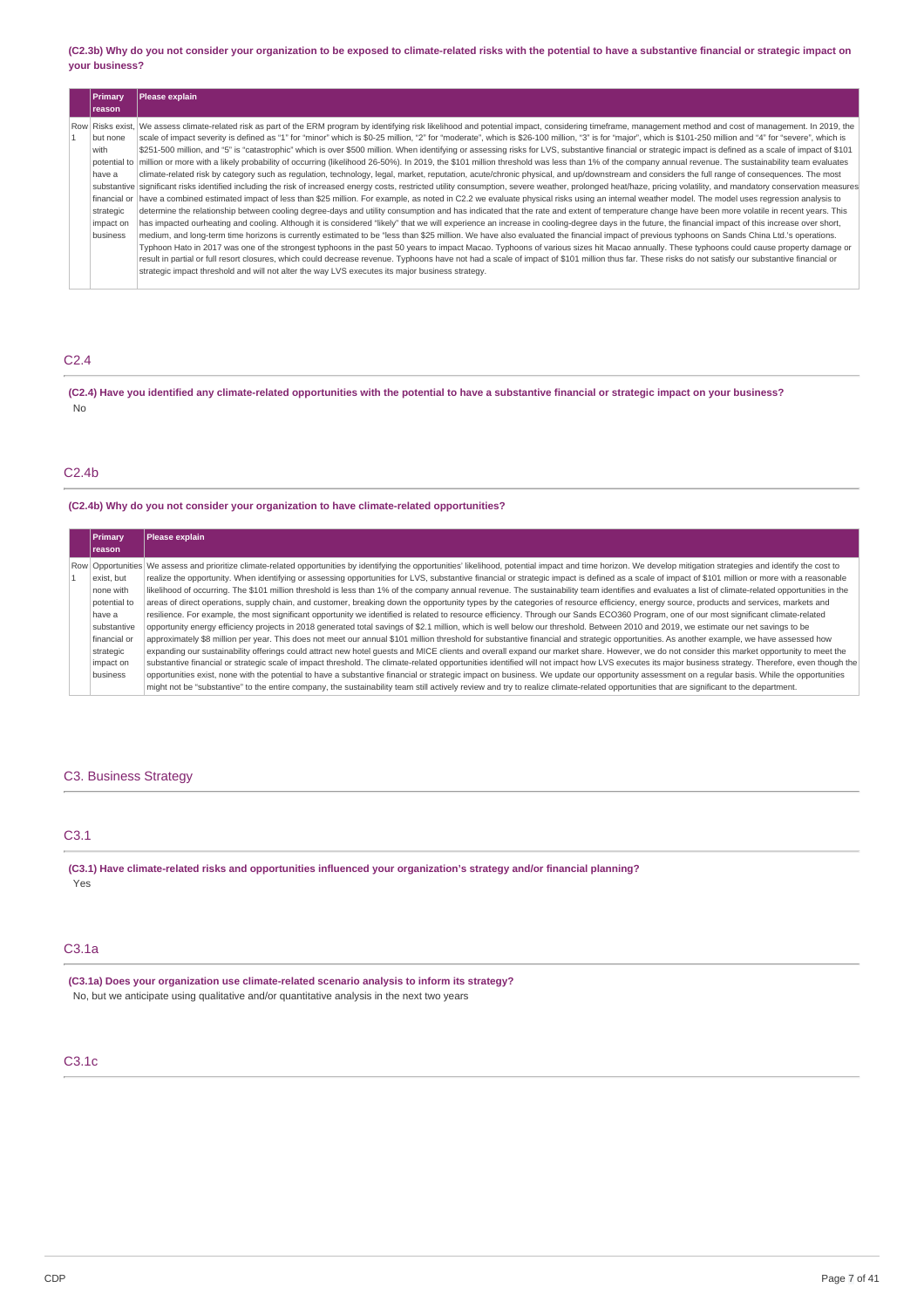**(C2.3b) Why do you not consider your organization to be exposed to climate-related risks with the potential to have a substantive financial or strategic impact on your business?**

| | Primary reason | Please explain |
|---|---|---|
| Row 1 | Risks exist, but none with potential to have a substantive financial or strategic impact on business | We assess climate-related risk as part of the ERM program by identifying risk likelihood and potential impact, considering timeframe, management method and cost of management. In 2019, the scale of impact severity is defined as "1" for "minor" which is $0-25 million, "2" for "moderate", which is $26-100 million, "3" is for "major", which is $101-250 million and "4" for "severe", which is $251-500 million, and "5" is "catastrophic" which is over $500 million. When identifying or assessing risks for LVS, substantive financial or strategic impact is defined as a scale of impact of $101 million or more with a likely probability of occurring (likelihood 26-50%). In 2019, the $101 million threshold was less than 1% of the company annual revenue. The sustainability team evaluates climate-related risk by category such as regulation, technology, legal, market, reputation, acute/chronic physical, and up/downstream and considers the full range of consequences. The most significant risks identified including the risk of increased energy costs, restricted utility consumption, severe weather, prolonged heat/haze, pricing volatility, and mandatory conservation measures have a combined estimated impact of less than $25 million. For example, as noted in C2.2 we evaluate physical risks using an internal weather model. The model uses regression analysis to determine the relationship between cooling degree-days and utility consumption and has indicated that the rate and extent of temperature change have been more volatile in recent years. This has impacted ourheating and cooling. Although it is considered "likely" that we will experience an increase in cooling-degree days in the future, the financial impact of this increase over short, medium, and long-term time horizons is currently estimated to be "less than $25 million. We have also evaluated the financial impact of previous typhoons on Sands China Ltd.'s operations. Typhoon Hato in 2017 was one of the strongest typhoons in the past 50 years to impact Macao. Typhoons of various sizes hit Macao annually. These typhoons could cause property damage or result in partial or full resort closures, which could decrease revenue. Typhoons have not had a scale of impact of $101 million thus far. These risks do not satisfy our substantive financial or strategic impact threshold and will not alter the way LVS executes its major business strategy. |

## C2.4

**(C2.4) Have you identified any climate-related opportunities with the potential to have a substantive financial or strategic impact on your business?**

No

## C2.4b

**(C2.4b) Why do you not consider your organization to have climate-related opportunities?**

| | Primary reason | Please explain |
|---|---|---|
| Row 1 | Opportunities exist, but none with potential to have a substantive financial or strategic impact on business | We assess and prioritize climate-related opportunities by identifying the opportunities' likelihood, potential impact and time horizon. We develop mitigation strategies and identify the cost to realize the opportunity. When identifying or assessing opportunities for LVS, substantive financial or strategic impact is defined as a scale of impact of $101 million or more with a reasonable likelihood of occurring. The $101 million threshold is less than 1% of the company annual revenue. The sustainability team identifies and evaluates a list of climate-related opportunities in the areas of direct operations, supply chain, and customer, breaking down the opportunity types by the categories of resource efficiency, energy source, products and services, markets and resilience. For example, the most significant opportunity we identified is related to resource efficiency. Through our Sands ECO360 Program, one of our most significant climate-related opportunity energy efficiency projects in 2018 generated total savings of $2.1 million, which is well below our threshold. Between 2010 and 2019, we estimate our net savings to be approximately $8 million per year. This does not meet our annual $101 million threshold for substantive financial and strategic opportunities. As another example, we have assessed how expanding our sustainability offerings could attract new hotel guests and MICE clients and overall expand our market share. However, we do not consider this market opportunity to meet the substantive financial or strategic scale of impact threshold. The climate-related opportunities identified will not impact how LVS executes its major business strategy. Therefore, even though the opportunities exist, none with the potential to have a substantive financial or strategic impact on business. We update our opportunity assessment on a regular basis. While the opportunities might not be "substantive" to the entire company, the sustainability team still actively review and try to realize climate-related opportunities that are significant to the department. |

# C3. Business Strategy

## C3.1

**(C3.1) Have climate-related risks and opportunities influenced your organization's strategy and/or financial planning?**

Yes

## C3.1a

**(C3.1a) Does your organization use climate-related scenario analysis to inform its strategy?**

No, but we anticipate using qualitative and/or quantitative analysis in the next two years

## C3.1c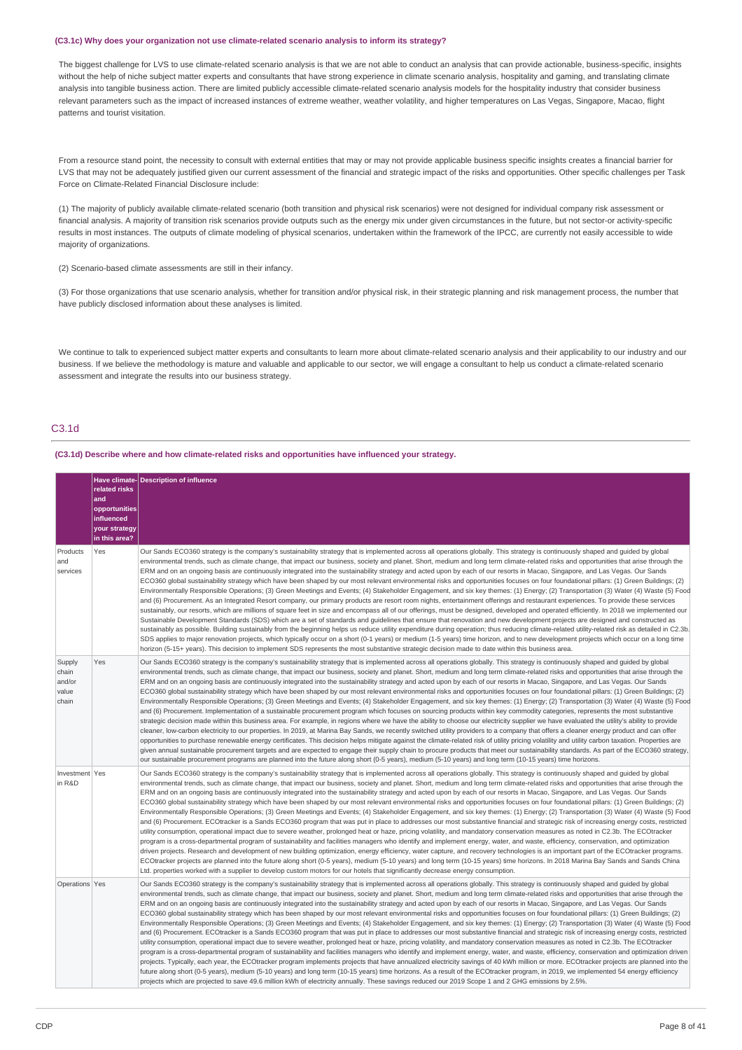**(C3.1c) Why does your organization not use climate-related scenario analysis to inform its strategy?**

The biggest challenge for LVS to use climate-related scenario analysis is that we are not able to conduct an analysis that can provide actionable, business-specific, insights without the help of niche subject matter experts and consultants that have strong experience in climate scenario analysis, hospitality and gaming, and translating climate analysis into tangible business action. There are limited publicly accessible climate-related scenario analysis models for the hospitality industry that consider business relevant parameters such as the impact of increased instances of extreme weather, weather volatility, and higher temperatures on Las Vegas, Singapore, Macao, flight patterns and tourist visitation.

From a resource stand point, the necessity to consult with external entities that may or may not provide applicable business specific insights creates a financial barrier for LVS that may not be adequately justified given our current assessment of the financial and strategic impact of the risks and opportunities. Other specific challenges per Task Force on Climate-Related Financial Disclosure include:

(1) The majority of publicly available climate-related scenario (both transition and physical risk scenarios) were not designed for individual company risk assessment or financial analysis. A majority of transition risk scenarios provide outputs such as the energy mix under given circumstances in the future, but not sector-or activity-specific results in most instances. The outputs of climate modeling of physical scenarios, undertaken within the framework of the IPCC, are currently not easily accessible to wide majority of organizations.

(2) Scenario-based climate assessments are still in their infancy.

(3) For those organizations that use scenario analysis, whether for transition and/or physical risk, in their strategic planning and risk management process, the number that have publicly disclosed information about these analyses is limited.

We continue to talk to experienced subject matter experts and consultants to learn more about climate-related scenario analysis and their applicability to our industry and our business. If we believe the methodology is mature and valuable and applicable to our sector, we will engage a consultant to help us conduct a climate-related scenario assessment and integrate the results into our business strategy.

## C3.1d

**(C3.1d) Describe where and how climate-related risks and opportunities have influenced your strategy.**

| | Have climate-related risks and opportunities influenced your strategy in this area? | Description of influence |
|---|---|---|
| Products and services | Yes | Our Sands ECO360 strategy is the company's sustainability strategy that is implemented across all operations globally. This strategy is continuously shaped and guided by global environmental trends, such as climate change, that impact our business, society and planet. Short, medium and long term climate-related risks and opportunities that arise through the ERM and on an ongoing basis are continuously integrated into the sustainability strategy and acted upon by each of our resorts in Macao, Singapore, and Las Vegas. Our Sands ECO360 global sustainability strategy which have been shaped by our most relevant environmental risks and opportunities focuses on four foundational pillars: (1) Green Buildings; (2) Environmentally Responsible Operations; (3) Green Meetings and Events; (4) Stakeholder Engagement, and six key themes: (1) Energy; (2) Transportation (3) Water (4) Waste (5) Food and (6) Procurement. As an Integrated Resort company, our primary products are resort room nights, entertainment offerings and restaurant experiences. To provide these services sustainably, our resorts, which are millions of square feet in size and encompass all of our offerings, must be designed, developed and operated efficiently. In 2018 we implemented our Sustainable Development Standards (SDS) which are a set of standards and guidelines that ensure that renovation and new development projects are designed and constructed as sustainably as possible. Building sustainably from the beginning helps us reduce utility expenditure during operation; thus reducing climate-related utility-related risk as detailed in C2.3b. SDS applies to major renovation projects, which typically occur on a short (0-1 years) or medium (1-5 years) time horizon, and to new development projects which occur on a long time horizon (5-15+ years). This decision to implement SDS represents the most substantive strategic decision made to date within this business area. |
| Supply chain and/or value chain | Yes | Our Sands ECO360 strategy is the company's sustainability strategy that is implemented across all operations globally. This strategy is continuously shaped and guided by global environmental trends, such as climate change, that impact our business, society and planet. Short, medium and long term climate-related risks and opportunities that arise through the ERM and on an ongoing basis are continuously integrated into the sustainability strategy and acted upon by each of our resorts in Macao, Singapore, and Las Vegas. Our Sands ECO360 global sustainability strategy which have been shaped by our most relevant environmental risks and opportunities focuses on four foundational pillars: (1) Green Buildings; (2) Environmentally Responsible Operations; (3) Green Meetings and Events; (4) Stakeholder Engagement, and six key themes: (1) Energy; (2) Transportation (3) Water (4) Waste (5) Food and (6) Procurement. Implementation of a sustainable procurement program which focuses on sourcing products within key commodity categories, represents the most substantive strategic decision made within this business area. For example, in regions where we have the ability to choose our electricity supplier we have evaluated the utility's ability to provide cleaner, low-carbon electricity to our properties. In 2019, at Marina Bay Sands, we recently switched utility providers to a company that offers a cleaner energy product and can offer opportunities to purchase renewable energy certificates. This decision helps mitigate against the climate-related risk of utility pricing volatility and utility carbon taxation. Properties are given annual sustainable procurement targets and are expected to engage their supply chain to procure products that meet our sustainability standards. As part of the ECO360 strategy, our sustainable procurement programs are planned into the future along short (0-5 years), medium (5-10 years) and long term (10-15 years) time horizons. |
| Investment in R&D | Yes | Our Sands ECO360 strategy is the company's sustainability strategy that is implemented across all operations globally. This strategy is continuously shaped and guided by global environmental trends, such as climate change, that impact our business, society and planet. Short, medium and long term climate-related risks and opportunities that arise through the ERM and on an ongoing basis are continuously integrated into the sustainability strategy and acted upon by each of our resorts in Macao, Singapore, and Las Vegas. Our Sands ECO360 global sustainability strategy which have been shaped by our most relevant environmental risks and opportunities focuses on four foundational pillars: (1) Green Buildings; (2) Environmentally Responsible Operations; (3) Green Meetings and Events; (4) Stakeholder Engagement, and six key themes: (1) Energy; (2) Transportation (3) Water (4) Waste (5) Food and (6) Procurement. ECOtracker is a Sands ECO360 program that was put in place to addresses our most substantive financial and strategic risk of increasing energy costs, restricted utility consumption, operational impact due to severe weather, prolonged heat or haze, pricing volatility, and mandatory conservation measures as noted in C2.3b. The ECOtracker program is a cross-departmental program of sustainability and facilities managers who identify and implement energy, water, and waste, efficiency, conservation, and optimization driven projects. Research and development of new building optimization, energy efficiency, water capture, and recovery technologies is an important part of the ECOtracker programs. ECOtracker projects are planned into the future along short (0-5 years), medium (5-10 years) and long term (10-15 years) time horizons. In 2018 Marina Bay Sands and Sands China Ltd. properties worked with a supplier to develop custom motors for our hotels that significantly decrease energy consumption. |
| Operations | Yes | Our Sands ECO360 strategy is the company's sustainability strategy that is implemented across all operations globally. This strategy is continuously shaped and guided by global environmental trends, such as climate change, that impact our business, society and planet. Short, medium and long term climate-related risks and opportunities that arise through the ERM and on an ongoing basis are continuously integrated into the sustainability strategy and acted upon by each of our resorts in Macao, Singapore, and Las Vegas. Our Sands ECO360 global sustainability strategy which has been shaped by our most relevant environmental risks and opportunities focuses on four foundational pillars: (1) Green Buildings; (2) Environmentally Responsible Operations; (3) Green Meetings and Events; (4) Stakeholder Engagement, and six key themes: (1) Energy; (2) Transportation (3) Water (4) Waste (5) Food and (6) Procurement. ECOtracker is a Sands ECO360 program that was put in place to addresses our most substantive financial and strategic risk of increasing energy costs, restricted utility consumption, operational impact due to severe weather, prolonged heat or haze, pricing volatility, and mandatory conservation measures as noted in C2.3b. The ECOtracker program is a cross-departmental program of sustainability and facilities managers who identify and implement energy, water, and waste, efficiency, conservation and optimization driven projects. Typically, each year, the ECOtracker program implements projects that have annualized electricity savings of 40 kWh million or more. ECOtracker projects are planned into the future along short (0-5 years), medium (5-10 years) and long term (10-15 years) time horizons. As a result of the ECOtracker program, in 2019, we implemented 54 energy efficiency projects which are projected to save 49.6 million kWh of electricity annually. These savings reduced our 2019 Scope 1 and 2 GHG emissions by 2.5%. |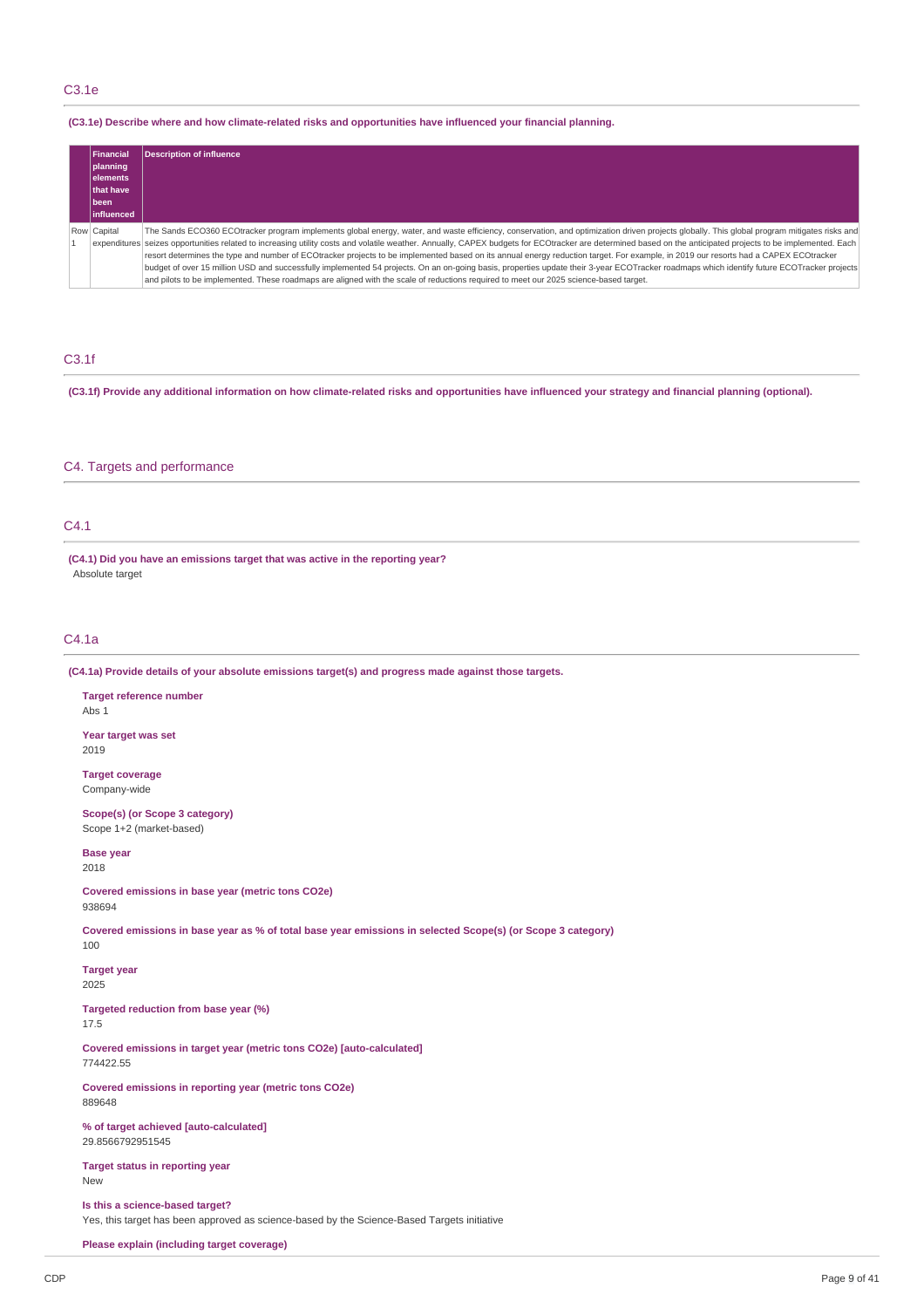## C3.1e

**(C3.1e) Describe where and how climate-related risks and opportunities have influenced your financial planning.**

| | Financial planning elements that have been influenced | Description of influence |
|---|---|---|
| Row 1 | Capital expenditures | The Sands ECO360 ECOtracker program implements global energy, water, and waste efficiency, conservation, and optimization driven projects globally. This global program mitigates risks and seizes opportunities related to increasing utility costs and volatile weather. Annually, CAPEX budgets for ECOtracker are determined based on the anticipated projects to be implemented. Each resort determines the type and number of ECOtracker projects to be implemented based on its annual energy reduction target. For example, in 2019 our resorts had a CAPEX ECOtracker budget of over 15 million USD and successfully implemented 54 projects. On an on-going basis, properties update their 3-year ECOTracker roadmaps which identify future ECOTracker projects and pilots to be implemented. These roadmaps are aligned with the scale of reductions required to meet our 2025 science-based target. |

## C3.1f

**(C3.1f) Provide any additional information on how climate-related risks and opportunities have influenced your strategy and financial planning (optional).**

# C4. Targets and performance

## C4.1

**(C4.1) Did you have an emissions target that was active in the reporting year?**

Absolute target

## C4.1a

**(C4.1a) Provide details of your absolute emissions target(s) and progress made against those targets.**

**Target reference number**
Abs 1

**Year target was set**
2019

**Target coverage**
Company-wide

**Scope(s) (or Scope 3 category)**
Scope 1+2 (market-based)

**Base year**
2018

**Covered emissions in base year (metric tons CO2e)**
938694

**Covered emissions in base year as % of total base year emissions in selected Scope(s) (or Scope 3 category)**
100

**Target year**
2025

**Targeted reduction from base year (%)**
17.5

**Covered emissions in target year (metric tons CO2e) [auto-calculated]**
774422.55

**Covered emissions in reporting year (metric tons CO2e)**
889648

**% of target achieved [auto-calculated]**
29.8566792951545

**Target status in reporting year**
New

**Is this a science-based target?**
Yes, this target has been approved as science-based by the Science-Based Targets initiative

**Please explain (including target coverage)**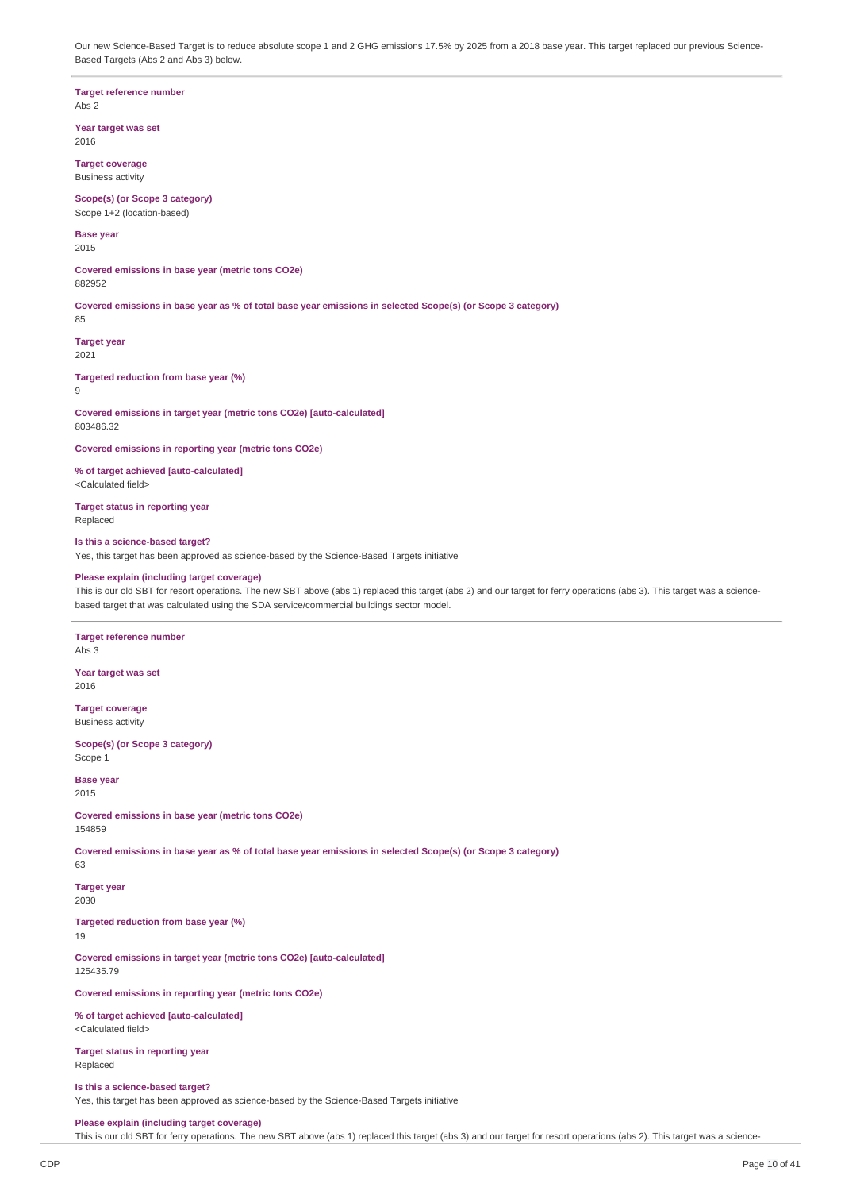Our new Science-Based Target is to reduce absolute scope 1 and 2 GHG emissions 17.5% by 2025 from a 2018 base year. This target replaced our previous Science-Based Targets (Abs 2 and Abs 3) below.

---

**Target reference number**
Abs 2

**Year target was set**
2016

**Target coverage**
Business activity

**Scope(s) (or Scope 3 category)**
Scope 1+2 (location-based)

**Base year**
2015

**Covered emissions in base year (metric tons CO2e)**
882952

**Covered emissions in base year as % of total base year emissions in selected Scope(s) (or Scope 3 category)**
85

**Target year**
2021

**Targeted reduction from base year (%)**
9

**Covered emissions in target year (metric tons CO2e) [auto-calculated]**
803486.32

**Covered emissions in reporting year (metric tons CO2e)**

**% of target achieved [auto-calculated]**
<Calculated field>

**Target status in reporting year**
Replaced

**Is this a science-based target?**
Yes, this target has been approved as science-based by the Science-Based Targets initiative

**Please explain (including target coverage)**
This is our old SBT for resort operations. The new SBT above (abs 1) replaced this target (abs 2) and our target for ferry operations (abs 3). This target was a science-based target that was calculated using the SDA service/commercial buildings sector model.

---

**Target reference number**
Abs 3

**Year target was set**
2016

**Target coverage**
Business activity

**Scope(s) (or Scope 3 category)**
Scope 1

**Base year**
2015

**Covered emissions in base year (metric tons CO2e)**
154859

**Covered emissions in base year as % of total base year emissions in selected Scope(s) (or Scope 3 category)**
63

**Target year**
2030

**Targeted reduction from base year (%)**
19

**Covered emissions in target year (metric tons CO2e) [auto-calculated]**
125435.79

**Covered emissions in reporting year (metric tons CO2e)**

**% of target achieved [auto-calculated]**
<Calculated field>

**Target status in reporting year**
Replaced

**Is this a science-based target?**
Yes, this target has been approved as science-based by the Science-Based Targets initiative

**Please explain (including target coverage)**
This is our old SBT for ferry operations. The new SBT above (abs 1) replaced this target (abs 3) and our target for resort operations (abs 2). This target was a science-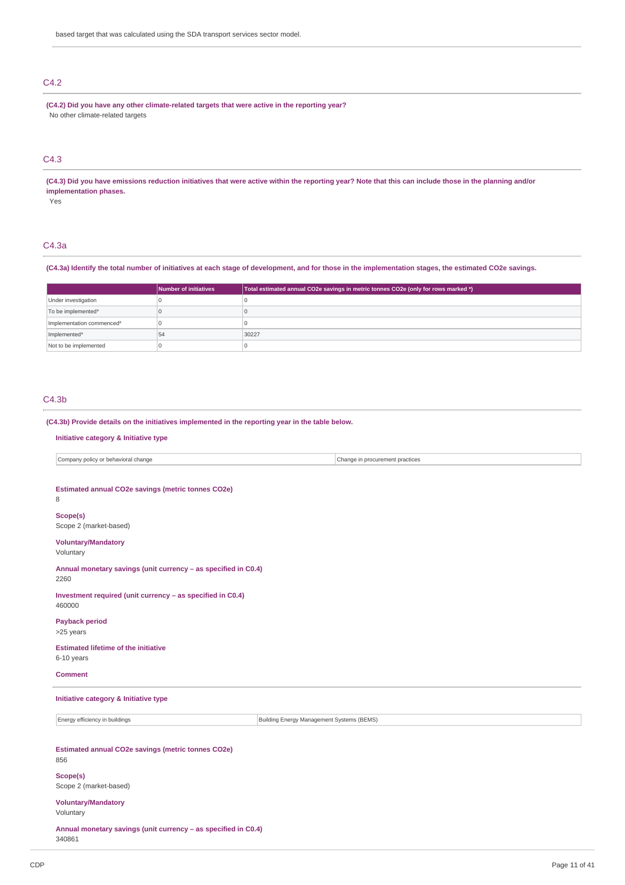based target that was calculated using the SDA transport services sector model.

## C4.2

**(C4.2) Did you have any other climate-related targets that were active in the reporting year?**

No other climate-related targets

## C4.3

**(C4.3) Did you have emissions reduction initiatives that were active within the reporting year? Note that this can include those in the planning and/or implementation phases.**

Yes

## C4.3a

**(C4.3a) Identify the total number of initiatives at each stage of development, and for those in the implementation stages, the estimated CO2e savings.**

| | Number of initiatives | Total estimated annual CO2e savings in metric tonnes CO2e (only for rows marked *) |
|---|---|---|
| Under investigation | 0 | 0 |
| To be implemented* | 0 | 0 |
| Implementation commenced* | 0 | 0 |
| Implemented* | 54 | 30227 |
| Not to be implemented | 0 | 0 |

## C4.3b

**(C4.3b) Provide details on the initiatives implemented in the reporting year in the table below.**

**Initiative category & Initiative type**

| Company policy or behavioral change | Change in procurement practices |
|---|---|

**Estimated annual CO2e savings (metric tonnes CO2e)**

8

**Scope(s)**

Scope 2 (market-based)

**Voluntary/Mandatory**

Voluntary

**Annual monetary savings (unit currency – as specified in C0.4)**

2260

**Investment required (unit currency – as specified in C0.4)**

460000

**Payback period**

>25 years

**Estimated lifetime of the initiative**

6-10 years

**Comment**

**Initiative category & Initiative type**

| Energy efficiency in buildings | Building Energy Management Systems (BEMS) |
|---|---|

**Estimated annual CO2e savings (metric tonnes CO2e)**

856

**Scope(s)**

Scope 2 (market-based)

**Voluntary/Mandatory**

Voluntary

**Annual monetary savings (unit currency – as specified in C0.4)**

340861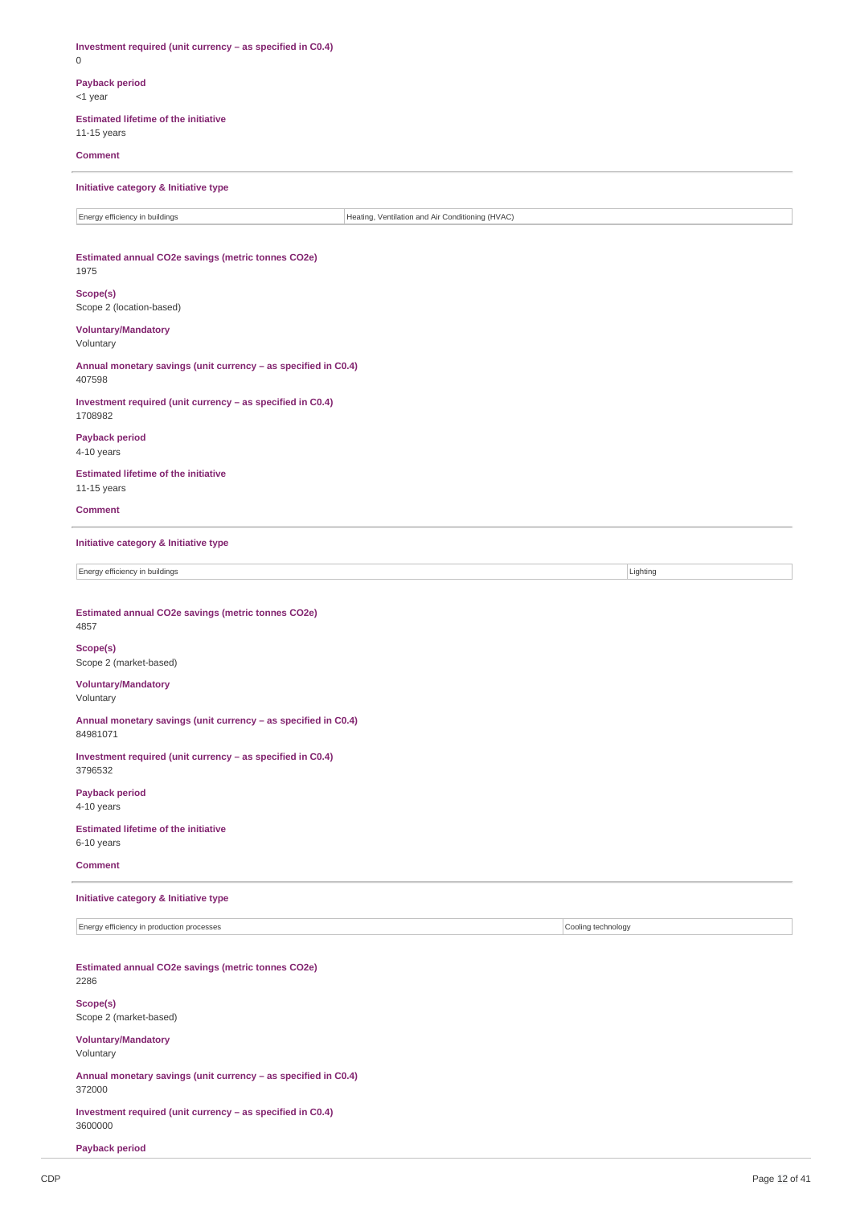**Investment required (unit currency – as specified in C0.4)**
0

**Payback period**
<1 year

**Estimated lifetime of the initiative**
11-15 years

**Comment**

---

**Initiative category & Initiative type**

| Energy efficiency in buildings | Heating, Ventilation and Air Conditioning (HVAC) |
|---|---|

**Estimated annual CO2e savings (metric tonnes CO2e)**
1975

**Scope(s)**
Scope 2 (location-based)

**Voluntary/Mandatory**
Voluntary

**Annual monetary savings (unit currency – as specified in C0.4)**
407598

**Investment required (unit currency – as specified in C0.4)**
1708982

**Payback period**
4-10 years

**Estimated lifetime of the initiative**
11-15 years

**Comment**

---

**Initiative category & Initiative type**

| Energy efficiency in buildings | Lighting |
|---|---|

**Estimated annual CO2e savings (metric tonnes CO2e)**
4857

**Scope(s)**
Scope 2 (market-based)

**Voluntary/Mandatory**
Voluntary

**Annual monetary savings (unit currency – as specified in C0.4)**
84981071

**Investment required (unit currency – as specified in C0.4)**
3796532

**Payback period**
4-10 years

**Estimated lifetime of the initiative**
6-10 years

**Comment**

---

**Initiative category & Initiative type**

| Energy efficiency in production processes | Cooling technology |
|---|---|

**Estimated annual CO2e savings (metric tonnes CO2e)**
2286

**Scope(s)**
Scope 2 (market-based)

**Voluntary/Mandatory**
Voluntary

**Annual monetary savings (unit currency – as specified in C0.4)**
372000

**Investment required (unit currency – as specified in C0.4)**
3600000

**Payback period**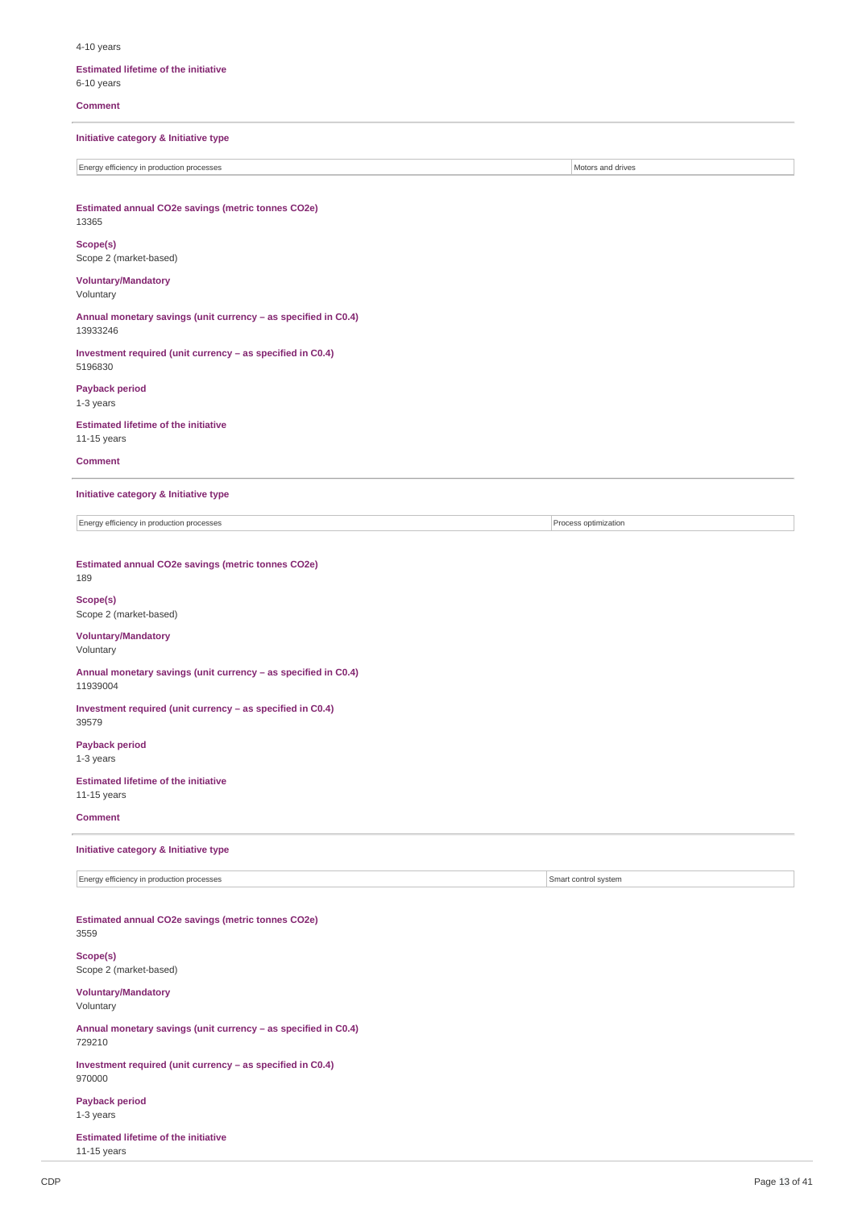4-10 years

**Estimated lifetime of the initiative**
6-10 years

**Comment**

---

**Initiative category & Initiative type**

| Energy efficiency in production processes | Motors and drives |
|---|---|

**Estimated annual CO2e savings (metric tonnes CO2e)**
13365

**Scope(s)**
Scope 2 (market-based)

**Voluntary/Mandatory**
Voluntary

**Annual monetary savings (unit currency – as specified in C0.4)**
13933246

**Investment required (unit currency – as specified in C0.4)**
5196830

**Payback period**
1-3 years

**Estimated lifetime of the initiative**
11-15 years

**Comment**

---

**Initiative category & Initiative type**

| Energy efficiency in production processes | Process optimization |
|---|---|

**Estimated annual CO2e savings (metric tonnes CO2e)**
189

**Scope(s)**
Scope 2 (market-based)

**Voluntary/Mandatory**
Voluntary

**Annual monetary savings (unit currency – as specified in C0.4)**
11939004

**Investment required (unit currency – as specified in C0.4)**
39579

**Payback period**
1-3 years

**Estimated lifetime of the initiative**
11-15 years

**Comment**

---

**Initiative category & Initiative type**

| Energy efficiency in production processes | Smart control system |
|---|---|

**Estimated annual CO2e savings (metric tonnes CO2e)**
3559

**Scope(s)**
Scope 2 (market-based)

**Voluntary/Mandatory**
Voluntary

**Annual monetary savings (unit currency – as specified in C0.4)**
729210

**Investment required (unit currency – as specified in C0.4)**
970000

**Payback period**
1-3 years

**Estimated lifetime of the initiative**
11-15 years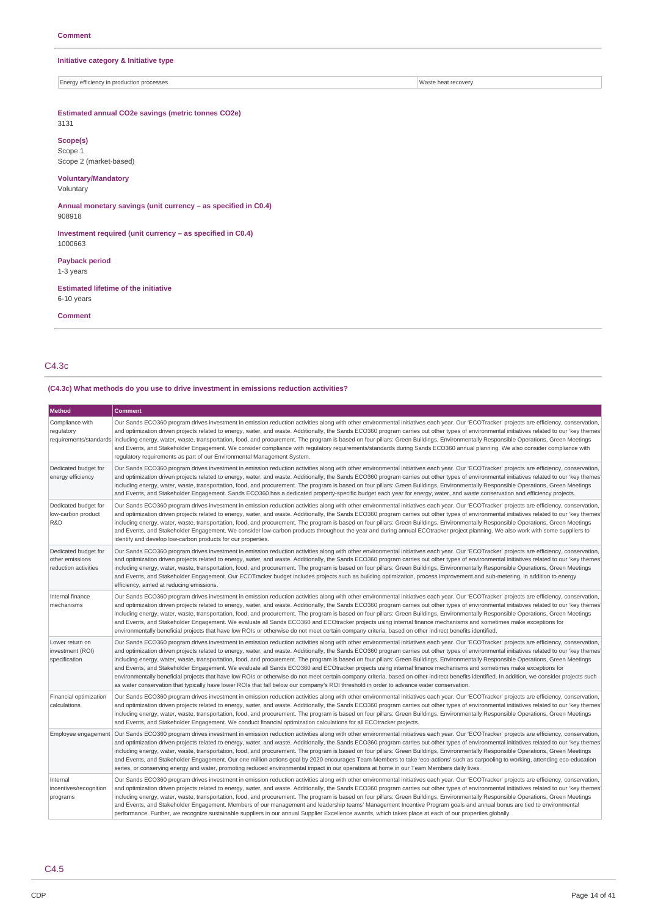**Comment**

**Initiative category & Initiative type**

| Energy efficiency in production processes | Waste heat recovery |
|---|---|

**Estimated annual CO2e savings (metric tonnes CO2e)**
3131

**Scope(s)**
Scope 1
Scope 2 (market-based)

**Voluntary/Mandatory**
Voluntary

**Annual monetary savings (unit currency – as specified in C0.4)**
908918

**Investment required (unit currency – as specified in C0.4)**
1000663

**Payback period**
1-3 years

**Estimated lifetime of the initiative**
6-10 years

**Comment**

## C4.3c

**(C4.3c) What methods do you use to drive investment in emissions reduction activities?**

| Method | Comment |
|---|---|
| Compliance with regulatory requirements/standards | Our Sands ECO360 program drives investment in emission reduction activities along with other environmental initiatives each year. Our 'ECOTracker' projects are efficiency, conservation, and optimization driven projects related to energy, water, and waste. Additionally, the Sands ECO360 program carries out other types of environmental initiatives related to our 'key themes' including energy, water, waste, transportation, food, and procurement. The program is based on four pillars: Green Buildings, Environmentally Responsible Operations, Green Meetings and Events, and Stakeholder Engagement. We consider compliance with regulatory requirements/standards during Sands ECO360 annual planning. We also consider compliance with regulatory requirements as part of our Environmental Management System. |
| Dedicated budget for energy efficiency | Our Sands ECO360 program drives investment in emission reduction activities along with other environmental initiatives each year. Our 'ECOTracker' projects are efficiency, conservation, and optimization driven projects related to energy, water, and waste. Additionally, the Sands ECO360 program carries out other types of environmental initiatives related to our 'key themes' including energy, water, waste, transportation, food, and procurement. The program is based on four pillars: Green Buildings, Environmentally Responsible Operations, Green Meetings and Events, and Stakeholder Engagement. Sands ECO360 has a dedicated property-specific budget each year for energy, water, and waste conservation and efficiency projects. |
| Dedicated budget for low-carbon product R&D | Our Sands ECO360 program drives investment in emission reduction activities along with other environmental initiatives each year. Our 'ECOTracker' projects are efficiency, conservation, and optimization driven projects related to energy, water, and waste. Additionally, the Sands ECO360 program carries out other types of environmental initiatives related to our 'key themes' including energy, water, waste, transportation, food, and procurement. The program is based on four pillars: Green Buildings, Environmentally Responsible Operations, Green Meetings and Events, and Stakeholder Engagement. We consider low-carbon products throughout the year and during annual ECOtracker project planning. We also work with some suppliers to identify and develop low-carbon products for our properties. |
| Dedicated budget for other emissions reduction activities | Our Sands ECO360 program drives investment in emission reduction activities along with other environmental initiatives each year. Our 'ECOTracker' projects are efficiency, conservation, and optimization driven projects related to energy, water, and waste. Additionally, the Sands ECO360 program carries out other types of environmental initiatives related to our 'key themes' including energy, water, waste, transportation, food, and procurement. The program is based on four pillars: Green Buildings, Environmentally Responsible Operations, Green Meetings and Events, and Stakeholder Engagement. Our ECOTracker budget includes projects such as building optimization, process improvement and sub-metering, in addition to energy efficiency, aimed at reducing emissions. |
| Internal finance mechanisms | Our Sands ECO360 program drives investment in emission reduction activities along with other environmental initiatives each year. Our 'ECOTracker' projects are efficiency, conservation, and optimization driven projects related to energy, water, and waste. Additionally, the Sands ECO360 program carries out other types of environmental initiatives related to our 'key themes' including energy, water, waste, transportation, food, and procurement. The program is based on four pillars: Green Buildings, Environmentally Responsible Operations, Green Meetings and Events, and Stakeholder Engagement. We evaluate all Sands ECO360 and ECOtracker projects using internal finance mechanisms and sometimes make exceptions for environmentally beneficial projects that have low ROIs or otherwise do not meet certain company criteria, based on other indirect benefits identified. |
| Lower return on investment (ROI) specification | Our Sands ECO360 program drives investment in emission reduction activities along with other environmental initiatives each year. Our 'ECOTracker' projects are efficiency, conservation, and optimization driven projects related to energy, water, and waste. Additionally, the Sands ECO360 program carries out other types of environmental initiatives related to our 'key themes' including energy, water, waste, transportation, food, and procurement. The program is based on four pillars: Green Buildings, Environmentally Responsible Operations, Green Meetings and Events, and Stakeholder Engagement. We evaluate all Sands ECO360 and ECOtracker projects using internal finance mechanisms and sometimes make exceptions for environmentally beneficial projects that have low ROIs or otherwise do not meet certain company criteria, based on other indirect benefits identified. In addition, we consider projects such as water conservation that typically have lower ROIs that fall below our company's ROI threshold in order to advance water conservation. |
| Financial optimization calculations | Our Sands ECO360 program drives investment in emission reduction activities along with other environmental initiatives each year. Our 'ECOTracker' projects are efficiency, conservation, and optimization driven projects related to energy, water, and waste. Additionally, the Sands ECO360 program carries out other types of environmental initiatives related to our 'key themes' including energy, water, waste, transportation, food, and procurement. The program is based on four pillars: Green Buildings, Environmentally Responsible Operations, Green Meetings and Events, and Stakeholder Engagement. We conduct financial optimization calculations for all ECOtracker projects. |
| Employee engagement | Our Sands ECO360 program drives investment in emission reduction activities along with other environmental initiatives each year. Our 'ECOTracker' projects are efficiency, conservation, and optimization driven projects related to energy, water, and waste. Additionally, the Sands ECO360 program carries out other types of environmental initiatives related to our 'key themes' including energy, water, waste, transportation, food, and procurement. The program is based on four pillars: Green Buildings, Environmentally Responsible Operations, Green Meetings and Events, and Stakeholder Engagement. Our one million actions goal by 2020 encourages Team Members to take 'eco-actions' such as carpooling to working, attending eco-education series, or conserving energy and water, promoting reduced environmental impact in our operations at home in our Team Members daily lives. |
| Internal incentives/recognition programs | Our Sands ECO360 program drives investment in emission reduction activities along with other environmental initiatives each year. Our 'ECOTracker' projects are efficiency, conservation, and optimization driven projects related to energy, water, and waste. Additionally, the Sands ECO360 program carries out other types of environmental initiatives related to our 'key themes' including energy, water, waste, transportation, food, and procurement. The program is based on four pillars: Green Buildings, Environmentally Responsible Operations, Green Meetings and Events, and Stakeholder Engagement. Members of our management and leadership teams' Management Incentive Program goals and annual bonus are tied to environmental performance. Further, we recognize sustainable suppliers in our annual Supplier Excellence awards, which takes place at each of our properties globally. |

## C4.5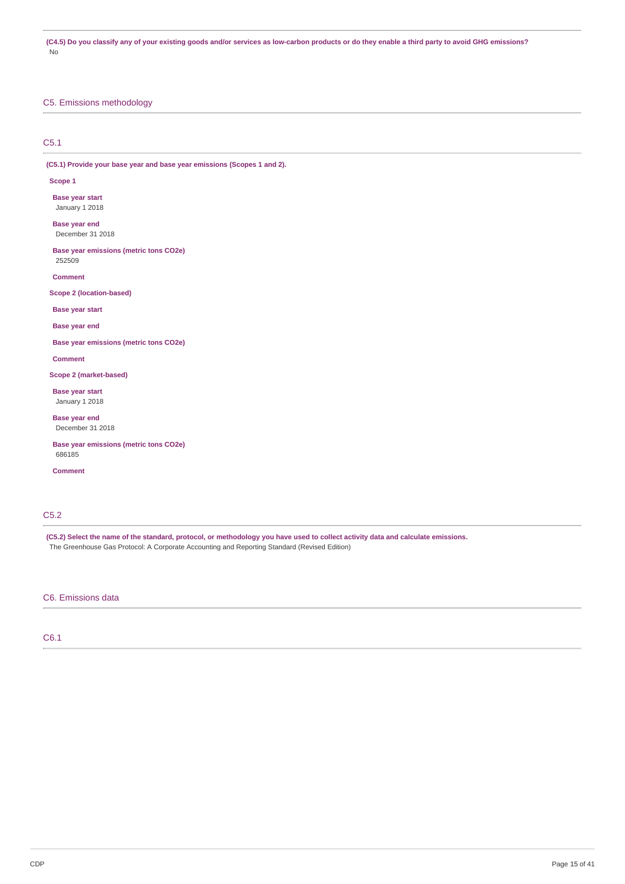**(C4.5) Do you classify any of your existing goods and/or services as low-carbon products or do they enable a third party to avoid GHG emissions?**

No

## C5. Emissions methodology

### C5.1

**(C5.1) Provide your base year and base year emissions (Scopes 1 and 2).**

**Scope 1**

**Base year start**

January 1 2018

**Base year end**

December 31 2018

**Base year emissions (metric tons CO2e)**

252509

**Comment**

**Scope 2 (location-based)**

**Base year start**

**Base year end**

**Base year emissions (metric tons CO2e)**

**Comment**

**Scope 2 (market-based)**

**Base year start**

January 1 2018

**Base year end**

December 31 2018

**Base year emissions (metric tons CO2e)**

686185

**Comment**

### C5.2

**(C5.2) Select the name of the standard, protocol, or methodology you have used to collect activity data and calculate emissions.**

The Greenhouse Gas Protocol: A Corporate Accounting and Reporting Standard (Revised Edition)

## C6. Emissions data

### C6.1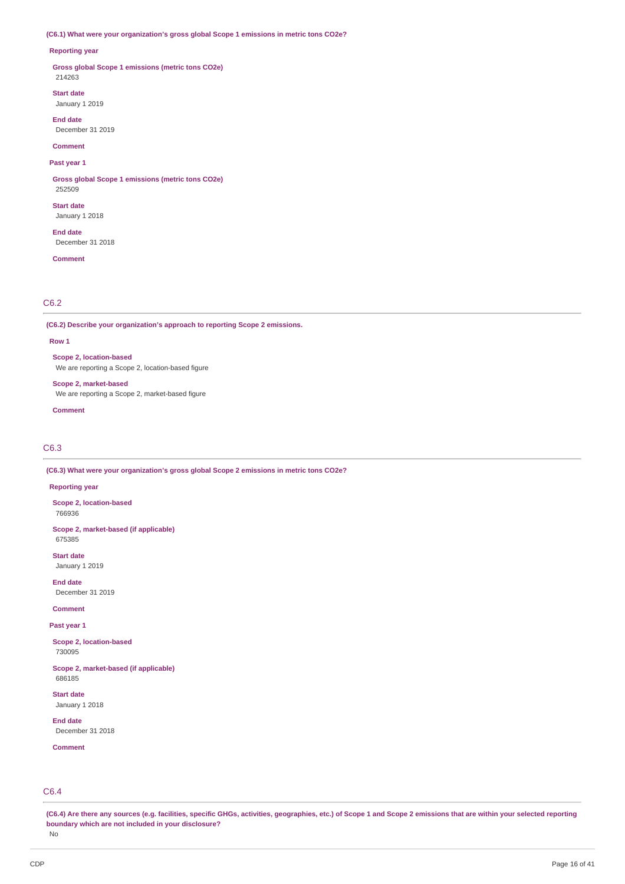**(C6.1) What were your organization's gross global Scope 1 emissions in metric tons CO2e?**

**Reporting year**

**Gross global Scope 1 emissions (metric tons CO2e)**
214263

**Start date**
January 1 2019

**End date**
December 31 2019

**Comment**

**Past year 1**

**Gross global Scope 1 emissions (metric tons CO2e)**
252509

**Start date**
January 1 2018

**End date**
December 31 2018

**Comment**

## C6.2

**(C6.2) Describe your organization's approach to reporting Scope 2 emissions.**

**Row 1**

**Scope 2, location-based**
We are reporting a Scope 2, location-based figure

**Scope 2, market-based**
We are reporting a Scope 2, market-based figure

**Comment**

## C6.3

**(C6.3) What were your organization's gross global Scope 2 emissions in metric tons CO2e?**

**Reporting year**

**Scope 2, location-based**
766936

**Scope 2, market-based (if applicable)**
675385

**Start date**
January 1 2019

**End date**
December 31 2019

**Comment**

**Past year 1**

**Scope 2, location-based**
730095

**Scope 2, market-based (if applicable)**
686185

**Start date**
January 1 2018

**End date**
December 31 2018

**Comment**

## C6.4

**(C6.4) Are there any sources (e.g. facilities, specific GHGs, activities, geographies, etc.) of Scope 1 and Scope 2 emissions that are within your selected reporting boundary which are not included in your disclosure?**
No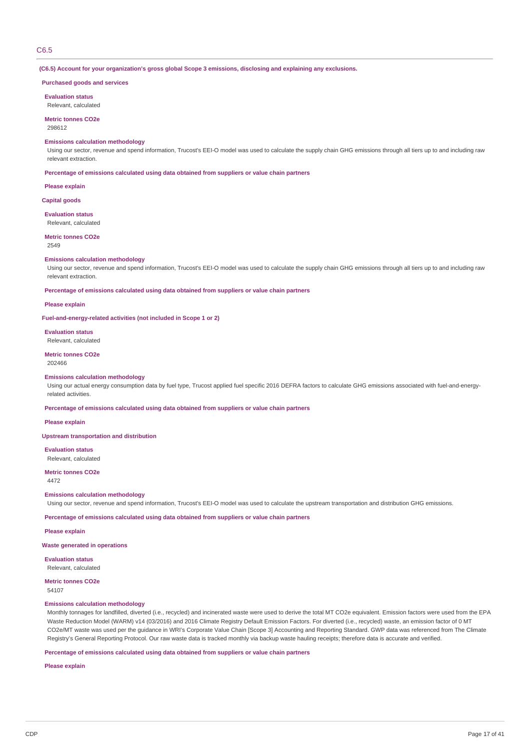## C6.5

**(C6.5) Account for your organization's gross global Scope 3 emissions, disclosing and explaining any exclusions.**

**Purchased goods and services**

**Evaluation status**

Relevant, calculated

**Metric tonnes CO2e**

298612

**Emissions calculation methodology**

Using our sector, revenue and spend information, Trucost's EEI-O model was used to calculate the supply chain GHG emissions through all tiers up to and including raw relevant extraction.

**Percentage of emissions calculated using data obtained from suppliers or value chain partners**

**Please explain**

**Capital goods**

**Evaluation status**

Relevant, calculated

**Metric tonnes CO2e**

2549

**Emissions calculation methodology**

Using our sector, revenue and spend information, Trucost's EEI-O model was used to calculate the supply chain GHG emissions through all tiers up to and including raw relevant extraction.

**Percentage of emissions calculated using data obtained from suppliers or value chain partners**

**Please explain**

**Fuel-and-energy-related activities (not included in Scope 1 or 2)**

**Evaluation status**

Relevant, calculated

**Metric tonnes CO2e**

202466

**Emissions calculation methodology**

Using our actual energy consumption data by fuel type, Trucost applied fuel specific 2016 DEFRA factors to calculate GHG emissions associated with fuel-and-energy-related activities.

**Percentage of emissions calculated using data obtained from suppliers or value chain partners**

**Please explain**

**Upstream transportation and distribution**

**Evaluation status**

Relevant, calculated

**Metric tonnes CO2e**

4472

**Emissions calculation methodology**

Using our sector, revenue and spend information, Trucost's EEI-O model was used to calculate the upstream transportation and distribution GHG emissions.

**Percentage of emissions calculated using data obtained from suppliers or value chain partners**

**Please explain**

**Waste generated in operations**

**Evaluation status**

Relevant, calculated

**Metric tonnes CO2e**

54107

**Emissions calculation methodology**

Monthly tonnages for landfilled, diverted (i.e., recycled) and incinerated waste were used to derive the total MT CO2e equivalent. Emission factors were used from the EPA Waste Reduction Model (WARM) v14 (03/2016) and 2016 Climate Registry Default Emission Factors. For diverted (i.e., recycled) waste, an emission factor of 0 MT CO2e/MT waste was used per the guidance in WRI's Corporate Value Chain [Scope 3] Accounting and Reporting Standard. GWP data was referenced from The Climate Registry's General Reporting Protocol. Our raw waste data is tracked monthly via backup waste hauling receipts; therefore data is accurate and verified.

**Percentage of emissions calculated using data obtained from suppliers or value chain partners**

**Please explain**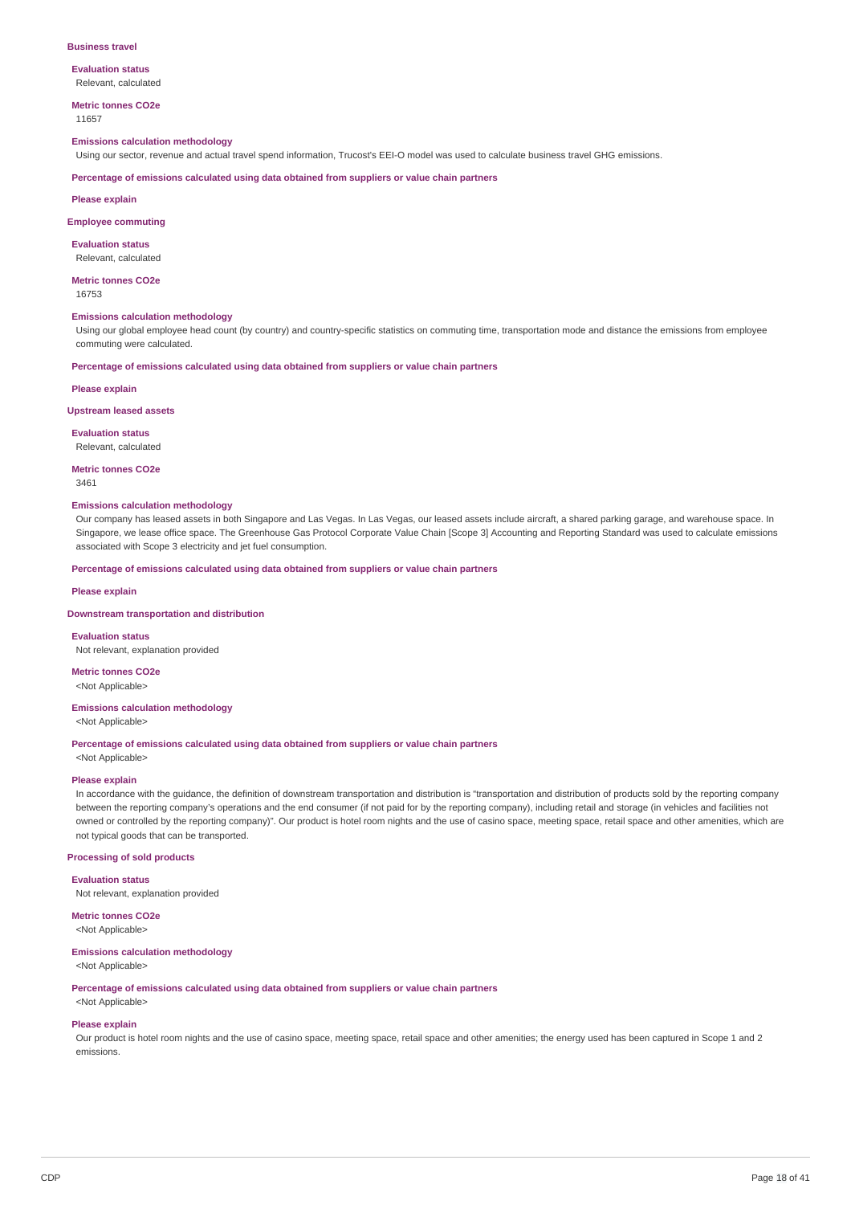### Business travel

**Evaluation status**

Relevant, calculated

**Metric tonnes CO2e**

11657

**Emissions calculation methodology**

Using our sector, revenue and actual travel spend information, Trucost's EEI-O model was used to calculate business travel GHG emissions.

**Percentage of emissions calculated using data obtained from suppliers or value chain partners**

**Please explain**

### Employee commuting

**Evaluation status**

Relevant, calculated

**Metric tonnes CO2e**

16753

**Emissions calculation methodology**

Using our global employee head count (by country) and country-specific statistics on commuting time, transportation mode and distance the emissions from employee commuting were calculated.

**Percentage of emissions calculated using data obtained from suppliers or value chain partners**

**Please explain**

### Upstream leased assets

**Evaluation status**

Relevant, calculated

**Metric tonnes CO2e**

3461

**Emissions calculation methodology**

Our company has leased assets in both Singapore and Las Vegas. In Las Vegas, our leased assets include aircraft, a shared parking garage, and warehouse space. In Singapore, we lease office space. The Greenhouse Gas Protocol Corporate Value Chain [Scope 3] Accounting and Reporting Standard was used to calculate emissions associated with Scope 3 electricity and jet fuel consumption.

**Percentage of emissions calculated using data obtained from suppliers or value chain partners**

**Please explain**

### Downstream transportation and distribution

**Evaluation status**

Not relevant, explanation provided

**Metric tonnes CO2e**

<Not Applicable>

**Emissions calculation methodology**

<Not Applicable>

**Percentage of emissions calculated using data obtained from suppliers or value chain partners**

<Not Applicable>

**Please explain**

In accordance with the guidance, the definition of downstream transportation and distribution is "transportation and distribution of products sold by the reporting company between the reporting company's operations and the end consumer (if not paid for by the reporting company), including retail and storage (in vehicles and facilities not owned or controlled by the reporting company)". Our product is hotel room nights and the use of casino space, meeting space, retail space and other amenities, which are not typical goods that can be transported.

### Processing of sold products

**Evaluation status**

Not relevant, explanation provided

**Metric tonnes CO2e**

<Not Applicable>

**Emissions calculation methodology**

<Not Applicable>

**Percentage of emissions calculated using data obtained from suppliers or value chain partners**

<Not Applicable>

**Please explain**

Our product is hotel room nights and the use of casino space, meeting space, retail space and other amenities; the energy used has been captured in Scope 1 and 2 emissions.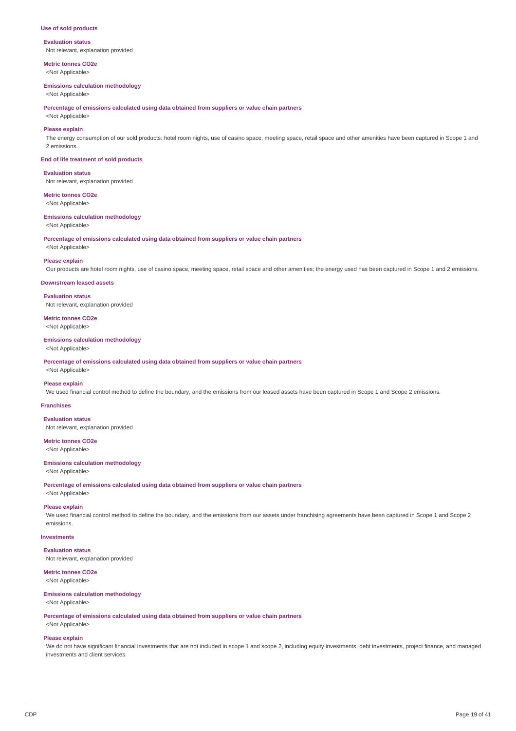### Use of sold products

**Evaluation status**

Not relevant, explanation provided

**Metric tonnes CO2e**

<Not Applicable>

**Emissions calculation methodology**

<Not Applicable>

**Percentage of emissions calculated using data obtained from suppliers or value chain partners**

<Not Applicable>

**Please explain**

The energy consumption of our sold products: hotel room nights, use of casino space, meeting space, retail space and other amenities have been captured in Scope 1 and 2 emissions.

### End of life treatment of sold products

**Evaluation status**

Not relevant, explanation provided

**Metric tonnes CO2e**

<Not Applicable>

**Emissions calculation methodology**

<Not Applicable>

**Percentage of emissions calculated using data obtained from suppliers or value chain partners**

<Not Applicable>

**Please explain**

Our products are hotel room nights, use of casino space, meeting space, retail space and other amenities; the energy used has been captured in Scope 1 and 2 emissions.

### Downstream leased assets

**Evaluation status**

Not relevant, explanation provided

**Metric tonnes CO2e**

<Not Applicable>

**Emissions calculation methodology**

<Not Applicable>

**Percentage of emissions calculated using data obtained from suppliers or value chain partners**

<Not Applicable>

**Please explain**

We used financial control method to define the boundary, and the emissions from our leased assets have been captured in Scope 1 and Scope 2 emissions.

### Franchises

**Evaluation status**

Not relevant, explanation provided

**Metric tonnes CO2e**

<Not Applicable>

**Emissions calculation methodology**

<Not Applicable>

**Percentage of emissions calculated using data obtained from suppliers or value chain partners**

<Not Applicable>

**Please explain**

We used financial control method to define the boundary, and the emissions from our assets under franchising agreements have been captured in Scope 1 and Scope 2 emissions.

### Investments

**Evaluation status**

Not relevant, explanation provided

**Metric tonnes CO2e**

<Not Applicable>

**Emissions calculation methodology**

<Not Applicable>

**Percentage of emissions calculated using data obtained from suppliers or value chain partners**

<Not Applicable>

**Please explain**

We do not have significant financial investments that are not included in scope 1 and scope 2, including equity investments, debt investments, project finance, and managed investments and client services.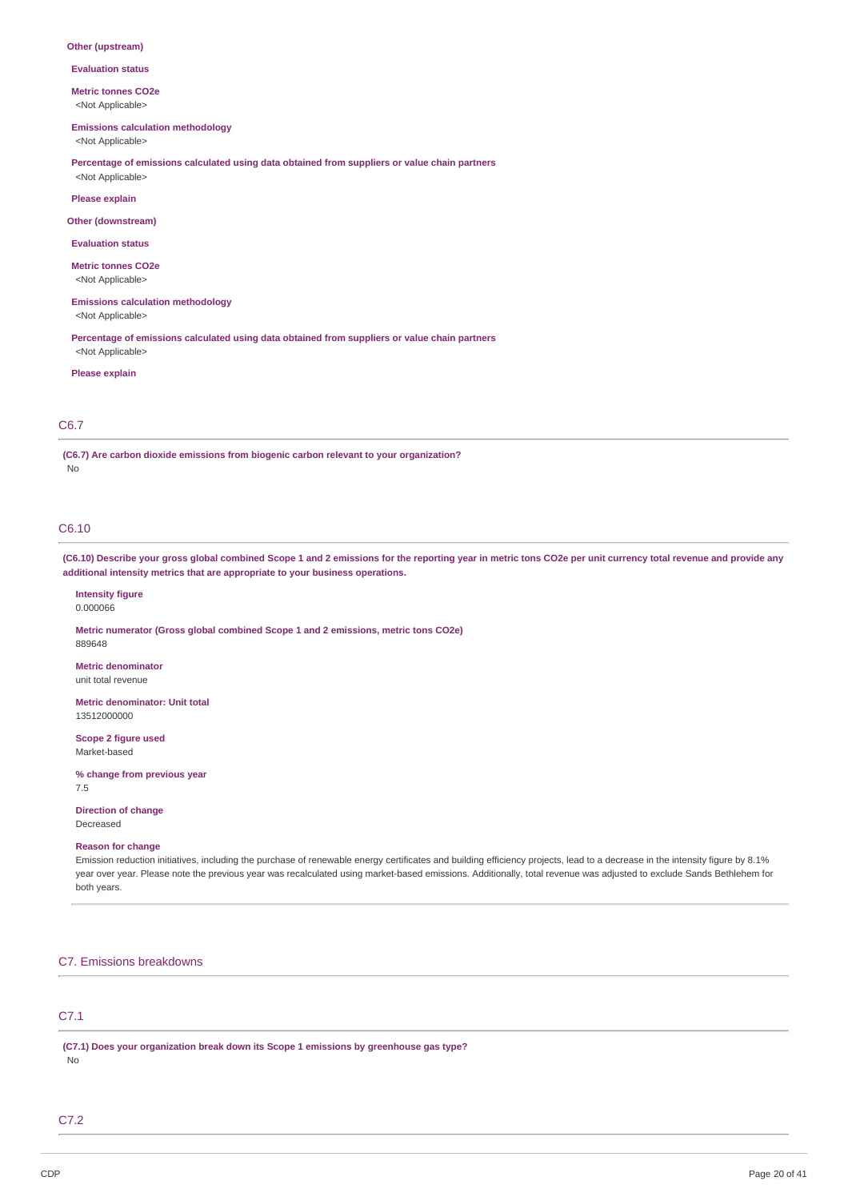**Other (upstream)**

**Evaluation status**

**Metric tonnes CO2e**
<Not Applicable>

**Emissions calculation methodology**
<Not Applicable>

**Percentage of emissions calculated using data obtained from suppliers or value chain partners**
<Not Applicable>

**Please explain**

**Other (downstream)**

**Evaluation status**

**Metric tonnes CO2e**
<Not Applicable>

**Emissions calculation methodology**
<Not Applicable>

**Percentage of emissions calculated using data obtained from suppliers or value chain partners**
<Not Applicable>

**Please explain**

## C6.7

**(C6.7) Are carbon dioxide emissions from biogenic carbon relevant to your organization?**
No

## C6.10

**(C6.10) Describe your gross global combined Scope 1 and 2 emissions for the reporting year in metric tons CO2e per unit currency total revenue and provide any additional intensity metrics that are appropriate to your business operations.**

**Intensity figure**
0.000066

**Metric numerator (Gross global combined Scope 1 and 2 emissions, metric tons CO2e)**
889648

**Metric denominator**
unit total revenue

**Metric denominator: Unit total**
13512000000

**Scope 2 figure used**
Market-based

**% change from previous year**
7.5

**Direction of change**
Decreased

**Reason for change**
Emission reduction initiatives, including the purchase of renewable energy certificates and building efficiency projects, lead to a decrease in the intensity figure by 8.1% year over year. Please note the previous year was recalculated using market-based emissions. Additionally, total revenue was adjusted to exclude Sands Bethlehem for both years.

# C7. Emissions breakdowns

## C7.1

**(C7.1) Does your organization break down its Scope 1 emissions by greenhouse gas type?**
No

## C7.2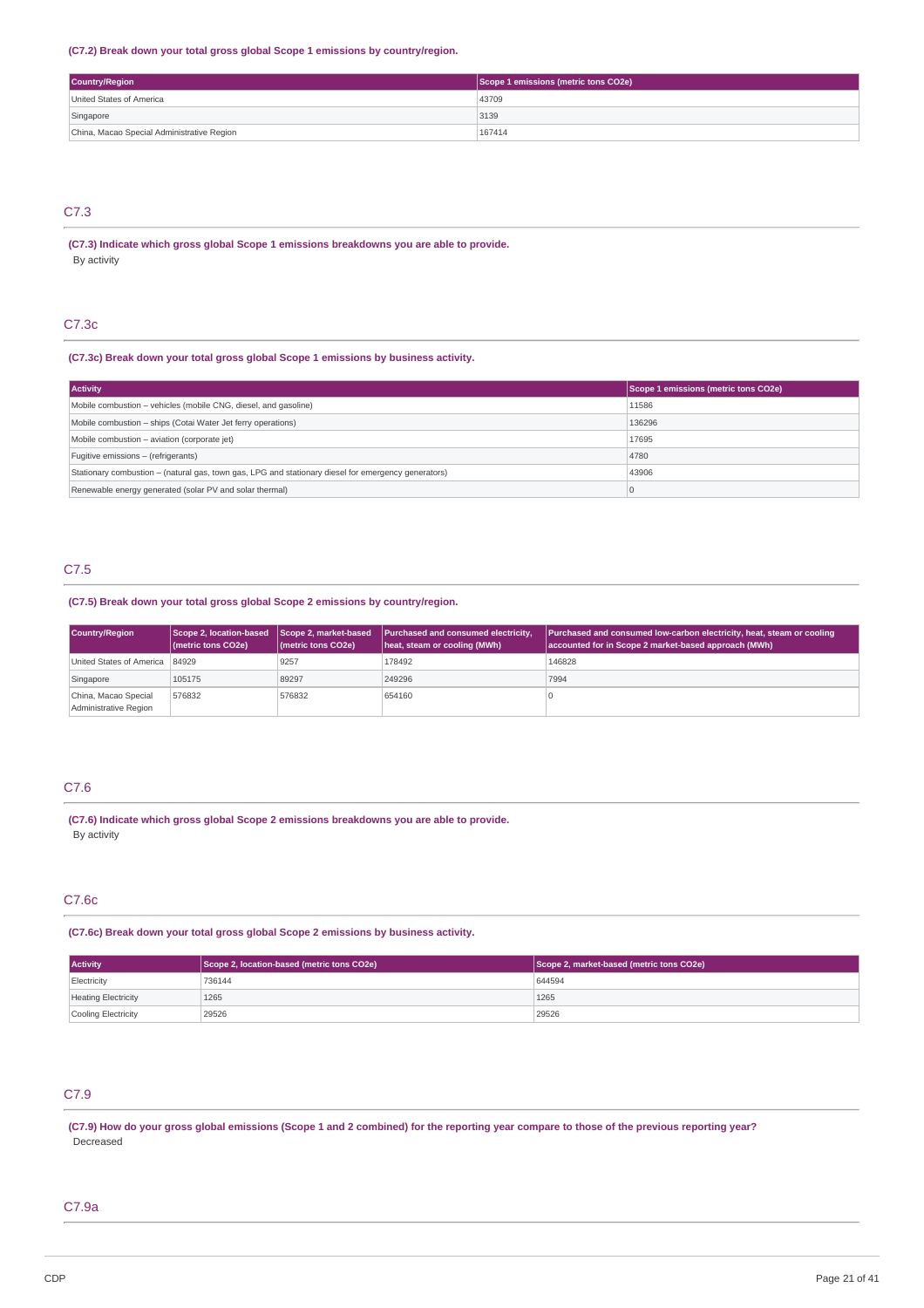**(C7.2) Break down your total gross global Scope 1 emissions by country/region.**

| Country/Region | Scope 1 emissions (metric tons CO2e) |
| --- | --- |
| United States of America | 43709 |
| Singapore | 3139 |
| China, Macao Special Administrative Region | 167414 |

## C7.3

**(C7.3) Indicate which gross global Scope 1 emissions breakdowns you are able to provide.**

By activity

## C7.3c

**(C7.3c) Break down your total gross global Scope 1 emissions by business activity.**

| Activity | Scope 1 emissions (metric tons CO2e) |
| --- | --- |
| Mobile combustion – vehicles (mobile CNG, diesel, and gasoline) | 11586 |
| Mobile combustion – ships (Cotai Water Jet ferry operations) | 136296 |
| Mobile combustion – aviation (corporate jet) | 17695 |
| Fugitive emissions – (refrigerants) | 4780 |
| Stationary combustion – (natural gas, town gas, LPG and stationary diesel for emergency generators) | 43906 |
| Renewable energy generated (solar PV and solar thermal) | 0 |

## C7.5

**(C7.5) Break down your total gross global Scope 2 emissions by country/region.**

| Country/Region | Scope 2, location-based (metric tons CO2e) | Scope 2, market-based (metric tons CO2e) | Purchased and consumed electricity, heat, steam or cooling (MWh) | Purchased and consumed low-carbon electricity, heat, steam or cooling accounted for in Scope 2 market-based approach (MWh) |
| --- | --- | --- | --- | --- |
| United States of America | 84929 | 9257 | 178492 | 146828 |
| Singapore | 105175 | 89297 | 249296 | 7994 |
| China, Macao Special Administrative Region | 576832 | 576832 | 654160 | 0 |

## C7.6

**(C7.6) Indicate which gross global Scope 2 emissions breakdowns you are able to provide.**

By activity

## C7.6c

**(C7.6c) Break down your total gross global Scope 2 emissions by business activity.**

| Activity | Scope 2, location-based (metric tons CO2e) | Scope 2, market-based (metric tons CO2e) |
| --- | --- | --- |
| Electricity | 736144 | 644594 |
| Heating Electricity | 1265 | 1265 |
| Cooling Electricity | 29526 | 29526 |

## C7.9

**(C7.9) How do your gross global emissions (Scope 1 and 2 combined) for the reporting year compare to those of the previous reporting year?**

Decreased

## C7.9a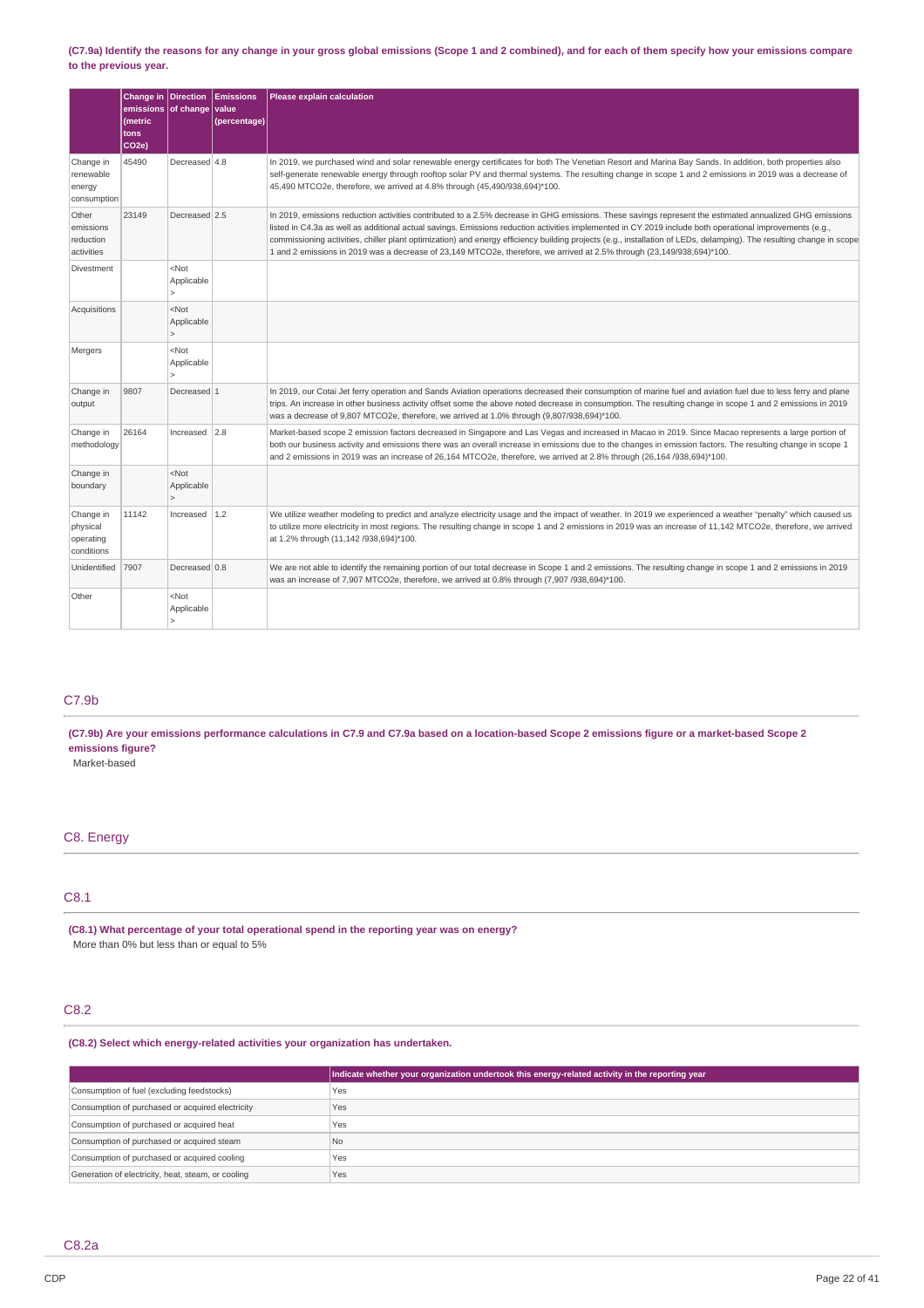**(C7.9a) Identify the reasons for any change in your gross global emissions (Scope 1 and 2 combined), and for each of them specify how your emissions compare to the previous year.**

| | Change in emissions (metric tons CO2e) | Direction of change | Emissions value (percentage) | Please explain calculation |
|---|---|---|---|---|
| Change in renewable energy consumption | 45490 | Decreased | 4.8 | In 2019, we purchased wind and solar renewable energy certificates for both The Venetian Resort and Marina Bay Sands. In addition, both properties also self-generate renewable energy through rooftop solar PV and thermal systems. The resulting change in scope 1 and 2 emissions in 2019 was a decrease of 45,490 MTCO2e, therefore, we arrived at 4.8% through (45,490/938,694)*100. |
| Other emissions reduction activities | 23149 | Decreased | 2.5 | In 2019, emissions reduction activities contributed to a 2.5% decrease in GHG emissions. These savings represent the estimated annualized GHG emissions listed in C4.3a as well as additional actual savings. Emissions reduction activities implemented in CY 2019 include both operational improvements (e.g., commissioning activities, chiller plant optimization) and energy efficiency building projects (e.g., installation of LEDs, delamping). The resulting change in scope 1 and 2 emissions in 2019 was a decrease of 23,149 MTCO2e, therefore, we arrived at 2.5% through (23,149/938,694)*100. |
| Divestment | | <Not Applicable> | | |
| Acquisitions | | <Not Applicable> | | |
| Mergers | | <Not Applicable> | | |
| Change in output | 9807 | Decreased | 1 | In 2019, our Cotai Jet ferry operation and Sands Aviation operations decreased their consumption of marine fuel and aviation fuel due to less ferry and plane trips. An increase in other business activity offset some the above noted decrease in consumption. The resulting change in scope 1 and 2 emissions in 2019 was a decrease of 9,807 MTCO2e, therefore, we arrived at 1.0% through (9,807/938,694)*100. |
| Change in methodology | 26164 | Increased | 2.8 | Market-based scope 2 emission factors decreased in Singapore and Las Vegas and increased in Macao in 2019. Since Macao represents a large portion of both our business activity and emissions there was an overall increase in emissions due to the changes in emission factors. The resulting change in scope 1 and 2 emissions in 2019 was an increase of 26,164 MTCO2e, therefore, we arrived at 2.8% through (26,164 /938,694)*100. |
| Change in boundary | | <Not Applicable> | | |
| Change in physical operating conditions | 11142 | Increased | 1.2 | We utilize weather modeling to predict and analyze electricity usage and the impact of weather. In 2019 we experienced a weather "penalty" which caused us to utilize more electricity in most regions. The resulting change in scope 1 and 2 emissions in 2019 was an increase of 11,142 MTCO2e, therefore, we arrived at 1.2% through (11,142 /938,694)*100. |
| Unidentified | 7907 | Decreased | 0.8 | We are not able to identify the remaining portion of our total decrease in Scope 1 and 2 emissions. The resulting change in scope 1 and 2 emissions in 2019 was an increase of 7,907 MTCO2e, therefore, we arrived at 0.8% through (7,907 /938,694)*100. |
| Other | | <Not Applicable> | | |

## C7.9b

**(C7.9b) Are your emissions performance calculations in C7.9 and C7.9a based on a location-based Scope 2 emissions figure or a market-based Scope 2 emissions figure?**

Market-based

# C8. Energy

## C8.1

**(C8.1) What percentage of your total operational spend in the reporting year was on energy?**

More than 0% but less than or equal to 5%

## C8.2

**(C8.2) Select which energy-related activities your organization has undertaken.**

| | Indicate whether your organization undertook this energy-related activity in the reporting year |
|---|---|
| Consumption of fuel (excluding feedstocks) | Yes |
| Consumption of purchased or acquired electricity | Yes |
| Consumption of purchased or acquired heat | Yes |
| Consumption of purchased or acquired steam | No |
| Consumption of purchased or acquired cooling | Yes |
| Generation of electricity, heat, steam, or cooling | Yes |

## C8.2a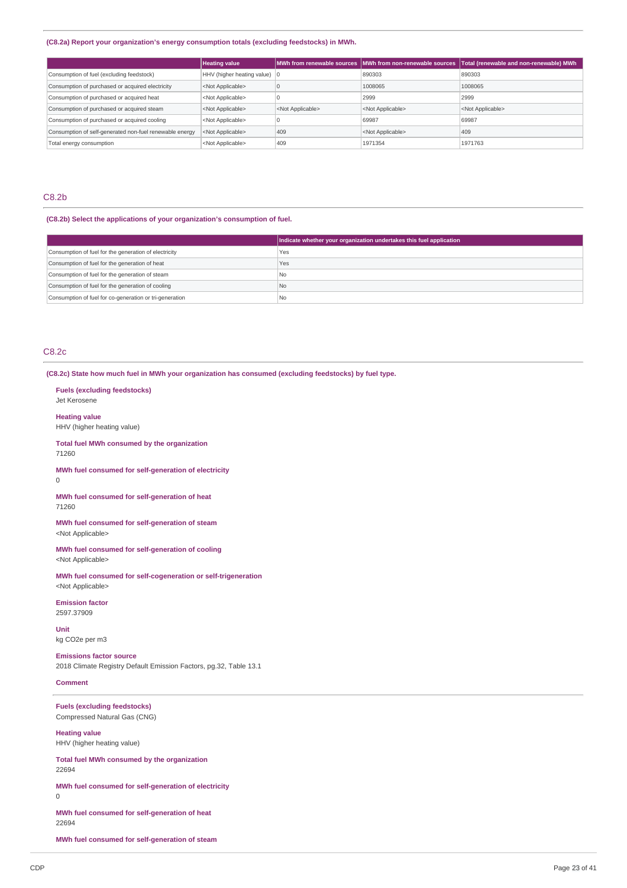**(C8.2a) Report your organization's energy consumption totals (excluding feedstocks) in MWh.**

| | Heating value | MWh from renewable sources | MWh from non-renewable sources | Total (renewable and non-renewable) MWh |
|---|---|---|---|---|
| Consumption of fuel (excluding feedstock) | HHV (higher heating value) | 0 | 890303 | 890303 |
| Consumption of purchased or acquired electricity | <Not Applicable> | 0 | 1008065 | 1008065 |
| Consumption of purchased or acquired heat | <Not Applicable> | 0 | 2999 | 2999 |
| Consumption of purchased or acquired steam | <Not Applicable> | <Not Applicable> | <Not Applicable> | <Not Applicable> |
| Consumption of purchased or acquired cooling | <Not Applicable> | 0 | 69987 | 69987 |
| Consumption of self-generated non-fuel renewable energy | <Not Applicable> | 409 | <Not Applicable> | 409 |
| Total energy consumption | <Not Applicable> | 409 | 1971354 | 1971763 |

## C8.2b

**(C8.2b) Select the applications of your organization's consumption of fuel.**

| | Indicate whether your organization undertakes this fuel application |
|---|---|
| Consumption of fuel for the generation of electricity | Yes |
| Consumption of fuel for the generation of heat | Yes |
| Consumption of fuel for the generation of steam | No |
| Consumption of fuel for the generation of cooling | No |
| Consumption of fuel for co-generation or tri-generation | No |

## C8.2c

**(C8.2c) State how much fuel in MWh your organization has consumed (excluding feedstocks) by fuel type.**

**Fuels (excluding feedstocks)**
Jet Kerosene

**Heating value**
HHV (higher heating value)

**Total fuel MWh consumed by the organization**
71260

**MWh fuel consumed for self-generation of electricity**
0

**MWh fuel consumed for self-generation of heat**
71260

**MWh fuel consumed for self-generation of steam**
<Not Applicable>

**MWh fuel consumed for self-generation of cooling**
<Not Applicable>

**MWh fuel consumed for self-cogeneration or self-trigeneration**
<Not Applicable>

**Emission factor**
2597.37909

**Unit**
kg CO2e per m3

**Emissions factor source**
2018 Climate Registry Default Emission Factors, pg.32, Table 13.1

**Comment**

---

**Fuels (excluding feedstocks)**
Compressed Natural Gas (CNG)

**Heating value**
HHV (higher heating value)

**Total fuel MWh consumed by the organization**
22694

**MWh fuel consumed for self-generation of electricity**
0

**MWh fuel consumed for self-generation of heat**
22694

**MWh fuel consumed for self-generation of steam**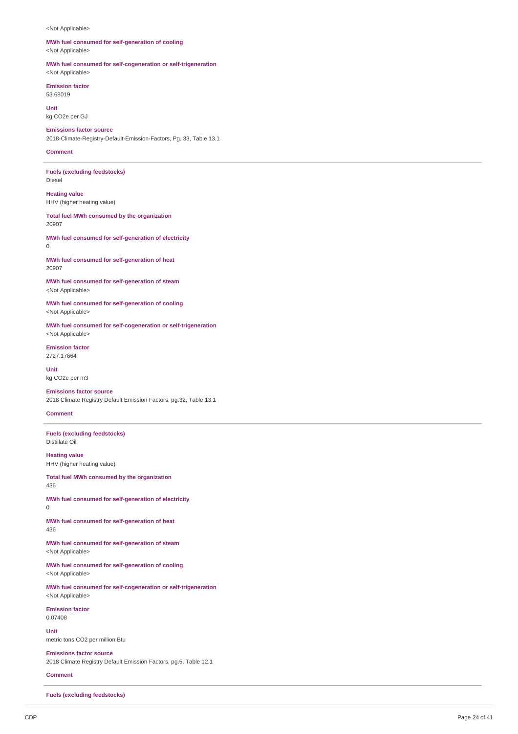<Not Applicable>

**MWh fuel consumed for self-generation of cooling**
<Not Applicable>

**MWh fuel consumed for self-cogeneration or self-trigeneration**
<Not Applicable>

**Emission factor**
53.68019

**Unit**
kg CO2e per GJ

**Emissions factor source**
2018-Climate-Registry-Default-Emission-Factors, Pg. 33, Table 13.1

**Comment**

---

**Fuels (excluding feedstocks)**
Diesel

**Heating value**
HHV (higher heating value)

**Total fuel MWh consumed by the organization**
20907

**MWh fuel consumed for self-generation of electricity**
0

**MWh fuel consumed for self-generation of heat**
20907

**MWh fuel consumed for self-generation of steam**
<Not Applicable>

**MWh fuel consumed for self-generation of cooling**
<Not Applicable>

**MWh fuel consumed for self-cogeneration or self-trigeneration**
<Not Applicable>

**Emission factor**
2727.17664

**Unit**
kg CO2e per m3

**Emissions factor source**
2018 Climate Registry Default Emission Factors, pg.32, Table 13.1

**Comment**

---

**Fuels (excluding feedstocks)**
Distillate Oil

**Heating value**
HHV (higher heating value)

**Total fuel MWh consumed by the organization**
436

**MWh fuel consumed for self-generation of electricity**
0

**MWh fuel consumed for self-generation of heat**
436

**MWh fuel consumed for self-generation of steam**
<Not Applicable>

**MWh fuel consumed for self-generation of cooling**
<Not Applicable>

**MWh fuel consumed for self-cogeneration or self-trigeneration**
<Not Applicable>

**Emission factor**
0.07408

**Unit**
metric tons CO2 per million Btu

**Emissions factor source**
2018 Climate Registry Default Emission Factors, pg.5, Table 12.1

**Comment**

---

**Fuels (excluding feedstocks)**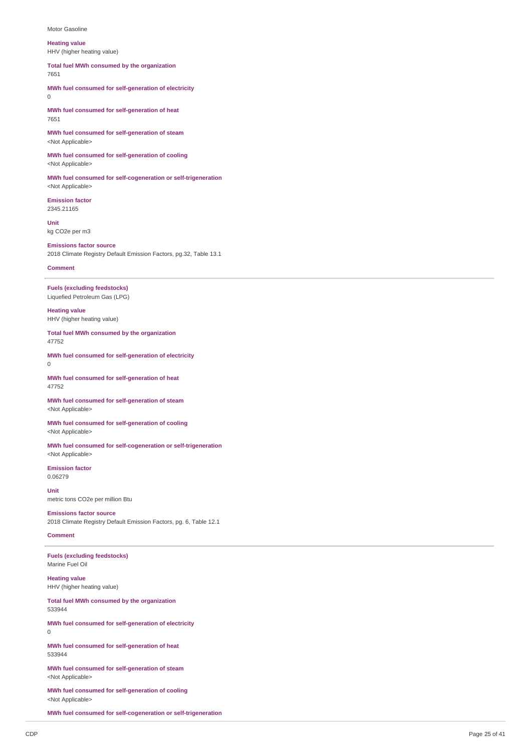Motor Gasoline

**Heating value**
HHV (higher heating value)

**Total fuel MWh consumed by the organization**
7651

**MWh fuel consumed for self-generation of electricity**
0

**MWh fuel consumed for self-generation of heat**
7651

**MWh fuel consumed for self-generation of steam**
<Not Applicable>

**MWh fuel consumed for self-generation of cooling**
<Not Applicable>

**MWh fuel consumed for self-cogeneration or self-trigeneration**
<Not Applicable>

**Emission factor**
2345.21165

**Unit**
kg CO2e per m3

**Emissions factor source**
2018 Climate Registry Default Emission Factors, pg.32, Table 13.1

**Comment**

---

**Fuels (excluding feedstocks)**
Liquefied Petroleum Gas (LPG)

**Heating value**
HHV (higher heating value)

**Total fuel MWh consumed by the organization**
47752

**MWh fuel consumed for self-generation of electricity**
0

**MWh fuel consumed for self-generation of heat**
47752

**MWh fuel consumed for self-generation of steam**
<Not Applicable>

**MWh fuel consumed for self-generation of cooling**
<Not Applicable>

**MWh fuel consumed for self-cogeneration or self-trigeneration**
<Not Applicable>

**Emission factor**
0.06279

**Unit**
metric tons CO2e per million Btu

**Emissions factor source**
2018 Climate Registry Default Emission Factors, pg. 6, Table 12.1

**Comment**

---

**Fuels (excluding feedstocks)**
Marine Fuel Oil

**Heating value**
HHV (higher heating value)

**Total fuel MWh consumed by the organization**
533944

**MWh fuel consumed for self-generation of electricity**
0

**MWh fuel consumed for self-generation of heat**
533944

**MWh fuel consumed for self-generation of steam**
<Not Applicable>

**MWh fuel consumed for self-generation of cooling**
<Not Applicable>

**MWh fuel consumed for self-cogeneration or self-trigeneration**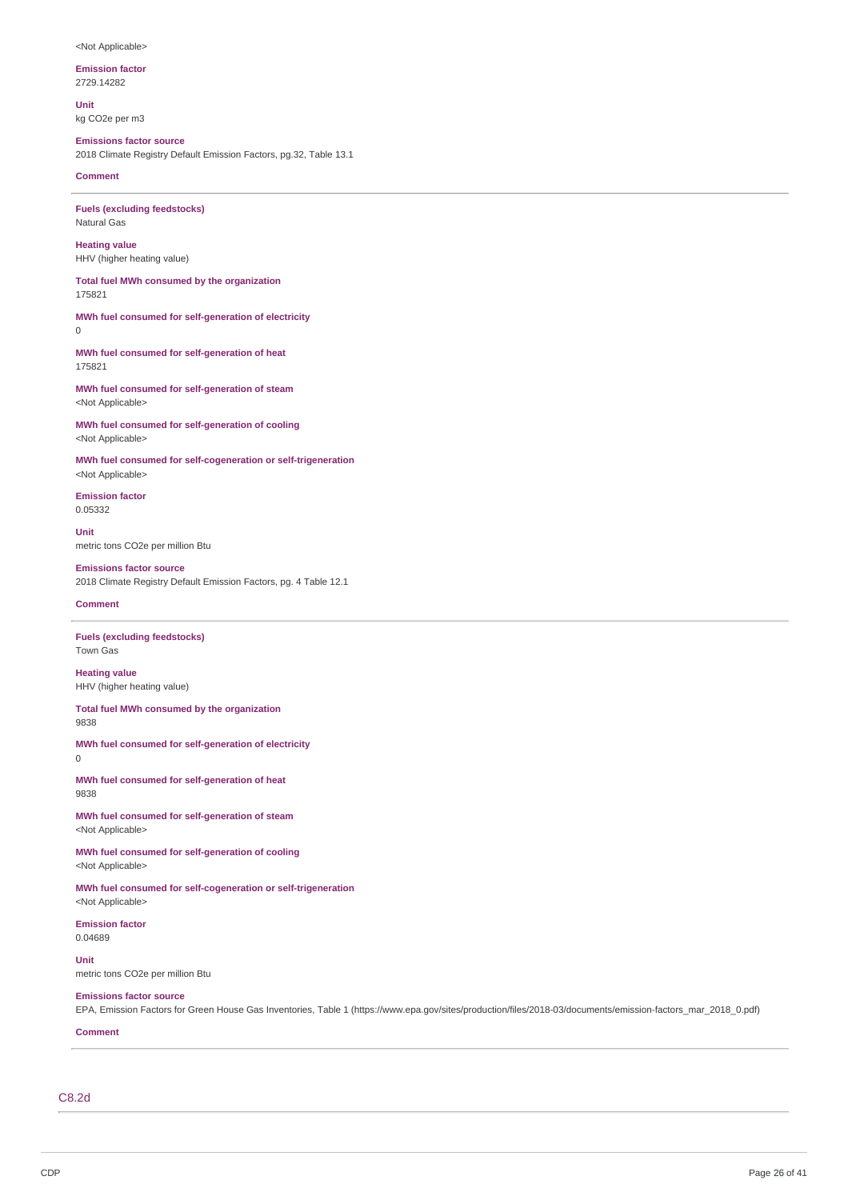<Not Applicable>

**Emission factor**
2729.14282

**Unit**
kg $CO_2e$ per m3

**Emissions factor source**
2018 Climate Registry Default Emission Factors, pg.32, Table 13.1

**Comment**

---

**Fuels (excluding feedstocks)**
Natural Gas

**Heating value**
HHV (higher heating value)

**Total fuel MWh consumed by the organization**
175821

**MWh fuel consumed for self-generation of electricity**
0

**MWh fuel consumed for self-generation of heat**
175821

**MWh fuel consumed for self-generation of steam**
<Not Applicable>

**MWh fuel consumed for self-generation of cooling**
<Not Applicable>

**MWh fuel consumed for self-cogeneration or self-trigeneration**
<Not Applicable>

**Emission factor**
0.05332

**Unit**
metric tons $CO_2e$ per million Btu

**Emissions factor source**
2018 Climate Registry Default Emission Factors, pg. 4 Table 12.1

**Comment**

---

**Fuels (excluding feedstocks)**
Town Gas

**Heating value**
HHV (higher heating value)

**Total fuel MWh consumed by the organization**
9838

**MWh fuel consumed for self-generation of electricity**
0

**MWh fuel consumed for self-generation of heat**
9838

**MWh fuel consumed for self-generation of steam**
<Not Applicable>

**MWh fuel consumed for self-generation of cooling**
<Not Applicable>

**MWh fuel consumed for self-cogeneration or self-trigeneration**
<Not Applicable>

**Emission factor**
0.04689

**Unit**
metric tons $CO_2e$ per million Btu

**Emissions factor source**
EPA, Emission Factors for Green House Gas Inventories, Table 1 (https://www.epa.gov/sites/production/files/2018-03/documents/emission-factors_mar_2018_0.pdf)

**Comment**

---

## C8.2d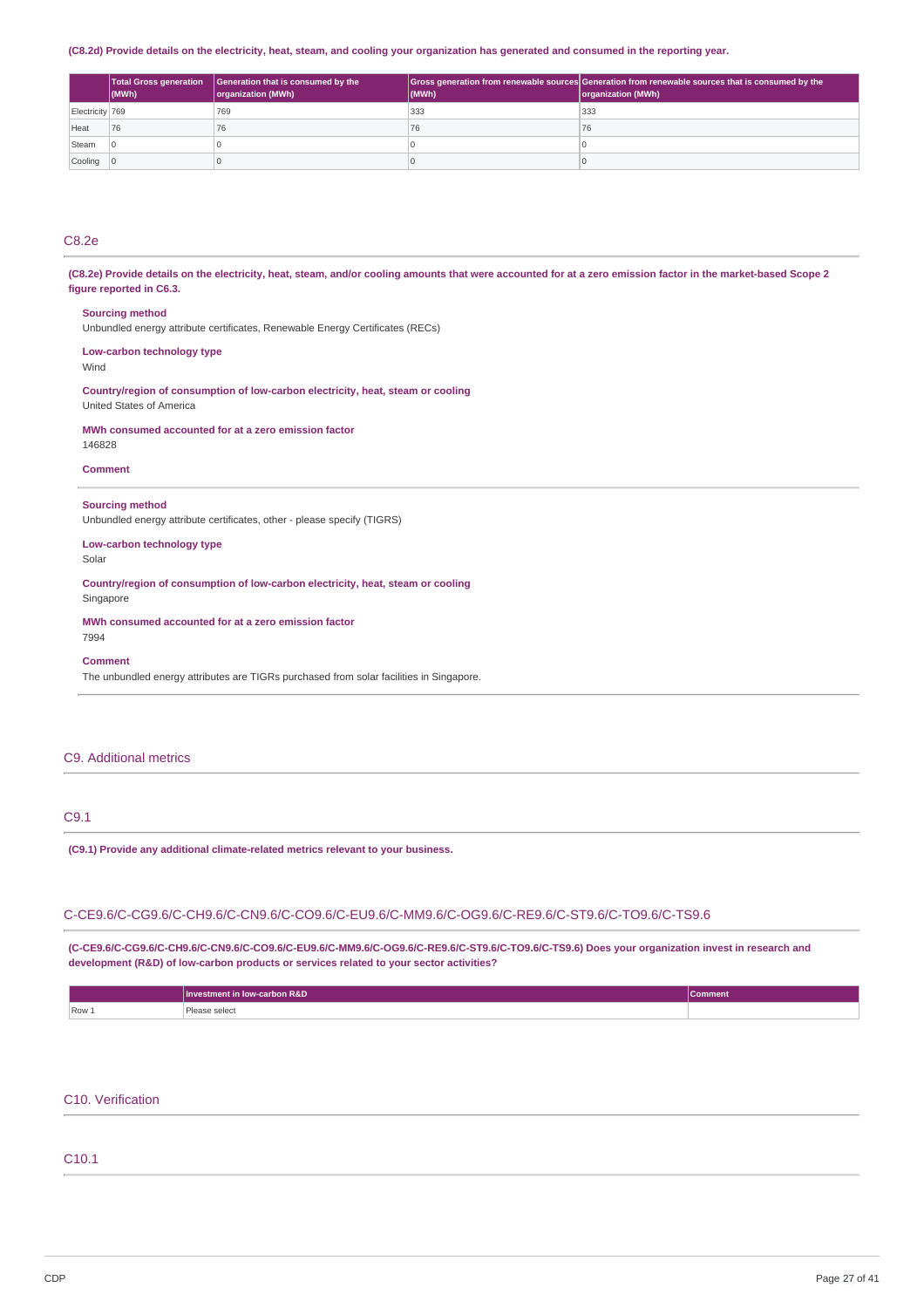(C8.2d) Provide details on the electricity, heat, steam, and cooling your organization has generated and consumed in the reporting year.

| | Total Gross generation (MWh) | Generation that is consumed by the organization (MWh) | Gross generation from renewable sources (MWh) | Generation from renewable sources that is consumed by the organization (MWh) |
|---|---|---|---|---|
| Electricity | 769 | 769 | 333 | 333 |
| Heat | 76 | 76 | 76 | 76 |
| Steam | 0 | 0 | 0 | 0 |
| Cooling | 0 | 0 | 0 | 0 |

## C8.2e

**(C8.2e) Provide details on the electricity, heat, steam, and/or cooling amounts that were accounted for at a zero emission factor in the market-based Scope 2 figure reported in C6.3.**

**Sourcing method**
Unbundled energy attribute certificates, Renewable Energy Certificates (RECs)

**Low-carbon technology type**
Wind

**Country/region of consumption of low-carbon electricity, heat, steam or cooling**
United States of America

**MWh consumed accounted for at a zero emission factor**
146828

**Comment**

**Sourcing method**
Unbundled energy attribute certificates, other - please specify (TIGRS)

**Low-carbon technology type**
Solar

**Country/region of consumption of low-carbon electricity, heat, steam or cooling**
Singapore

**MWh consumed accounted for at a zero emission factor**
7994

**Comment**
The unbundled energy attributes are TIGRs purchased from solar facilities in Singapore.

# C9. Additional metrics

## C9.1

**(C9.1) Provide any additional climate-related metrics relevant to your business.**

## C-CE9.6/C-CG9.6/C-CH9.6/C-CN9.6/C-CO9.6/C-EU9.6/C-MM9.6/C-OG9.6/C-RE9.6/C-ST9.6/C-TO9.6/C-TS9.6

**(C-CE9.6/C-CG9.6/C-CH9.6/C-CN9.6/C-CO9.6/C-EU9.6/C-MM9.6/C-OG9.6/C-RE9.6/C-ST9.6/C-TO9.6/C-TS9.6) Does your organization invest in research and development (R&D) of low-carbon products or services related to your sector activities?**

| | Investment in low-carbon R&D | Comment |
|---|---|---|
| Row 1 | Please select | |

# C10. Verification

## C10.1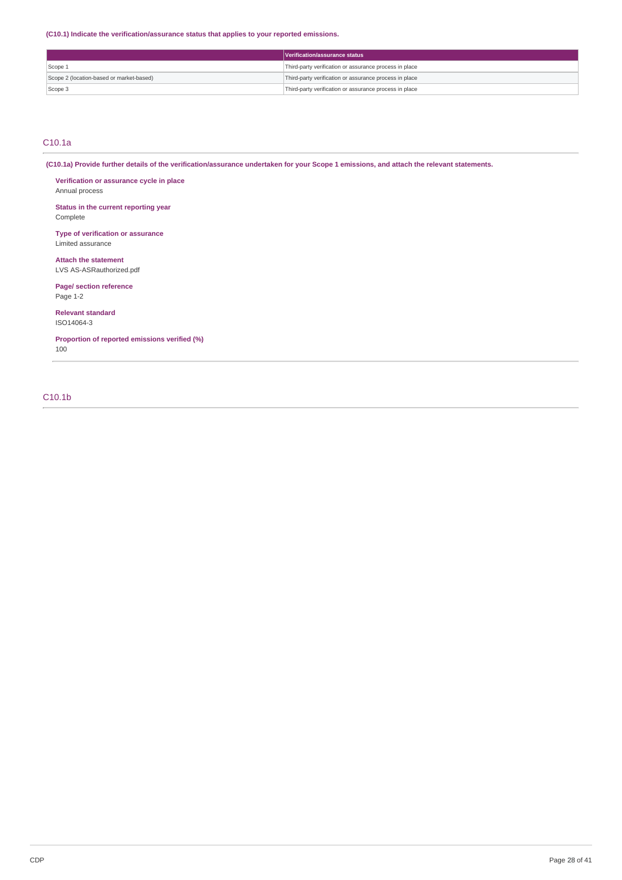**(C10.1) Indicate the verification/assurance status that applies to your reported emissions.**

| | Verification/assurance status |
|---|---|
| Scope 1 | Third-party verification or assurance process in place |
| Scope 2 (location-based or market-based) | Third-party verification or assurance process in place |
| Scope 3 | Third-party verification or assurance process in place |

## C10.1a

**(C10.1a) Provide further details of the verification/assurance undertaken for your Scope 1 emissions, and attach the relevant statements.**

**Verification or assurance cycle in place**
Annual process

**Status in the current reporting year**
Complete

**Type of verification or assurance**
Limited assurance

**Attach the statement**
LVS AS-ASRauthorized.pdf

**Page/ section reference**
Page 1-2

**Relevant standard**
ISO14064-3

**Proportion of reported emissions verified (%)**
100

## C10.1b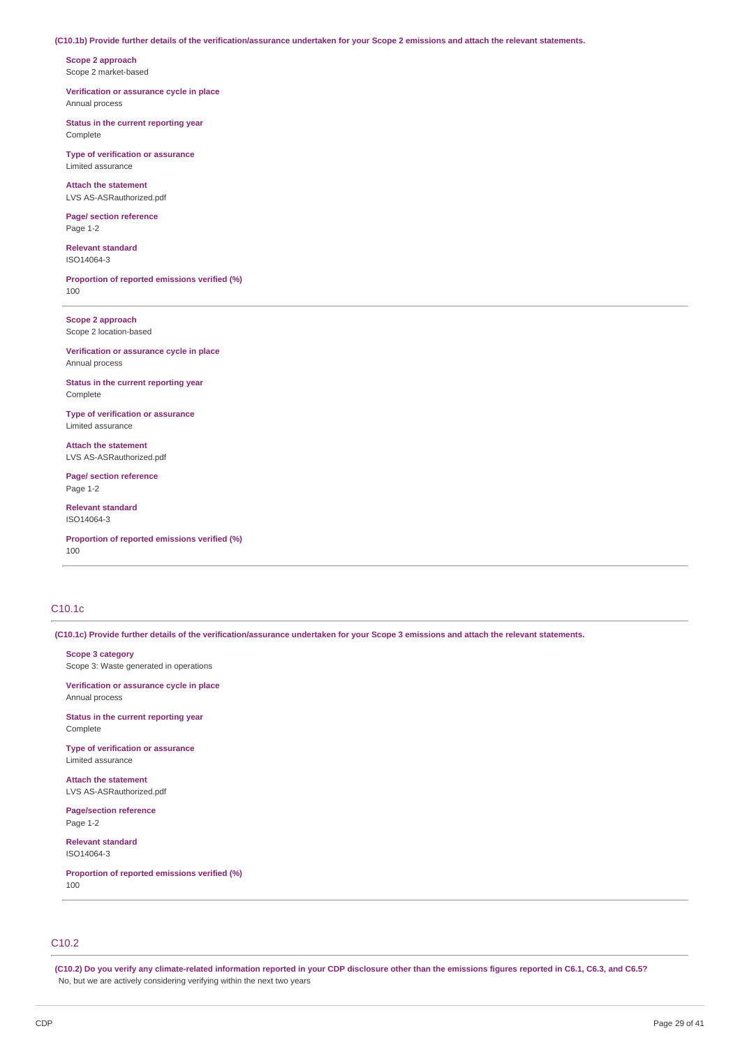**(C10.1b) Provide further details of the verification/assurance undertaken for your Scope 2 emissions and attach the relevant statements.**

**Scope 2 approach**
Scope 2 market-based

**Verification or assurance cycle in place**
Annual process

**Status in the current reporting year**
Complete

**Type of verification or assurance**
Limited assurance

**Attach the statement**
LVS AS-ASRauthorized.pdf

**Page/ section reference**
Page 1-2

**Relevant standard**
ISO14064-3

**Proportion of reported emissions verified (%)**
100

---

**Scope 2 approach**
Scope 2 location-based

**Verification or assurance cycle in place**
Annual process

**Status in the current reporting year**
Complete

**Type of verification or assurance**
Limited assurance

**Attach the statement**
LVS AS-ASRauthorized.pdf

**Page/ section reference**
Page 1-2

**Relevant standard**
ISO14064-3

**Proportion of reported emissions verified (%)**
100

---

## C10.1c

**(C10.1c) Provide further details of the verification/assurance undertaken for your Scope 3 emissions and attach the relevant statements.**

**Scope 3 category**
Scope 3: Waste generated in operations

**Verification or assurance cycle in place**
Annual process

**Status in the current reporting year**
Complete

**Type of verification or assurance**
Limited assurance

**Attach the statement**
LVS AS-ASRauthorized.pdf

**Page/section reference**
Page 1-2

**Relevant standard**
ISO14064-3

**Proportion of reported emissions verified (%)**
100

---

## C10.2

**(C10.2) Do you verify any climate-related information reported in your CDP disclosure other than the emissions figures reported in C6.1, C6.3, and C6.5?**
No, but we are actively considering verifying within the next two years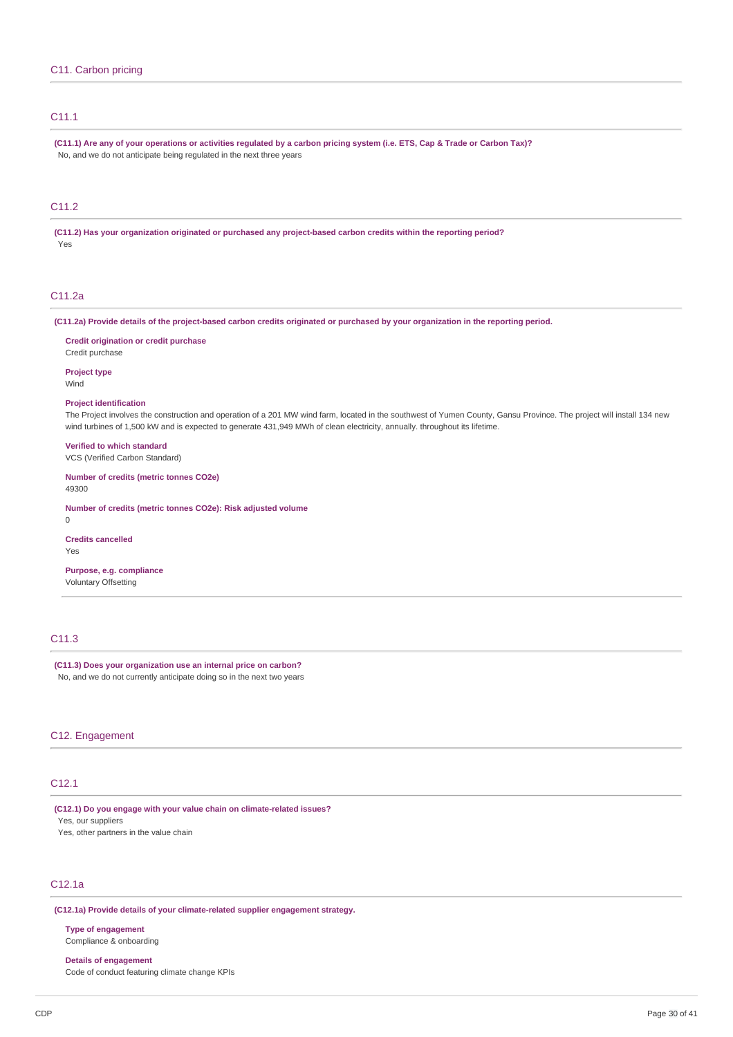## C11. Carbon pricing

### C11.1

**(C11.1) Are any of your operations or activities regulated by a carbon pricing system (i.e. ETS, Cap & Trade or Carbon Tax)?**

No, and we do not anticipate being regulated in the next three years

### C11.2

**(C11.2) Has your organization originated or purchased any project-based carbon credits within the reporting period?**

Yes

### C11.2a

**(C11.2a) Provide details of the project-based carbon credits originated or purchased by your organization in the reporting period.**

**Credit origination or credit purchase**

Credit purchase

**Project type**

Wind

**Project identification**

The Project involves the construction and operation of a 201 MW wind farm, located in the southwest of Yumen County, Gansu Province. The project will install 134 new wind turbines of 1,500 kW and is expected to generate 431,949 MWh of clean electricity, annually. throughout its lifetime.

**Verified to which standard**

VCS (Verified Carbon Standard)

**Number of credits (metric tonnes CO2e)**

49300

**Number of credits (metric tonnes CO2e): Risk adjusted volume**

0

**Credits cancelled**

Yes

**Purpose, e.g. compliance**

Voluntary Offsetting

### C11.3

**(C11.3) Does your organization use an internal price on carbon?**

No, and we do not currently anticipate doing so in the next two years

## C12. Engagement

### C12.1

**(C12.1) Do you engage with your value chain on climate-related issues?**

Yes, our suppliers

Yes, other partners in the value chain

### C12.1a

**(C12.1a) Provide details of your climate-related supplier engagement strategy.**

**Type of engagement**

Compliance & onboarding

**Details of engagement**

Code of conduct featuring climate change KPIs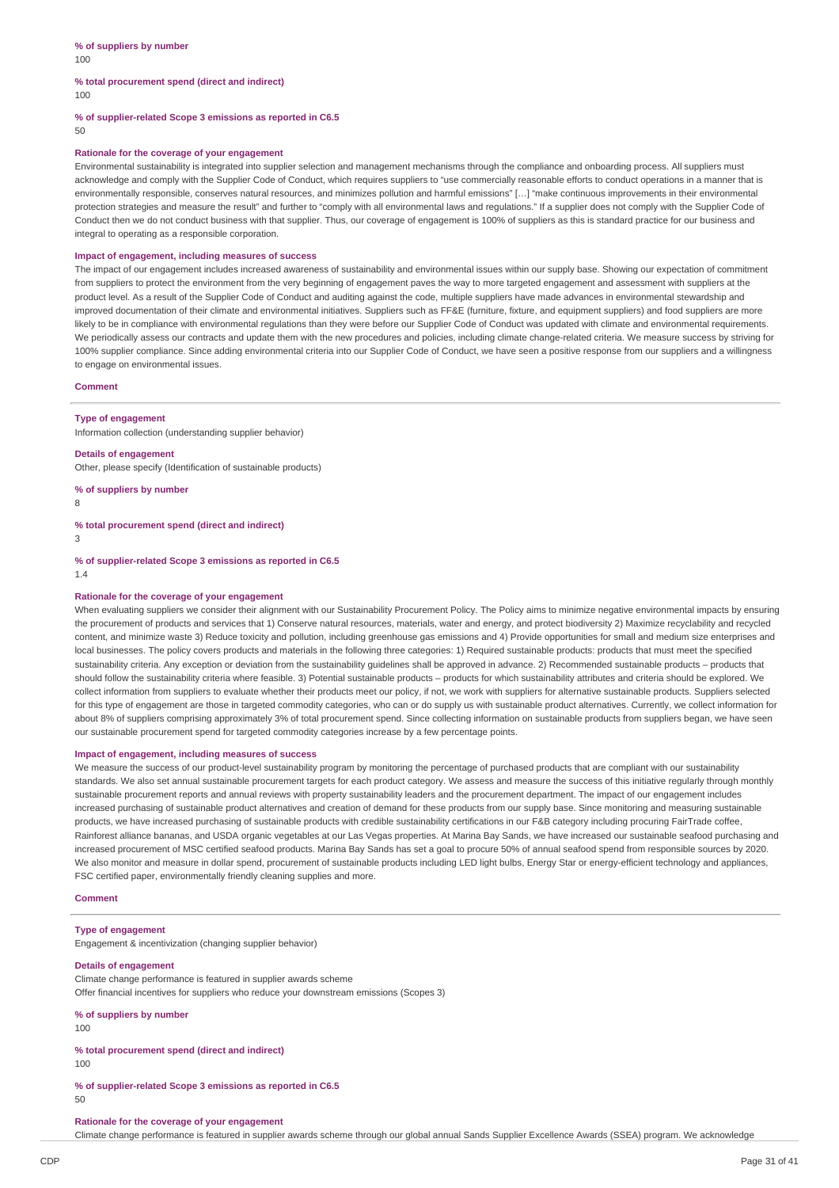**% of suppliers by number**
100

**% total procurement spend (direct and indirect)**
100

**% of supplier-related Scope 3 emissions as reported in C6.5**
50

**Rationale for the coverage of your engagement**
Environmental sustainability is integrated into supplier selection and management mechanisms through the compliance and onboarding process. All suppliers must acknowledge and comply with the Supplier Code of Conduct, which requires suppliers to "use commercially reasonable efforts to conduct operations in a manner that is environmentally responsible, conserves natural resources, and minimizes pollution and harmful emissions" […] "make continuous improvements in their environmental protection strategies and measure the result" and further to "comply with all environmental laws and regulations." If a supplier does not comply with the Supplier Code of Conduct then we do not conduct business with that supplier. Thus, our coverage of engagement is 100% of suppliers as this is standard practice for our business and integral to operating as a responsible corporation.

**Impact of engagement, including measures of success**
The impact of our engagement includes increased awareness of sustainability and environmental issues within our supply base. Showing our expectation of commitment from suppliers to protect the environment from the very beginning of engagement paves the way to more targeted engagement and assessment with suppliers at the product level. As a result of the Supplier Code of Conduct and auditing against the code, multiple suppliers have made advances in environmental stewardship and improved documentation of their climate and environmental initiatives. Suppliers such as FF&E (furniture, fixture, and equipment suppliers) and food suppliers are more likely to be in compliance with environmental regulations than they were before our Supplier Code of Conduct was updated with climate and environmental requirements. We periodically assess our contracts and update them with the new procedures and policies, including climate change-related criteria. We measure success by striving for 100% supplier compliance. Since adding environmental criteria into our Supplier Code of Conduct, we have seen a positive response from our suppliers and a willingness to engage on environmental issues.

**Comment**

---

**Type of engagement**
Information collection (understanding supplier behavior)

**Details of engagement**
Other, please specify (Identification of sustainable products)

**% of suppliers by number**
8

**% total procurement spend (direct and indirect)**
3

**% of supplier-related Scope 3 emissions as reported in C6.5**
1.4

**Rationale for the coverage of your engagement**
When evaluating suppliers we consider their alignment with our Sustainability Procurement Policy. The Policy aims to minimize negative environmental impacts by ensuring the procurement of products and services that 1) Conserve natural resources, materials, water and energy, and protect biodiversity 2) Maximize recyclability and recycled content, and minimize waste 3) Reduce toxicity and pollution, including greenhouse gas emissions and 4) Provide opportunities for small and medium size enterprises and local businesses. The policy covers products and materials in the following three categories: 1) Required sustainable products: products that must meet the specified sustainability criteria. Any exception or deviation from the sustainability guidelines shall be approved in advance. 2) Recommended sustainable products – products that should follow the sustainability criteria where feasible. 3) Potential sustainable products – products for which sustainability attributes and criteria should be explored. We collect information from suppliers to evaluate whether their products meet our policy, if not, we work with suppliers for alternative sustainable products. Suppliers selected for this type of engagement are those in targeted commodity categories, who can or do supply us with sustainable product alternatives. Currently, we collect information for about 8% of suppliers comprising approximately 3% of total procurement spend. Since collecting information on sustainable products from suppliers began, we have seen our sustainable procurement spend for targeted commodity categories increase by a few percentage points.

**Impact of engagement, including measures of success**
We measure the success of our product-level sustainability program by monitoring the percentage of purchased products that are compliant with our sustainability standards. We also set annual sustainable procurement targets for each product category. We assess and measure the success of this initiative regularly through monthly sustainable procurement reports and annual reviews with property sustainability leaders and the procurement department. The impact of our engagement includes increased purchasing of sustainable product alternatives and creation of demand for these products from our supply base. Since monitoring and measuring sustainable products, we have increased purchasing of sustainable products with credible sustainability certifications in our F&B category including procuring FairTrade coffee, Rainforest alliance bananas, and USDA organic vegetables at our Las Vegas properties. At Marina Bay Sands, we have increased our sustainable seafood purchasing and increased procurement of MSC certified seafood products. Marina Bay Sands has set a goal to procure 50% of annual seafood spend from responsible sources by 2020. We also monitor and measure in dollar spend, procurement of sustainable products including LED light bulbs, Energy Star or energy-efficient technology and appliances, FSC certified paper, environmentally friendly cleaning supplies and more.

**Comment**

---

**Type of engagement**
Engagement & incentivization (changing supplier behavior)

**Details of engagement**
Climate change performance is featured in supplier awards scheme
Offer financial incentives for suppliers who reduce your downstream emissions (Scopes 3)

**% of suppliers by number**
100

**% total procurement spend (direct and indirect)**
100

**% of supplier-related Scope 3 emissions as reported in C6.5**
50

**Rationale for the coverage of your engagement**
Climate change performance is featured in supplier awards scheme through our global annual Sands Supplier Excellence Awards (SSEA) program. We acknowledge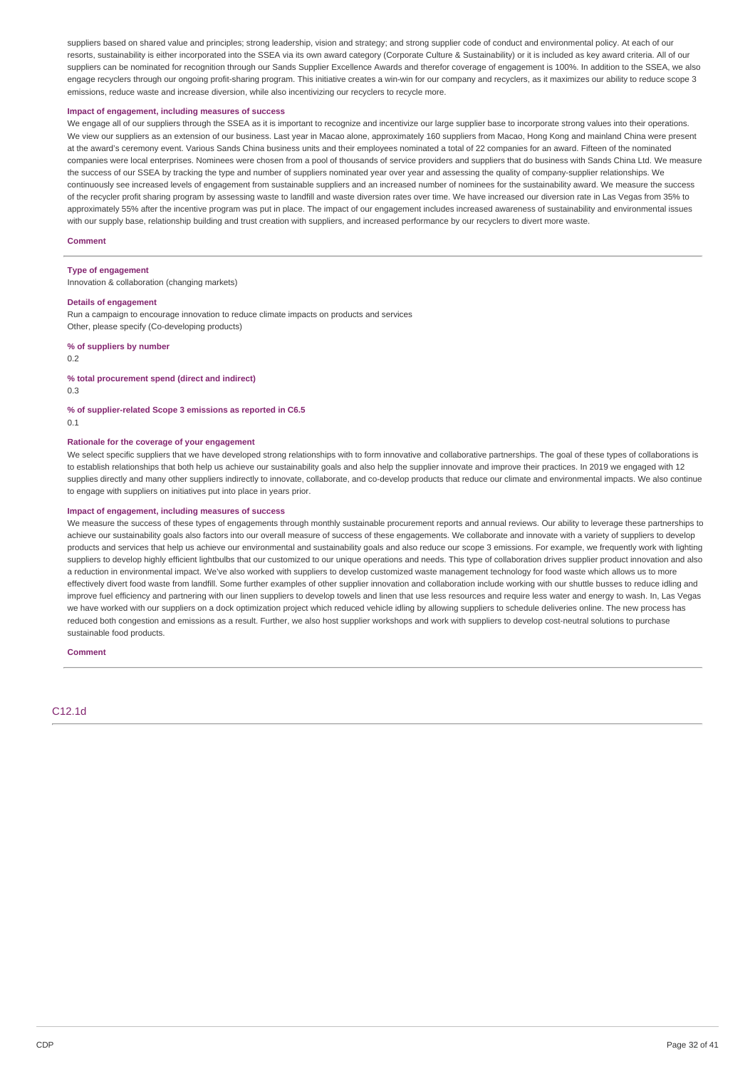suppliers based on shared value and principles; strong leadership, vision and strategy; and strong supplier code of conduct and environmental policy. At each of our resorts, sustainability is either incorporated into the SSEA via its own award category (Corporate Culture & Sustainability) or it is included as key award criteria. All of our suppliers can be nominated for recognition through our Sands Supplier Excellence Awards and therefor coverage of engagement is 100%. In addition to the SSEA, we also engage recyclers through our ongoing profit-sharing program. This initiative creates a win-win for our company and recyclers, as it maximizes our ability to reduce scope 3 emissions, reduce waste and increase diversion, while also incentivizing our recyclers to recycle more.

**Impact of engagement, including measures of success**

We engage all of our suppliers through the SSEA as it is important to recognize and incentivize our large supplier base to incorporate strong values into their operations. We view our suppliers as an extension of our business. Last year in Macao alone, approximately 160 suppliers from Macao, Hong Kong and mainland China were present at the award's ceremony event. Various Sands China business units and their employees nominated a total of 22 companies for an award. Fifteen of the nominated companies were local enterprises. Nominees were chosen from a pool of thousands of service providers and suppliers that do business with Sands China Ltd. We measure the success of our SSEA by tracking the type and number of suppliers nominated year over year and assessing the quality of company-supplier relationships. We continuously see increased levels of engagement from sustainable suppliers and an increased number of nominees for the sustainability award. We measure the success of the recycler profit sharing program by assessing waste to landfill and waste diversion rates over time. We have increased our diversion rate in Las Vegas from 35% to approximately 55% after the incentive program was put in place. The impact of our engagement includes increased awareness of sustainability and environmental issues with our supply base, relationship building and trust creation with suppliers, and increased performance by our recyclers to divert more waste.

**Comment**

---

**Type of engagement**

Innovation & collaboration (changing markets)

**Details of engagement**

Run a campaign to encourage innovation to reduce climate impacts on products and services

Other, please specify (Co-developing products)

**% of suppliers by number**

0.2

**% total procurement spend (direct and indirect)**

0.3

**% of supplier-related Scope 3 emissions as reported in C6.5**

0.1

**Rationale for the coverage of your engagement**

We select specific suppliers that we have developed strong relationships with to form innovative and collaborative partnerships. The goal of these types of collaborations is to establish relationships that both help us achieve our sustainability goals and also help the supplier innovate and improve their practices. In 2019 we engaged with 12 supplies directly and many other suppliers indirectly to innovate, collaborate, and co-develop products that reduce our climate and environmental impacts. We also continue to engage with suppliers on initiatives put into place in years prior.

**Impact of engagement, including measures of success**

We measure the success of these types of engagements through monthly sustainable procurement reports and annual reviews. Our ability to leverage these partnerships to achieve our sustainability goals also factors into our overall measure of success of these engagements. We collaborate and innovate with a variety of suppliers to develop products and services that help us achieve our environmental and sustainability goals and also reduce our scope 3 emissions. For example, we frequently work with lighting suppliers to develop highly efficient lightbulbs that our customized to our unique operations and needs. This type of collaboration drives supplier product innovation and also a reduction in environmental impact. We've also worked with suppliers to develop customized waste management technology for food waste which allows us to more effectively divert food waste from landfill. Some further examples of other supplier innovation and collaboration include working with our shuttle busses to reduce idling and improve fuel efficiency and partnering with our linen suppliers to develop towels and linen that use less resources and require less water and energy to wash. In, Las Vegas we have worked with our suppliers on a dock optimization project which reduced vehicle idling by allowing suppliers to schedule deliveries online. The new process has reduced both congestion and emissions as a result. Further, we also host supplier workshops and work with suppliers to develop cost-neutral solutions to purchase sustainable food products.

**Comment**

---

## C12.1d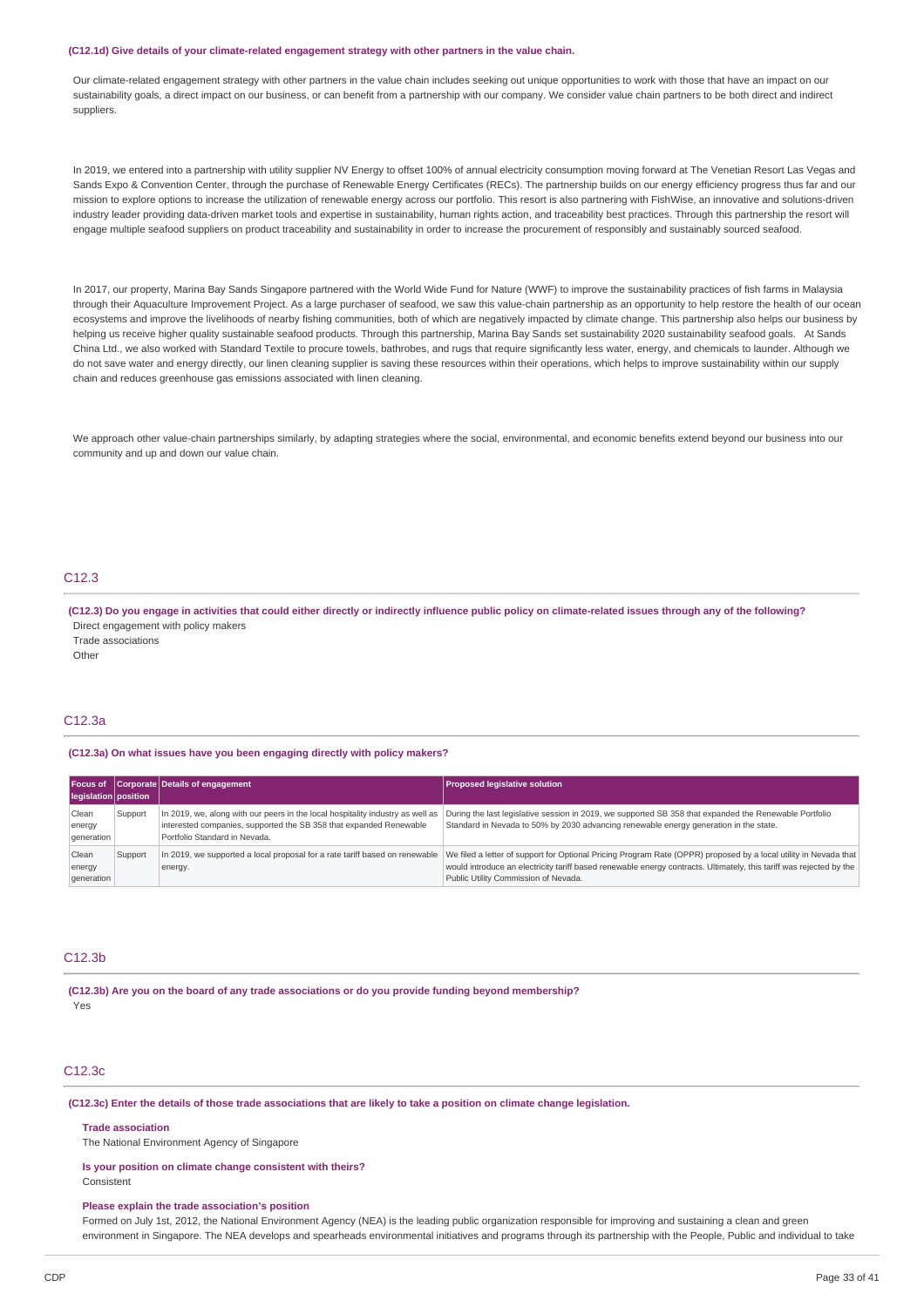**(C12.1d) Give details of your climate-related engagement strategy with other partners in the value chain.**

Our climate-related engagement strategy with other partners in the value chain includes seeking out unique opportunities to work with those that have an impact on our sustainability goals, a direct impact on our business, or can benefit from a partnership with our company. We consider value chain partners to be both direct and indirect suppliers.

In 2019, we entered into a partnership with utility supplier NV Energy to offset 100% of annual electricity consumption moving forward at The Venetian Resort Las Vegas and Sands Expo & Convention Center, through the purchase of Renewable Energy Certificates (RECs). The partnership builds on our energy efficiency progress thus far and our mission to explore options to increase the utilization of renewable energy across our portfolio. This resort is also partnering with FishWise, an innovative and solutions-driven industry leader providing data-driven market tools and expertise in sustainability, human rights action, and traceability best practices. Through this partnership the resort will engage multiple seafood suppliers on product traceability and sustainability in order to increase the procurement of responsibly and sustainably sourced seafood.

In 2017, our property, Marina Bay Sands Singapore partnered with the World Wide Fund for Nature (WWF) to improve the sustainability practices of fish farms in Malaysia through their Aquaculture Improvement Project. As a large purchaser of seafood, we saw this value-chain partnership as an opportunity to help restore the health of our ocean ecosystems and improve the livelihoods of nearby fishing communities, both of which are negatively impacted by climate change. This partnership also helps our business by helping us receive higher quality sustainable seafood products. Through this partnership, Marina Bay Sands set sustainability 2020 sustainability seafood goals. At Sands China Ltd., we also worked with Standard Textile to procure towels, bathrobes, and rugs that require significantly less water, energy, and chemicals to launder. Although we do not save water and energy directly, our linen cleaning supplier is saving these resources within their operations, which helps to improve sustainability within our supply chain and reduces greenhouse gas emissions associated with linen cleaning.

We approach other value-chain partnerships similarly, by adapting strategies where the social, environmental, and economic benefits extend beyond our business into our community and up and down our value chain.

## C12.3

**(C12.3) Do you engage in activities that could either directly or indirectly influence public policy on climate-related issues through any of the following?**

Direct engagement with policy makers

Trade associations

Other

## C12.3a

**(C12.3a) On what issues have you been engaging directly with policy makers?**

| Focus of legislation | Corporate position | Details of engagement | Proposed legislative solution |
|---|---|---|---|
| Clean energy generation | Support | In 2019, we, along with our peers in the local hospitality industry as well as interested companies, supported the SB 358 that expanded Renewable Portfolio Standard in Nevada. | During the last legislative session in 2019, we supported SB 358 that expanded the Renewable Portfolio Standard in Nevada to 50% by 2030 advancing renewable energy generation in the state. |
| Clean energy generation | Support | In 2019, we supported a local proposal for a rate tariff based on renewable energy. | We filed a letter of support for Optional Pricing Program Rate (OPPR) proposed by a local utility in Nevada that would introduce an electricity tariff based renewable energy contracts. Ultimately, this tariff was rejected by the Public Utility Commission of Nevada. |

## C12.3b

**(C12.3b) Are you on the board of any trade associations or do you provide funding beyond membership?**

Yes

## C12.3c

**(C12.3c) Enter the details of those trade associations that are likely to take a position on climate change legislation.**

**Trade association**

The National Environment Agency of Singapore

**Is your position on climate change consistent with theirs?**

Consistent

**Please explain the trade association's position**

Formed on July 1st, 2012, the National Environment Agency (NEA) is the leading public organization responsible for improving and sustaining a clean and green environment in Singapore. The NEA develops and spearheads environmental initiatives and programs through its partnership with the People, Public and individual to take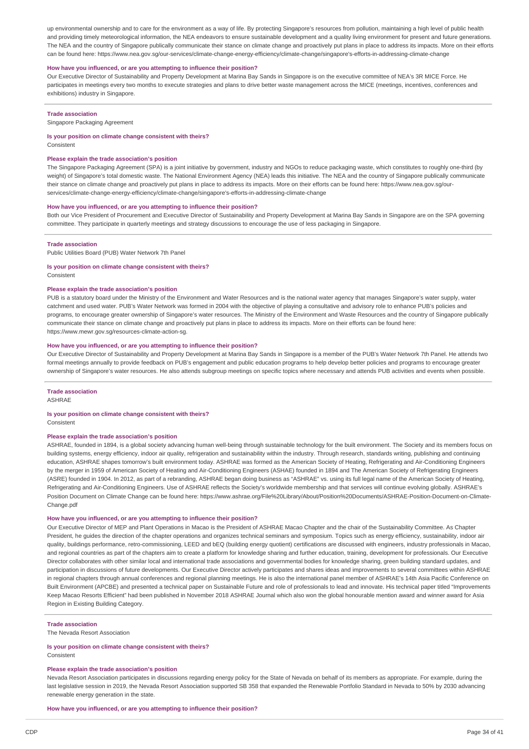up environmental ownership and to care for the environment as a way of life. By protecting Singapore's resources from pollution, maintaining a high level of public health and providing timely meteorological information, the NEA endeavors to ensure sustainable development and a quality living environment for present and future generations. The NEA and the country of Singapore publically communicate their stance on climate change and proactively put plans in place to address its impacts. More on their efforts can be found here: https://www.nea.gov.sg/our-services/climate-change-energy-efficiency/climate-change/singapore's-efforts-in-addressing-climate-change

**How have you influenced, or are you attempting to influence their position?**

Our Executive Director of Sustainability and Property Development at Marina Bay Sands in Singapore is on the executive committee of NEA's 3R MICE Force. He participates in meetings every two months to execute strategies and plans to drive better waste management across the MICE (meetings, incentives, conferences and exhibitions) industry in Singapore.

**Trade association**

Singapore Packaging Agreement

**Is your position on climate change consistent with theirs?**

Consistent

**Please explain the trade association's position**

The Singapore Packaging Agreement (SPA) is a joint initiative by government, industry and NGOs to reduce packaging waste, which constitutes to roughly one-third (by weight) of Singapore's total domestic waste. The National Environment Agency (NEA) leads this initiative. The NEA and the country of Singapore publically communicate their stance on climate change and proactively put plans in place to address its impacts. More on their efforts can be found here: https://www.nea.gov.sg/our-services/climate-change-energy-efficiency/climate-change/singapore's-efforts-in-addressing-climate-change

**How have you influenced, or are you attempting to influence their position?**

Both our Vice President of Procurement and Executive Director of Sustainability and Property Development at Marina Bay Sands in Singapore are on the SPA governing committee. They participate in quarterly meetings and strategy discussions to encourage the use of less packaging in Singapore.

**Trade association**

Public Utilities Board (PUB) Water Network 7th Panel

**Is your position on climate change consistent with theirs?**

Consistent

**Please explain the trade association's position**

PUB is a statutory board under the Ministry of the Environment and Water Resources and is the national water agency that manages Singapore's water supply, water catchment and used water. PUB's Water Network was formed in 2004 with the objective of playing a consultative and advisory role to enhance PUB's policies and programs, to encourage greater ownership of Singapore's water resources. The Ministry of the Environment and Waste Resources and the country of Singapore publically communicate their stance on climate change and proactively put plans in place to address its impacts. More on their efforts can be found here: https://www.mewr.gov.sg/resources-climate-action-sg.

**How have you influenced, or are you attempting to influence their position?**

Our Executive Director of Sustainability and Property Development at Marina Bay Sands in Singapore is a member of the PUB's Water Network 7th Panel. He attends two formal meetings annually to provide feedback on PUB's engagement and public education programs to help develop better policies and programs to encourage greater ownership of Singapore's water resources. He also attends subgroup meetings on specific topics where necessary and attends PUB activities and events when possible.

**Trade association**

ASHRAE

**Is your position on climate change consistent with theirs?**

Consistent

**Please explain the trade association's position**

ASHRAE, founded in 1894, is a global society advancing human well-being through sustainable technology for the built environment. The Society and its members focus on building systems, energy efficiency, indoor air quality, refrigeration and sustainability within the industry. Through research, standards writing, publishing and continuing education, ASHRAE shapes tomorrow's built environment today. ASHRAE was formed as the American Society of Heating, Refrigerating and Air-Conditioning Engineers by the merger in 1959 of American Society of Heating and Air-Conditioning Engineers (ASHAE) founded in 1894 and The American Society of Refrigerating Engineers (ASRE) founded in 1904. In 2012, as part of a rebranding, ASHRAE began doing business as "ASHRAE" vs. using its full legal name of the American Society of Heating, Refrigerating and Air-Conditioning Engineers. Use of ASHRAE reflects the Society's worldwide membership and that services will continue evolving globally. ASHRAE's Position Document on Climate Change can be found here: https://www.ashrae.org/File%20Library/About/Position%20Documents/ASHRAE-Position-Document-on-Climate-Change.pdf

**How have you influenced, or are you attempting to influence their position?**

Our Executive Director of MEP and Plant Operations in Macao is the President of ASHRAE Macao Chapter and the chair of the Sustainability Committee. As Chapter President, he guides the direction of the chapter operations and organizes technical seminars and symposium. Topics such as energy efficiency, sustainability, indoor air quality, buildings performance, retro-commissioning, LEED and bEQ (building energy quotient) certifications are discussed with engineers, industry professionals in Macao, and regional countries as part of the chapters aim to create a platform for knowledge sharing and further education, training, development for professionals. Our Executive Director collaborates with other similar local and international trade associations and governmental bodies for knowledge sharing, green building standard updates, and participation in discussions of future developments. Our Executive Director actively participates and shares ideas and improvements to several committees within ASHRAE in regional chapters through annual conferences and regional planning meetings. He is also the international panel member of ASHRAE's 14th Asia Pacific Conference on Built Environment (APCBE) and presented a technical paper on Sustainable Future and role of professionals to lead and innovate. His technical paper titled "Improvements Keep Macao Resorts Efficient" had been published in November 2018 ASHRAE Journal which also won the global honourable mention award and winner award for Asia Region in Existing Building Category.

**Trade association**

The Nevada Resort Association

**Is your position on climate change consistent with theirs?**

Consistent

**Please explain the trade association's position**

Nevada Resort Association participates in discussions regarding energy policy for the State of Nevada on behalf of its members as appropriate. For example, during the last legislative session in 2019, the Nevada Resort Association supported SB 358 that expanded the Renewable Portfolio Standard in Nevada to 50% by 2030 advancing renewable energy generation in the state.

**How have you influenced, or are you attempting to influence their position?**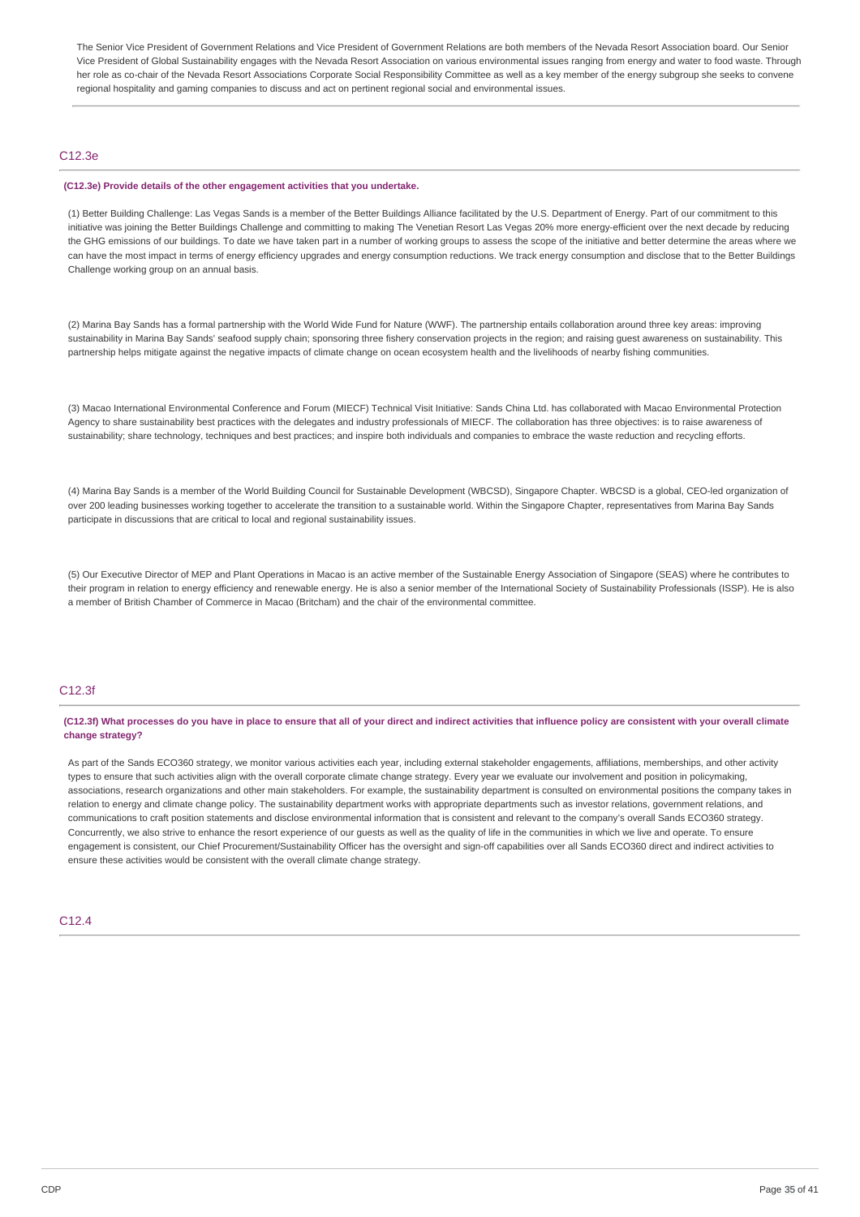The Senior Vice President of Government Relations and Vice President of Government Relations are both members of the Nevada Resort Association board. Our Senior Vice President of Global Sustainability engages with the Nevada Resort Association on various environmental issues ranging from energy and water to food waste. Through her role as co-chair of the Nevada Resort Associations Corporate Social Responsibility Committee as well as a key member of the energy subgroup she seeks to convene regional hospitality and gaming companies to discuss and act on pertinent regional social and environmental issues.

## C12.3e

**(C12.3e) Provide details of the other engagement activities that you undertake.**

(1) Better Building Challenge: Las Vegas Sands is a member of the Better Buildings Alliance facilitated by the U.S. Department of Energy. Part of our commitment to this initiative was joining the Better Buildings Challenge and committing to making The Venetian Resort Las Vegas 20% more energy-efficient over the next decade by reducing the GHG emissions of our buildings. To date we have taken part in a number of working groups to assess the scope of the initiative and better determine the areas where we can have the most impact in terms of energy efficiency upgrades and energy consumption reductions. We track energy consumption and disclose that to the Better Buildings Challenge working group on an annual basis.

(2) Marina Bay Sands has a formal partnership with the World Wide Fund for Nature (WWF). The partnership entails collaboration around three key areas: improving sustainability in Marina Bay Sands' seafood supply chain; sponsoring three fishery conservation projects in the region; and raising guest awareness on sustainability. This partnership helps mitigate against the negative impacts of climate change on ocean ecosystem health and the livelihoods of nearby fishing communities.

(3) Macao International Environmental Conference and Forum (MIECF) Technical Visit Initiative: Sands China Ltd. has collaborated with Macao Environmental Protection Agency to share sustainability best practices with the delegates and industry professionals of MIECF. The collaboration has three objectives: is to raise awareness of sustainability; share technology, techniques and best practices; and inspire both individuals and companies to embrace the waste reduction and recycling efforts.

(4) Marina Bay Sands is a member of the World Building Council for Sustainable Development (WBCSD), Singapore Chapter. WBCSD is a global, CEO-led organization of over 200 leading businesses working together to accelerate the transition to a sustainable world. Within the Singapore Chapter, representatives from Marina Bay Sands participate in discussions that are critical to local and regional sustainability issues.

(5) Our Executive Director of MEP and Plant Operations in Macao is an active member of the Sustainable Energy Association of Singapore (SEAS) where he contributes to their program in relation to energy efficiency and renewable energy. He is also a senior member of the International Society of Sustainability Professionals (ISSP). He is also a member of British Chamber of Commerce in Macao (Britcham) and the chair of the environmental committee.

## C12.3f

**(C12.3f) What processes do you have in place to ensure that all of your direct and indirect activities that influence policy are consistent with your overall climate change strategy?**

As part of the Sands ECO360 strategy, we monitor various activities each year, including external stakeholder engagements, affiliations, memberships, and other activity types to ensure that such activities align with the overall corporate climate change strategy. Every year we evaluate our involvement and position in policymaking, associations, research organizations and other main stakeholders. For example, the sustainability department is consulted on environmental positions the company takes in relation to energy and climate change policy. The sustainability department works with appropriate departments such as investor relations, government relations, and communications to craft position statements and disclose environmental information that is consistent and relevant to the company's overall Sands ECO360 strategy. Concurrently, we also strive to enhance the resort experience of our guests as well as the quality of life in the communities in which we live and operate. To ensure engagement is consistent, our Chief Procurement/Sustainability Officer has the oversight and sign-off capabilities over all Sands ECO360 direct and indirect activities to ensure these activities would be consistent with the overall climate change strategy.

## C12.4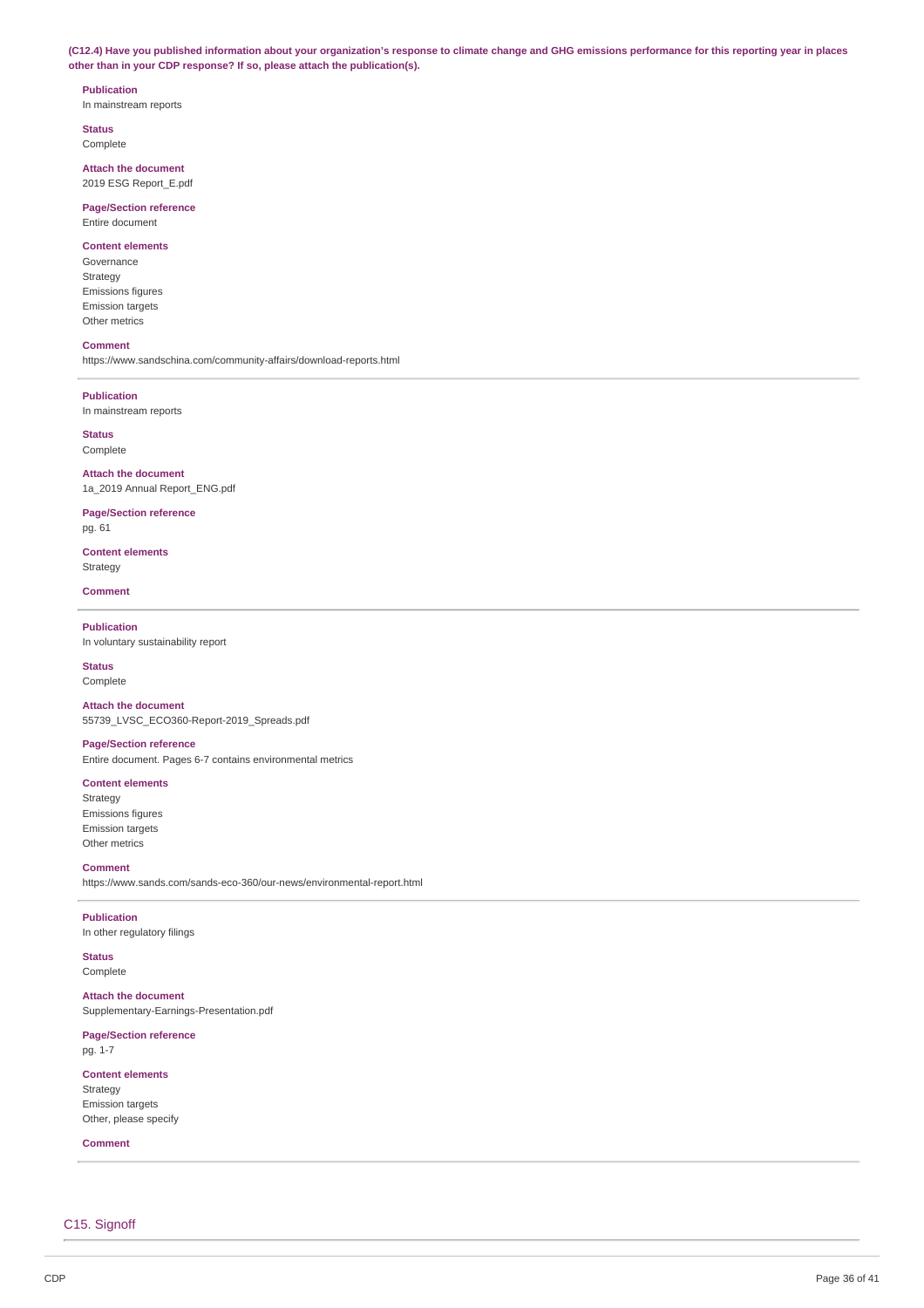**(C12.4) Have you published information about your organization's response to climate change and GHG emissions performance for this reporting year in places other than in your CDP response? If so, please attach the publication(s).**

**Publication**
In mainstream reports

**Status**
Complete

**Attach the document**
2019 ESG Report_E.pdf

**Page/Section reference**
Entire document

**Content elements**
Governance
Strategy
Emissions figures
Emission targets
Other metrics

**Comment**
https://www.sandschina.com/community-affairs/download-reports.html

---

**Publication**
In mainstream reports

**Status**
Complete

**Attach the document**
1a_2019 Annual Report_ENG.pdf

**Page/Section reference**
pg. 61

**Content elements**
Strategy

**Comment**

---

**Publication**
In voluntary sustainability report

**Status**
Complete

**Attach the document**
55739_LVSC_ECO360-Report-2019_Spreads.pdf

**Page/Section reference**
Entire document. Pages 6-7 contains environmental metrics

**Content elements**
Strategy
Emissions figures
Emission targets
Other metrics

**Comment**
https://www.sands.com/sands-eco-360/our-news/environmental-report.html

---

**Publication**
In other regulatory filings

**Status**
Complete

**Attach the document**
Supplementary-Earnings-Presentation.pdf

**Page/Section reference**
pg. 1-7

**Content elements**
Strategy
Emission targets
Other, please specify

**Comment**

---

## C15. Signoff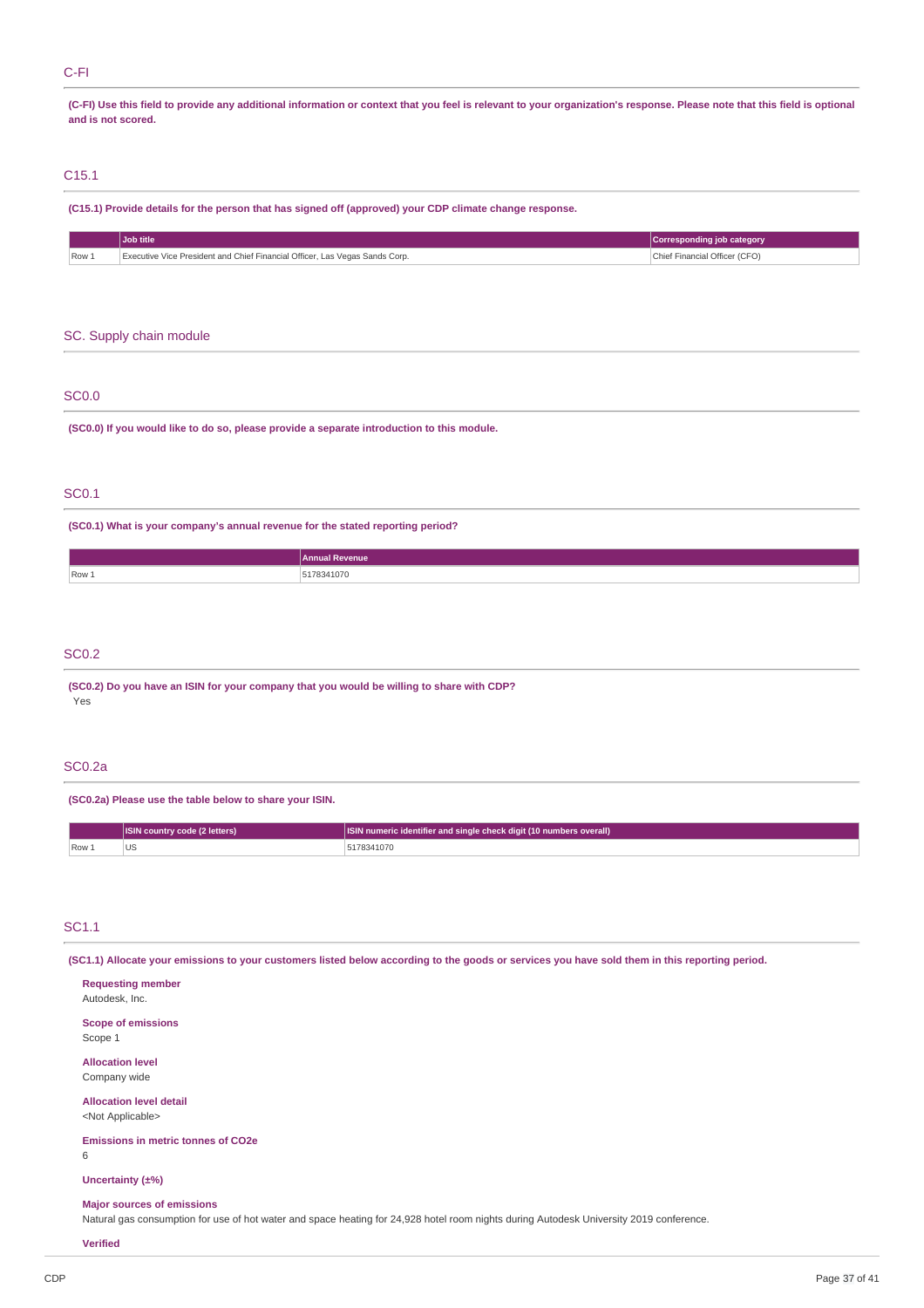## C-FI

**(C-FI) Use this field to provide any additional information or context that you feel is relevant to your organization's response. Please note that this field is optional and is not scored.**

## C15.1

**(C15.1) Provide details for the person that has signed off (approved) your CDP climate change response.**

| | Job title | Corresponding job category |
|---|---|---|
| Row 1 | Executive Vice President and Chief Financial Officer, Las Vegas Sands Corp. | Chief Financial Officer (CFO) |

# SC. Supply chain module

## SC0.0

**(SC0.0) If you would like to do so, please provide a separate introduction to this module.**

## SC0.1

**(SC0.1) What is your company's annual revenue for the stated reporting period?**

| | Annual Revenue |
|---|---|
| Row 1 | 5178341070 |

## SC0.2

**(SC0.2) Do you have an ISIN for your company that you would be willing to share with CDP?**

Yes

## SC0.2a

**(SC0.2a) Please use the table below to share your ISIN.**

| | ISIN country code (2 letters) | ISIN numeric identifier and single check digit (10 numbers overall) |
|---|---|---|
| Row 1 | US | 5178341070 |

## SC1.1

**(SC1.1) Allocate your emissions to your customers listed below according to the goods or services you have sold them in this reporting period.**

**Requesting member**
Autodesk, Inc.

**Scope of emissions**
Scope 1

**Allocation level**
Company wide

**Allocation level detail**
<Not Applicable>

**Emissions in metric tonnes of CO2e**
6

**Uncertainty (±%)**

**Major sources of emissions**
Natural gas consumption for use of hot water and space heating for 24,928 hotel room nights during Autodesk University 2019 conference.

**Verified**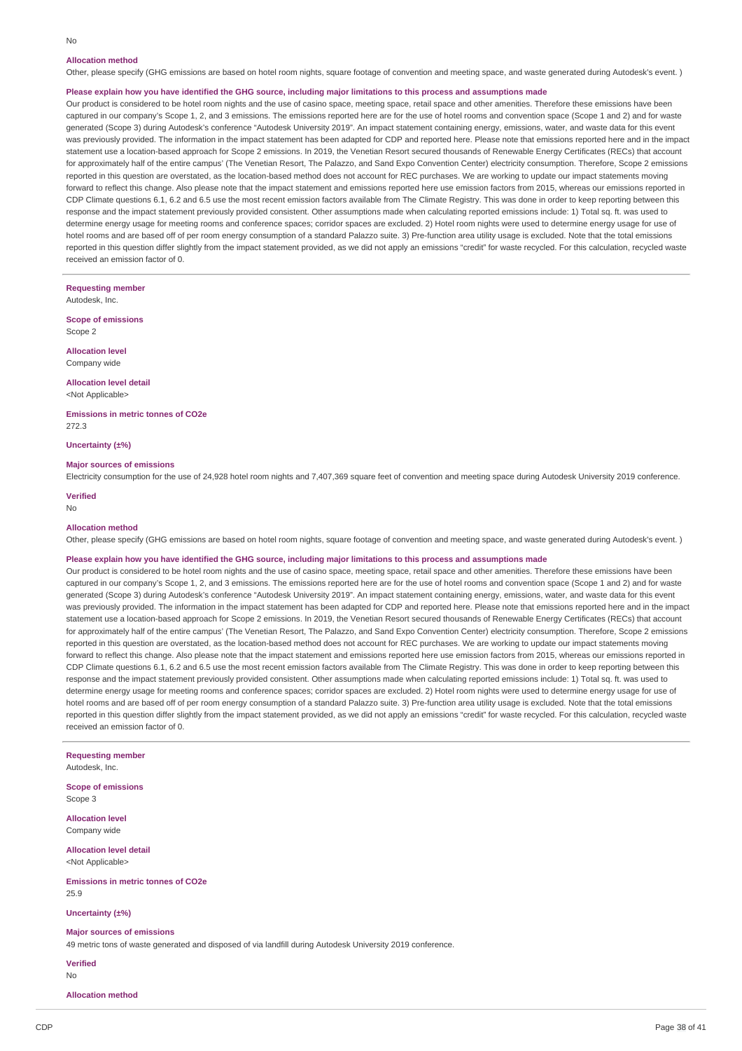No

**Allocation method**

Other, please specify (GHG emissions are based on hotel room nights, square footage of convention and meeting space, and waste generated during Autodesk's event. )

**Please explain how you have identified the GHG source, including major limitations to this process and assumptions made**

Our product is considered to be hotel room nights and the use of casino space, meeting space, retail space and other amenities. Therefore these emissions have been captured in our company's Scope 1, 2, and 3 emissions. The emissions reported here are for the use of hotel rooms and convention space (Scope 1 and 2) and for waste generated (Scope 3) during Autodesk's conference "Autodesk University 2019". An impact statement containing energy, emissions, water, and waste data for this event was previously provided. The information in the impact statement has been adapted for CDP and reported here. Please note that emissions reported here and in the impact statement use a location-based approach for Scope 2 emissions. In 2019, the Venetian Resort secured thousands of Renewable Energy Certificates (RECs) that account for approximately half of the entire campus' (The Venetian Resort, The Palazzo, and Sand Expo Convention Center) electricity consumption. Therefore, Scope 2 emissions reported in this question are overstated, as the location-based method does not account for REC purchases. We are working to update our impact statements moving forward to reflect this change. Also please note that the impact statement and emissions reported here use emission factors from 2015, whereas our emissions reported in CDP Climate questions 6.1, 6.2 and 6.5 use the most recent emission factors available from The Climate Registry. This was done in order to keep reporting between this response and the impact statement previously provided consistent. Other assumptions made when calculating reported emissions include: 1) Total sq. ft. was used to determine energy usage for meeting rooms and conference spaces; corridor spaces are excluded. 2) Hotel room nights were used to determine energy usage for use of hotel rooms and are based off of per room energy consumption of a standard Palazzo suite. 3) Pre-function area utility usage is excluded. Note that the total emissions reported in this question differ slightly from the impact statement provided, as we did not apply an emissions "credit" for waste recycled. For this calculation, recycled waste received an emission factor of 0.

---

**Requesting member**

Autodesk, Inc.

**Scope of emissions**

Scope 2

**Allocation level**

Company wide

**Allocation level detail**

<Not Applicable>

**Emissions in metric tonnes of CO2e**

272.3

**Uncertainty (±%)**

**Major sources of emissions**

Electricity consumption for the use of 24,928 hotel room nights and 7,407,369 square feet of convention and meeting space during Autodesk University 2019 conference.

**Verified**

No

**Allocation method**

Other, please specify (GHG emissions are based on hotel room nights, square footage of convention and meeting space, and waste generated during Autodesk's event. )

**Please explain how you have identified the GHG source, including major limitations to this process and assumptions made**

Our product is considered to be hotel room nights and the use of casino space, meeting space, retail space and other amenities. Therefore these emissions have been captured in our company's Scope 1, 2, and 3 emissions. The emissions reported here are for the use of hotel rooms and convention space (Scope 1 and 2) and for waste generated (Scope 3) during Autodesk's conference "Autodesk University 2019". An impact statement containing energy, emissions, water, and waste data for this event was previously provided. The information in the impact statement has been adapted for CDP and reported here. Please note that emissions reported here and in the impact statement use a location-based approach for Scope 2 emissions. In 2019, the Venetian Resort secured thousands of Renewable Energy Certificates (RECs) that account for approximately half of the entire campus' (The Venetian Resort, The Palazzo, and Sand Expo Convention Center) electricity consumption. Therefore, Scope 2 emissions reported in this question are overstated, as the location-based method does not account for REC purchases. We are working to update our impact statements moving forward to reflect this change. Also please note that the impact statement and emissions reported here use emission factors from 2015, whereas our emissions reported in CDP Climate questions 6.1, 6.2 and 6.5 use the most recent emission factors available from The Climate Registry. This was done in order to keep reporting between this response and the impact statement previously provided consistent. Other assumptions made when calculating reported emissions include: 1) Total sq. ft. was used to determine energy usage for meeting rooms and conference spaces; corridor spaces are excluded. 2) Hotel room nights were used to determine energy usage for use of hotel rooms and are based off of per room energy consumption of a standard Palazzo suite. 3) Pre-function area utility usage is excluded. Note that the total emissions reported in this question differ slightly from the impact statement provided, as we did not apply an emissions "credit" for waste recycled. For this calculation, recycled waste received an emission factor of 0.

---

**Requesting member**

Autodesk, Inc.

**Scope of emissions**

Scope 3

**Allocation level**

Company wide

**Allocation level detail**

<Not Applicable>

**Emissions in metric tonnes of CO2e**

25.9

**Uncertainty (±%)**

**Major sources of emissions**

49 metric tons of waste generated and disposed of via landfill during Autodesk University 2019 conference.

**Verified**

No

**Allocation method**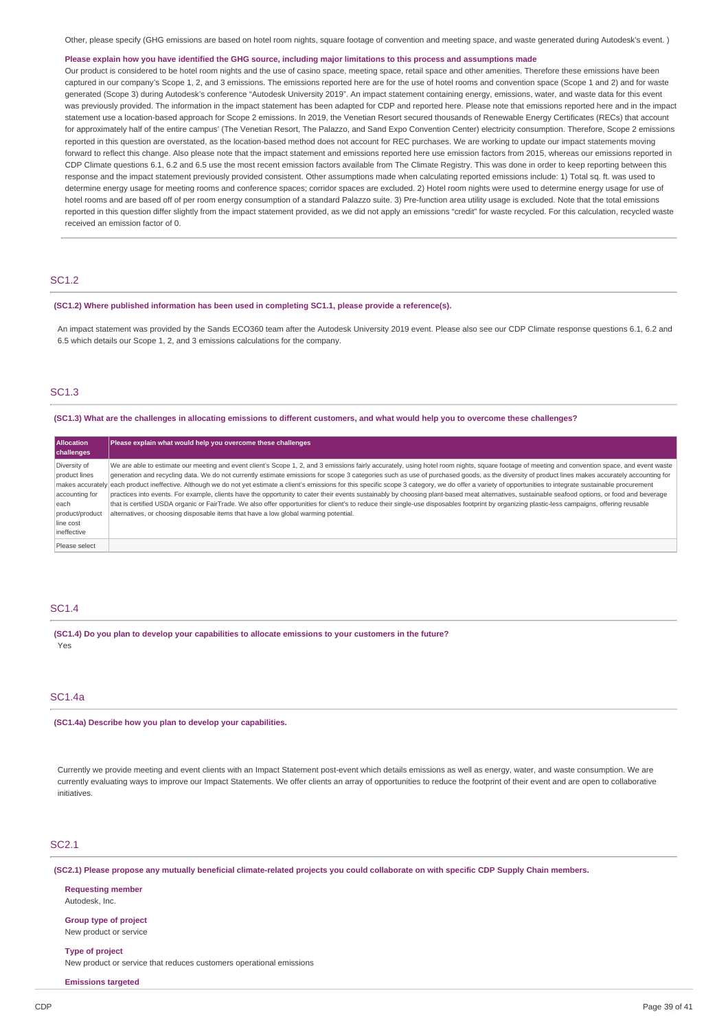Other, please specify (GHG emissions are based on hotel room nights, square footage of convention and meeting space, and waste generated during Autodesk's event. )

**Please explain how you have identified the GHG source, including major limitations to this process and assumptions made**

Our product is considered to be hotel room nights and the use of casino space, meeting space, retail space and other amenities. Therefore these emissions have been captured in our company's Scope 1, 2, and 3 emissions. The emissions reported here are for the use of hotel rooms and convention space (Scope 1 and 2) and for waste generated (Scope 3) during Autodesk's conference "Autodesk University 2019". An impact statement containing energy, emissions, water, and waste data for this event was previously provided. The information in the impact statement has been adapted for CDP and reported here. Please note that emissions reported here and in the impact statement use a location-based approach for Scope 2 emissions. In 2019, the Venetian Resort secured thousands of Renewable Energy Certificates (RECs) that account for approximately half of the entire campus' (The Venetian Resort, The Palazzo, and Sand Expo Convention Center) electricity consumption. Therefore, Scope 2 emissions reported in this question are overstated, as the location-based method does not account for REC purchases. We are working to update our impact statements moving forward to reflect this change. Also please note that the impact statement and emissions reported here use emission factors from 2015, whereas our emissions reported in CDP Climate questions 6.1, 6.2 and 6.5 use the most recent emission factors available from The Climate Registry. This was done in order to keep reporting between this response and the impact statement previously provided consistent. Other assumptions made when calculating reported emissions include: 1) Total sq. ft. was used to determine energy usage for meeting rooms and conference spaces; corridor spaces are excluded. 2) Hotel room nights were used to determine energy usage for use of hotel rooms and are based off of per room energy consumption of a standard Palazzo suite. 3) Pre-function area utility usage is excluded. Note that the total emissions reported in this question differ slightly from the impact statement provided, as we did not apply an emissions "credit" for waste recycled. For this calculation, recycled waste received an emission factor of 0.

## SC1.2

**(SC1.2) Where published information has been used in completing SC1.1, please provide a reference(s).**

An impact statement was provided by the Sands ECO360 team after the Autodesk University 2019 event. Please also see our CDP Climate response questions 6.1, 6.2 and 6.5 which details our Scope 1, 2, and 3 emissions calculations for the company.

## SC1.3

**(SC1.3) What are the challenges in allocating emissions to different customers, and what would help you to overcome these challenges?**

| Allocation challenges | Please explain what would help you overcome these challenges |
|---|---|
| Diversity of product lines makes accurately accounting for each product/product line cost ineffective | We are able to estimate our meeting and event client's Scope 1, 2, and 3 emissions fairly accurately, using hotel room nights, square footage of meeting and convention space, and event waste generation and recycling data. We do not currently estimate emissions for scope 3 categories such as use of purchased goods, as the diversity of product lines makes accurately accounting for each product ineffective. Although we do not yet estimate a client's emissions for this specific scope 3 category, we do offer a variety of opportunities to integrate sustainable procurement practices into events. For example, clients have the opportunity to cater their events sustainably by choosing plant-based meat alternatives, sustainable seafood options, or food and beverage that is certified USDA organic or FairTrade. We also offer opportunities for client's to reduce their single-use disposables footprint by organizing plastic-less campaigns, offering reusable alternatives, or choosing disposable items that have a low global warming potential. |
| Please select | |

## SC1.4

**(SC1.4) Do you plan to develop your capabilities to allocate emissions to your customers in the future?**

Yes

## SC1.4a

**(SC1.4a) Describe how you plan to develop your capabilities.**

Currently we provide meeting and event clients with an Impact Statement post-event which details emissions as well as energy, water, and waste consumption. We are currently evaluating ways to improve our Impact Statements. We offer clients an array of opportunities to reduce the footprint of their event and are open to collaborative initiatives.

## SC2.1

**(SC2.1) Please propose any mutually beneficial climate-related projects you could collaborate on with specific CDP Supply Chain members.**

**Requesting member**
Autodesk, Inc.

**Group type of project**
New product or service

**Type of project**
New product or service that reduces customers operational emissions

**Emissions targeted**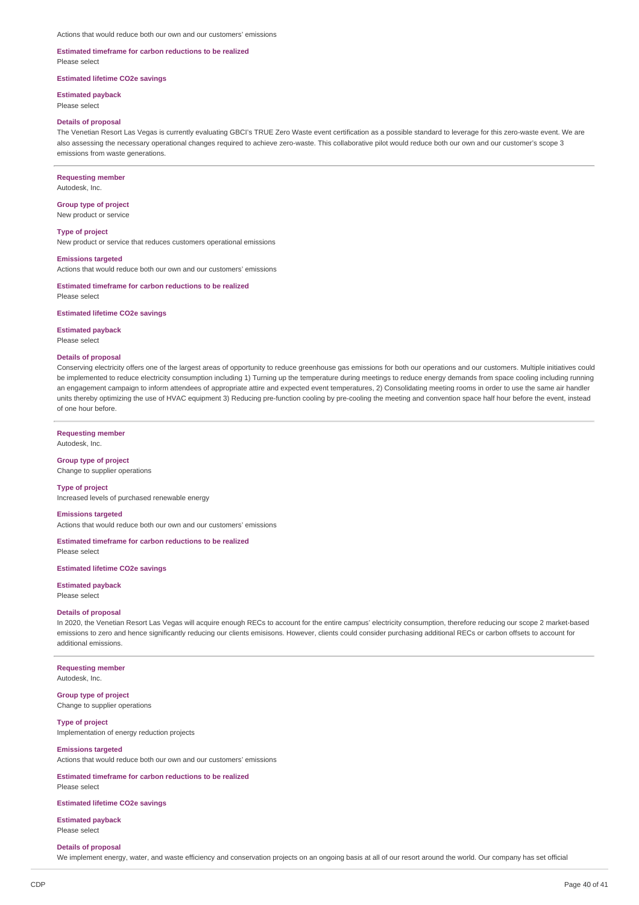Actions that would reduce both our own and our customers' emissions

**Estimated timeframe for carbon reductions to be realized**
Please select

**Estimated lifetime CO2e savings**

**Estimated payback**
Please select

**Details of proposal**
The Venetian Resort Las Vegas is currently evaluating GBCI's TRUE Zero Waste event certification as a possible standard to leverage for this zero-waste event. We are also assessing the necessary operational changes required to achieve zero-waste. This collaborative pilot would reduce both our own and our customer's scope 3 emissions from waste generations.

---

**Requesting member**
Autodesk, Inc.

**Group type of project**
New product or service

**Type of project**
New product or service that reduces customers operational emissions

**Emissions targeted**
Actions that would reduce both our own and our customers' emissions

**Estimated timeframe for carbon reductions to be realized**
Please select

**Estimated lifetime CO2e savings**

**Estimated payback**
Please select

**Details of proposal**
Conserving electricity offers one of the largest areas of opportunity to reduce greenhouse gas emissions for both our operations and our customers. Multiple initiatives could be implemented to reduce electricity consumption including 1) Turning up the temperature during meetings to reduce energy demands from space cooling including running an engagement campaign to inform attendees of appropriate attire and expected event temperatures, 2) Consolidating meeting rooms in order to use the same air handler units thereby optimizing the use of HVAC equipment 3) Reducing pre-function cooling by pre-cooling the meeting and convention space half hour before the event, instead of one hour before.

---

**Requesting member**
Autodesk, Inc.

**Group type of project**
Change to supplier operations

**Type of project**
Increased levels of purchased renewable energy

**Emissions targeted**
Actions that would reduce both our own and our customers' emissions

**Estimated timeframe for carbon reductions to be realized**
Please select

**Estimated lifetime CO2e savings**

**Estimated payback**
Please select

**Details of proposal**
In 2020, the Venetian Resort Las Vegas will acquire enough RECs to account for the entire campus' electricity consumption, therefore reducing our scope 2 market-based emissions to zero and hence significantly reducing our clients emisisons. However, clients could consider purchasing additional RECs or carbon offsets to account for additional emissions.

---

**Requesting member**
Autodesk, Inc.

**Group type of project**
Change to supplier operations

**Type of project**
Implementation of energy reduction projects

**Emissions targeted**
Actions that would reduce both our own and our customers' emissions

**Estimated timeframe for carbon reductions to be realized**
Please select

**Estimated lifetime CO2e savings**

**Estimated payback**
Please select

**Details of proposal**
We implement energy, water, and waste efficiency and conservation projects on an ongoing basis at all of our resort around the world. Our company has set official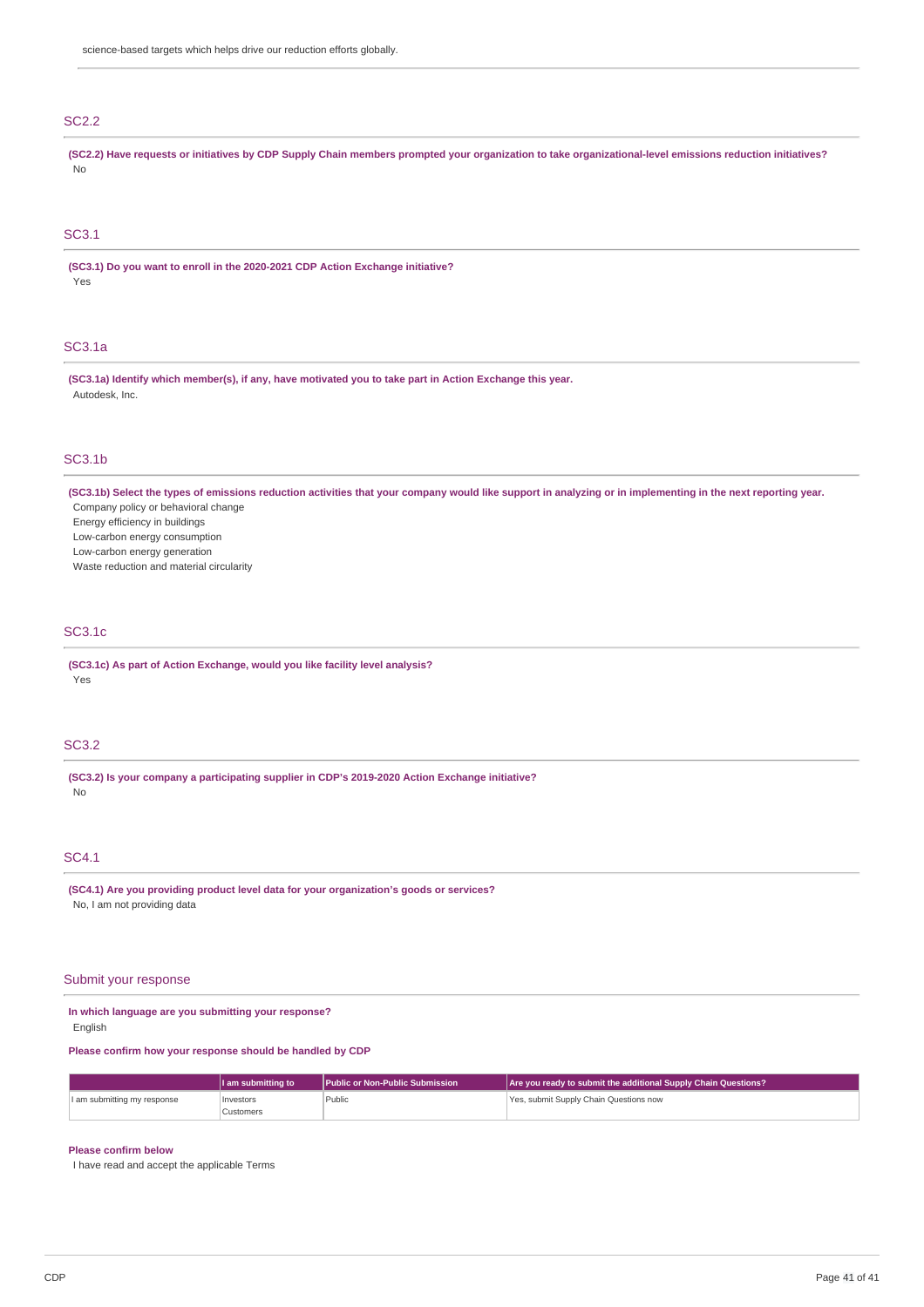science-based targets which helps drive our reduction efforts globally.

## SC2.2

**(SC2.2) Have requests or initiatives by CDP Supply Chain members prompted your organization to take organizational-level emissions reduction initiatives?**

No

## SC3.1

**(SC3.1) Do you want to enroll in the 2020-2021 CDP Action Exchange initiative?**

Yes

## SC3.1a

**(SC3.1a) Identify which member(s), if any, have motivated you to take part in Action Exchange this year.**

Autodesk, Inc.

## SC3.1b

**(SC3.1b) Select the types of emissions reduction activities that your company would like support in analyzing or in implementing in the next reporting year.**

Company policy or behavioral change
Energy efficiency in buildings
Low-carbon energy consumption
Low-carbon energy generation
Waste reduction and material circularity

## SC3.1c

**(SC3.1c) As part of Action Exchange, would you like facility level analysis?**

Yes

## SC3.2

**(SC3.2) Is your company a participating supplier in CDP's 2019-2020 Action Exchange initiative?**

No

## SC4.1

**(SC4.1) Are you providing product level data for your organization's goods or services?**

No, I am not providing data

## Submit your response

**In which language are you submitting your response?**

English

**Please confirm how your response should be handled by CDP**

| | I am submitting to | Public or Non-Public Submission | Are you ready to submit the additional Supply Chain Questions? |
|---|---|---|---|
| I am submitting my response | Investors<br>Customers | Public | Yes, submit Supply Chain Questions now |

**Please confirm below**

I have read and accept the applicable Terms